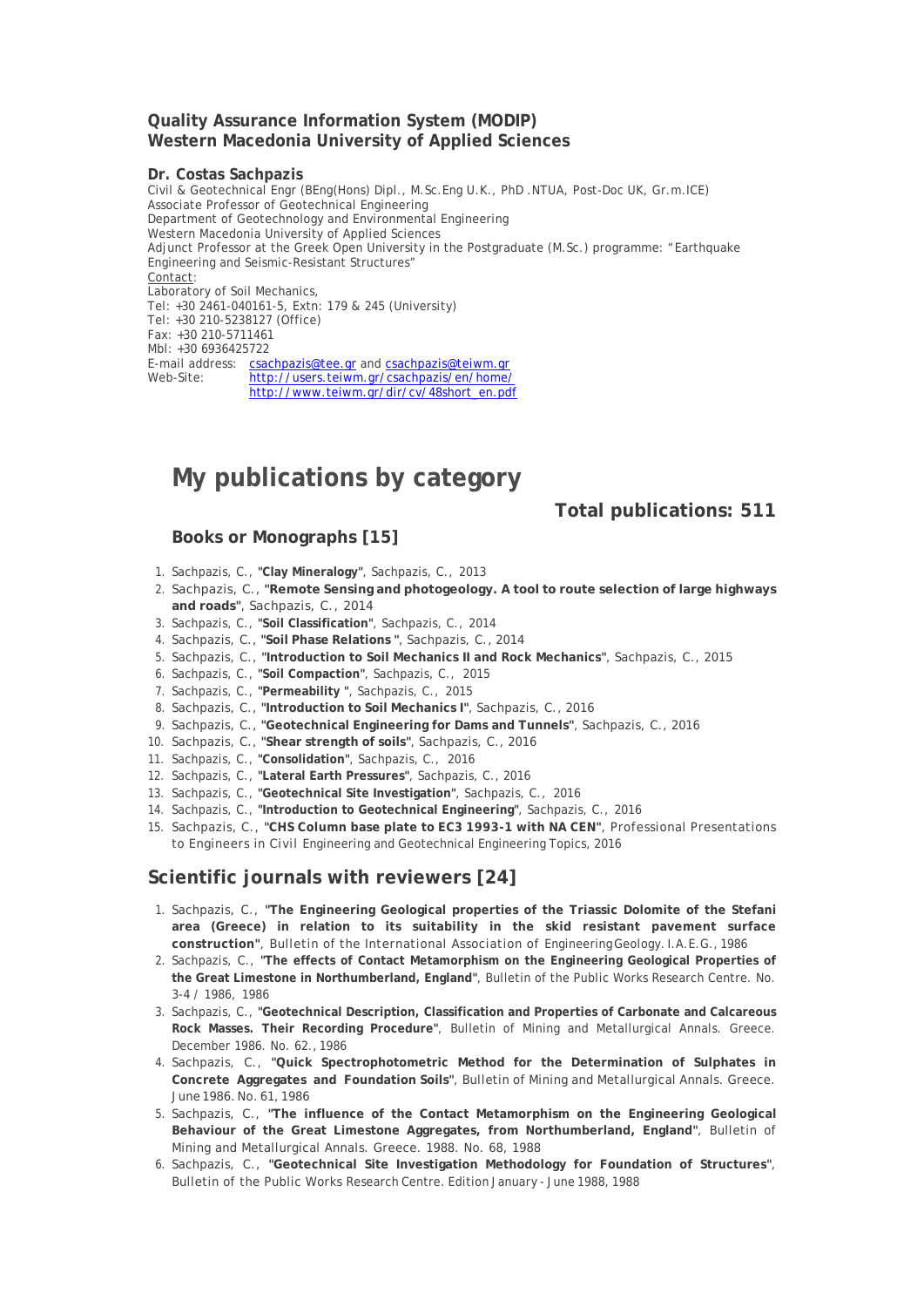**Quality Assurance Information System (MODIP)**
**Western Macedonia University of Applied Sciences**

**Dr. Costas Sachpazis**
Civil & Geotechnical Engr (BEng(Hons) Dipl., M.Sc.Eng U.K., PhD .NTUA, Post-Doc UK, Gr.m.ICE)
Associate Professor of Geotechnical Engineering
Department of Geotechnology and Environmental Engineering
Western Macedonia University of Applied Sciences
Adjunct Professor at the Greek Open University in the Postgraduate (M.Sc.) programme: "Earthquake Engineering and Seismic-Resistant Structures"
Contact:
Laboratory of Soil Mechanics,
Tel: +30 2461-040161-5, Extn: 179 & 245 (University)
Tel: +30 210-5238127 (Office)
Fax: +30 210-5711461
Mbl: +30 6936425722
E-mail address: csachpazis@tee.gr and csachpazis@teiwm.gr
Web-Site: http://users.teiwm.gr/csachpazis/en/home/
http://www.teiwm.gr/dir/cv/48short_en.pdf

# My publications by category

**Total publications: 511**

## Books or Monographs [15]

1. Sachpazis, C., "**Clay Mineralogy**", Sachpazis, C., 2013
2. Sachpazis, C., "**Remote Sensing and photogeology. A tool to route selection of large highways and roads**", Sachpazis, C., 2014
3. Sachpazis, C., "**Soil Classification**", Sachpazis, C., 2014
4. Sachpazis, C., "**Soil Phase Relations** ", Sachpazis, C., 2014
5. Sachpazis, C., "**Introduction to Soil Mechanics II and Rock Mechanics**", Sachpazis, C., 2015
6. Sachpazis, C., "**Soil Compaction**", Sachpazis, C., 2015
7. Sachpazis, C., "**Permeability** ", Sachpazis, C., 2015
8. Sachpazis, C., "**Introduction to Soil Mechanics I**", Sachpazis, C., 2016
9. Sachpazis, C., "**Geotechnical Engineering for Dams and Tunnels**", Sachpazis, C., 2016
10. Sachpazis, C., "**Shear strength of soils**", Sachpazis, C., 2016
11. Sachpazis, C., "**Consolidation**", Sachpazis, C., 2016
12. Sachpazis, C., "**Lateral Earth Pressures**", Sachpazis, C., 2016
13. Sachpazis, C., "**Geotechnical Site Investigation**", Sachpazis, C., 2016
14. Sachpazis, C., "**Introduction to Geotechnical Engineering**", Sachpazis, C., 2016
15. Sachpazis, C., "**CHS Column base plate to EC3 1993-1 with NA CEN**", Professional Presentations to Engineers in Civil Engineering and Geotechnical Engineering Topics, 2016

## Scientific journals with reviewers [24]

1. Sachpazis, C., "**The Engineering Geological properties of the Triassic Dolomite of the Stefani area (Greece) in relation to its suitability in the skid resistant pavement surface construction**", Bulletin of the International Association of Engineering Geology. I.A.E.G., 1986
2. Sachpazis, C., "**The effects of Contact Metamorphism on the Engineering Geological Properties of the Great Limestone in Northumberland, England**", Bulletin of the Public Works Research Centre. No. 3-4 / 1986, 1986
3. Sachpazis, C., "**Geotechnical Description, Classification and Properties of Carbonate and Calcareous Rock Masses. Their Recording Procedure**", Bulletin of Mining and Metallurgical Annals. Greece. December 1986. No. 62., 1986
4. Sachpazis, C., "**Quick Spectrophotometric Method for the Determination of Sulphates in Concrete Aggregates and Foundation Soils**", Bulletin of Mining and Metallurgical Annals. Greece. June 1986. No. 61, 1986
5. Sachpazis, C., "**The influence of the Contact Metamorphism on the Engineering Geological Behaviour of the Great Limestone Aggregates, from Northumberland, England**", Bulletin of Mining and Metallurgical Annals. Greece. 1988. No. 68, 1988
6. Sachpazis, C., "**Geotechnical Site Investigation Methodology for Foundation of Structures**", Bulletin of the Public Works Research Centre. Edition January - June 1988, 1988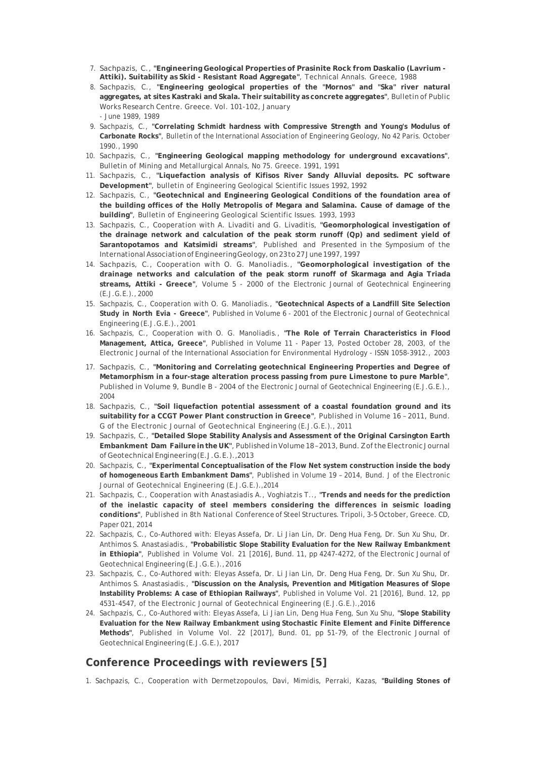7. Sachpazis, C., **"Engineering Geological Properties of Prasinite Rock from Daskalio (Lavrium - Attiki). Suitability as Skid - Resistant Road Aggregate"**, Technical Annals. Greece, 1988
8. Sachpazis, C., **"Engineering geological properties of the "Mornos" and "Ska" river natural aggregates, at sites Kastraki and Skala. Their suitability as concrete aggregates"**, Bulletin of Public Works Research Centre. Greece. Vol. 101-102, January - June 1989, 1989
9. Sachpazis, C., **"Correlating Schmidt hardness with Compressive Strength and Young's Modulus of Carbonate Rocks"**, Bulletin of the International Association of Engineering Geology, No 42 Paris. October 1990., 1990
10. Sachpazis, C., **"Engineering Geological mapping methodology for underground excavations"**, Bulletin of Mining and Metallurgical Annals, No 75. Greece. 1991, 1991
11. Sachpazis, C., **"Liquefaction analysis of Kifisos River Sandy Alluvial deposits. PC software Development"**, bulletin of Engineering Geological Scientific Issues 1992, 1992
12. Sachpazis, C., **"Geotechnical and Engineering Geological Conditions of the foundation area of the building offices of the Holly Metropolis of Megara and Salamina. Cause of damage of the building"**, Bulletin of Engineering Geological Scientific Issues. 1993, 1993
13. Sachpazis, C., Cooperation with A. Livaditi and G. Livaditis, **"Geomorphological investigation of the drainage network and calculation of the peak storm runoff (Qp) and sediment yield of Sarantopotamos and Katsimidi streams"**, Published and Presented in the Symposium of the International Association of Engineering Geology, on 23 to 27 June 1997, 1997
14. Sachpazis, C., Cooperation with O. G. Manoliadis., **"Geomorphological investigation of the drainage networks and calculation of the peak storm runoff of Skarmaga and Agia Triada streams, Attiki - Greece"**, Volume 5 - 2000 of the Electronic Journal of Geotechnical Engineering (E.J.G.E.)., 2000
15. Sachpazis, C., Cooperation with O. G. Manoliadis., **"Geotechnical Aspects of a Landfill Site Selection Study in North Evia - Greece"**, Published in Volume 6 - 2001 of the Electronic Journal of Geotechnical Engineering (E.J.G.E.)., 2001
16. Sachpazis, C., Cooperation with O. G. Manoliadis., **"The Role of Terrain Characteristics in Flood Management, Attica, Greece"**, Published in Volume 11 - Paper 13, Posted October 28, 2003, of the Electronic Journal of the International Association for Environmental Hydrology - ISSN 1058-3912., 2003
17. Sachpazis, C., **"Monitoring and Correlating geotechnical Engineering Properties and Degree of Metamorphism in a four-stage alteration process passing from pure Limestone to pure Marble"**, Published in Volume 9, Bundle B - 2004 of the Electronic Journal of Geotechnical Engineering (E.J.G.E.)., 2004
18. Sachpazis, C., **"Soil liquefaction potential assessment of a coastal foundation ground and its suitability for a CCGT Power Plant construction in Greece"**, Published in Volume 16 – 2011, Bund. G of the Electronic Journal of Geotechnical Engineering (E.J.G.E.)., 2011
19. Sachpazis, C., **"Detailed Slope Stability Analysis and Assessment of the Original Carsington Earth Embankment Dam Failure in the UK"**, Published in Volume 18 – 2013, Bund. Z of the Electronic Journal of Geotechnical Engineering (E.J.G.E.).,2013
20. Sachpazis, C., **"Experimental Conceptualisation of the Flow Net system construction inside the body of homogeneous Earth Embankment Dams"**, Published in Volume 19 – 2014, Bund. J of the Electronic Journal of Geotechnical Engineering (E.J.G.E.).,2014
21. Sachpazis, C., Cooperation with Anastasiadis A., Voghiatzis T.., **"Trends and needs for the prediction of the inelastic capacity of steel members considering the differences in seismic loading conditions"**, Published in 8th National Conference of Steel Structures. Tripoli, 3-5 October, Greece. CD, Paper 021, 2014
22. Sachpazis, C., Co-Authored with: Eleyas Assefa, Dr. Li Jian Lin, Dr. Deng Hua Feng, Dr. Sun Xu Shu, Dr. Anthimos S. Anastasiadis., **"Probabilistic Slope Stability Evaluation for the New Railway Embankment in Ethiopia"**, Published in Volume Vol. 21 [2016], Bund. 11, pp 4247-4272, of the Electronic Journal of Geotechnical Engineering (E.J.G.E.)., 2016
23. Sachpazis, C., Co-Authored with: Eleyas Assefa, Dr. Li Jian Lin, Dr. Deng Hua Feng, Dr. Sun Xu Shu, Dr. Anthimos S. Anastasiadis., **"Discussion on the Analysis, Prevention and Mitigation Measures of Slope Instability Problems: A case of Ethiopian Railways"**, Published in Volume Vol. 21 [2016], Bund. 12, pp 4531-4547, of the Electronic Journal of Geotechnical Engineering (E.J.G.E.).,2016
24. Sachpazis, C., Co-Authored with: Eleyas Assefa, Li Jian Lin, Deng Hua Feng, Sun Xu Shu, **"Slope Stability Evaluation for the New Railway Embankment using Stochastic Finite Element and Finite Difference Methods"**, Published in Volume Vol. 22 [2017], Bund. 01, pp 51-79, of the Electronic Journal of Geotechnical Engineering (E.J.G.E.), 2017

## Conference Proceedings with reviewers [5]

1. Sachpazis, C., Cooperation with Dermetzopoulos, Davi, Mimidis, Perraki, Kazas, **"Building Stones of**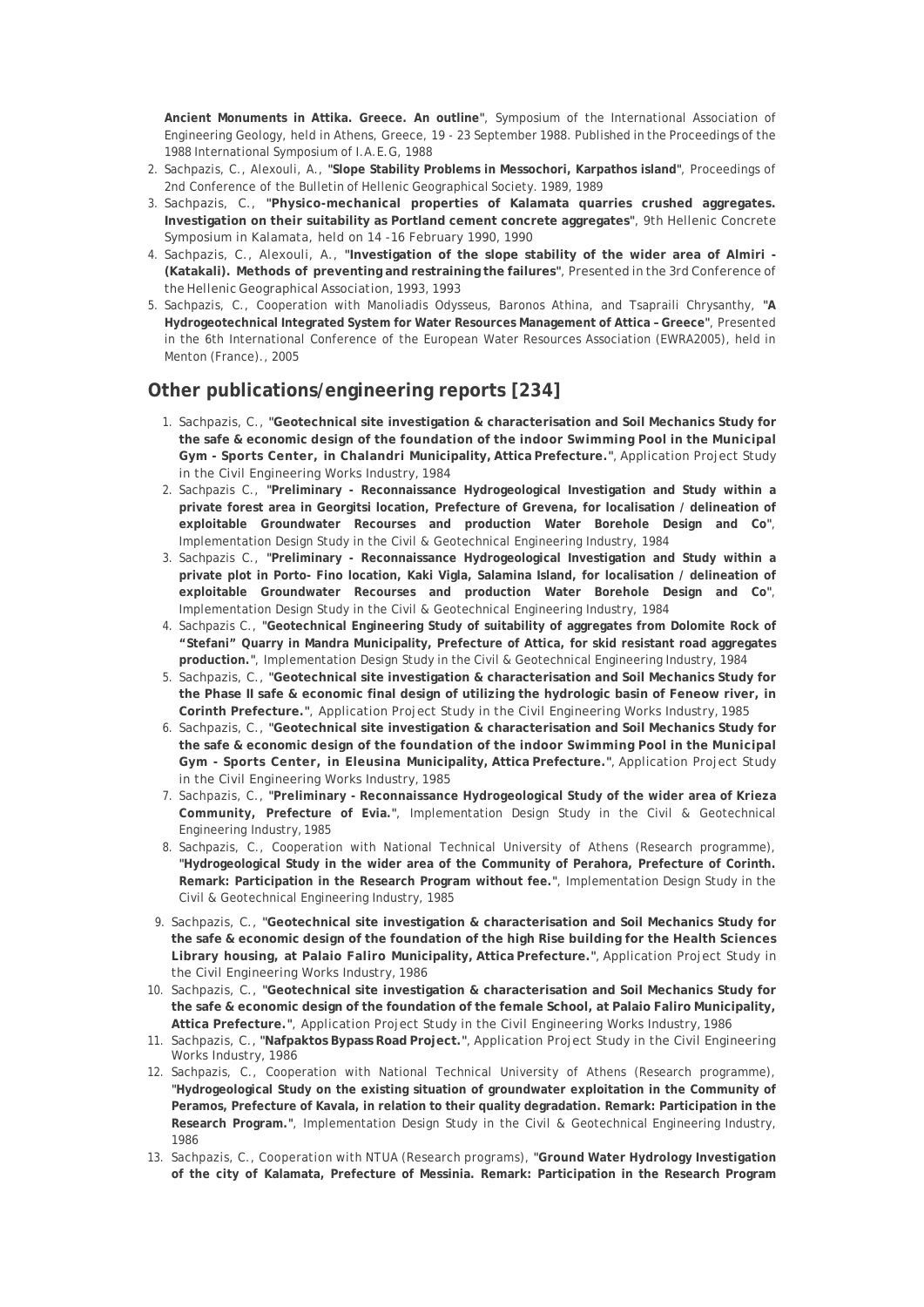**Ancient Monuments in Attika. Greece. An outline"**, Symposium of the International Association of Engineering Geology, held in Athens, Greece, 19 - 23 September 1988. Published in the Proceedings of the 1988 International Symposium of I.A.E.G, 1988

2. Sachpazis, C., Alexouli, A., **"Slope Stability Problems in Messochori, Karpathos island"**, Proceedings of 2nd Conference of the Bulletin of Hellenic Geographical Society. 1989, 1989
3. Sachpazis, C., **"Physico-mechanical properties of Kalamata quarries crushed aggregates. Investigation on their suitability as Portland cement concrete aggregates"**, 9th Hellenic Concrete Symposium in Kalamata, held on 14 -16 February 1990, 1990
4. Sachpazis, C., Alexouli, A., **"Investigation of the slope stability of the wider area of Almiri - (Katakali). Methods of preventing and restraining the failures"**, Presented in the 3rd Conference of the Hellenic Geographical Association, 1993, 1993
5. Sachpazis, C., Cooperation with Manoliadis Odysseus, Baronos Athina, and Tsapraili Chrysanthy, **"A Hydrogeotechnical Integrated System for Water Resources Management of Attica – Greece"**, Presented in the 6th International Conference of the European Water Resources Association (EWRA2005), held in Menton (France)., 2005

## Other publications/engineering reports [234]

1. Sachpazis, C., **"Geotechnical site investigation & characterisation and Soil Mechanics Study for the safe & economic design of the foundation of the indoor Swimming Pool in the Municipal Gym - Sports Center, in Chalandri Municipality, Attica Prefecture."**, Application Project Study in the Civil Engineering Works Industry, 1984
2. Sachpazis C., **"Preliminary - Reconnaissance Hydrogeological Investigation and Study within a private forest area in Georgitsi location, Prefecture of Grevena, for localisation / delineation of exploitable Groundwater Recourses and production Water Borehole Design and Co"**, Implementation Design Study in the Civil & Geotechnical Engineering Industry, 1984
3. Sachpazis C., **"Preliminary - Reconnaissance Hydrogeological Investigation and Study within a private plot in Porto- Fino location, Kaki Vigla, Salamina Island, for localisation / delineation of exploitable Groundwater Recourses and production Water Borehole Design and Co"**, Implementation Design Study in the Civil & Geotechnical Engineering Industry, 1984
4. Sachpazis C., **"Geotechnical Engineering Study of suitability of aggregates from Dolomite Rock of "Stefani" Quarry in Mandra Municipality, Prefecture of Attica, for skid resistant road aggregates production."**, Implementation Design Study in the Civil & Geotechnical Engineering Industry, 1984
5. Sachpazis, C., **"Geotechnical site investigation & characterisation and Soil Mechanics Study for the Phase II safe & economic final design of utilizing the hydrologic basin of Feneow river, in Corinth Prefecture."**, Application Project Study in the Civil Engineering Works Industry, 1985
6. Sachpazis, C., **"Geotechnical site investigation & characterisation and Soil Mechanics Study for the safe & economic design of the foundation of the indoor Swimming Pool in the Municipal Gym - Sports Center, in Eleusina Municipality, Attica Prefecture."**, Application Project Study in the Civil Engineering Works Industry, 1985
7. Sachpazis, C., **"Preliminary - Reconnaissance Hydrogeological Study of the wider area of Krieza Community, Prefecture of Evia."**, Implementation Design Study in the Civil & Geotechnical Engineering Industry, 1985
8. Sachpazis, C., Cooperation with National Technical University of Athens (Research programme), **"Hydrogeological Study in the wider area of the Community of Perahora, Prefecture of Corinth. Remark: Participation in the Research Program without fee."**, Implementation Design Study in the Civil & Geotechnical Engineering Industry, 1985
9. Sachpazis, C., **"Geotechnical site investigation & characterisation and Soil Mechanics Study for the safe & economic design of the foundation of the high Rise building for the Health Sciences Library housing, at Palaio Faliro Municipality, Attica Prefecture."**, Application Project Study in the Civil Engineering Works Industry, 1986
10. Sachpazis, C., **"Geotechnical site investigation & characterisation and Soil Mechanics Study for the safe & economic design of the foundation of the female School, at Palaio Faliro Municipality, Attica Prefecture."**, Application Project Study in the Civil Engineering Works Industry, 1986
11. Sachpazis, C., **"Nafpaktos Bypass Road Project."**, Application Project Study in the Civil Engineering Works Industry, 1986
12. Sachpazis, C., Cooperation with National Technical University of Athens (Research programme), **"Hydrogeological Study on the existing situation of groundwater exploitation in the Community of Peramos, Prefecture of Kavala, in relation to their quality degradation. Remark: Participation in the Research Program."**, Implementation Design Study in the Civil & Geotechnical Engineering Industry, 1986
13. Sachpazis, C., Cooperation with NTUA (Research programs), **"Ground Water Hydrology Investigation of the city of Kalamata, Prefecture of Messinia. Remark: Participation in the Research Program**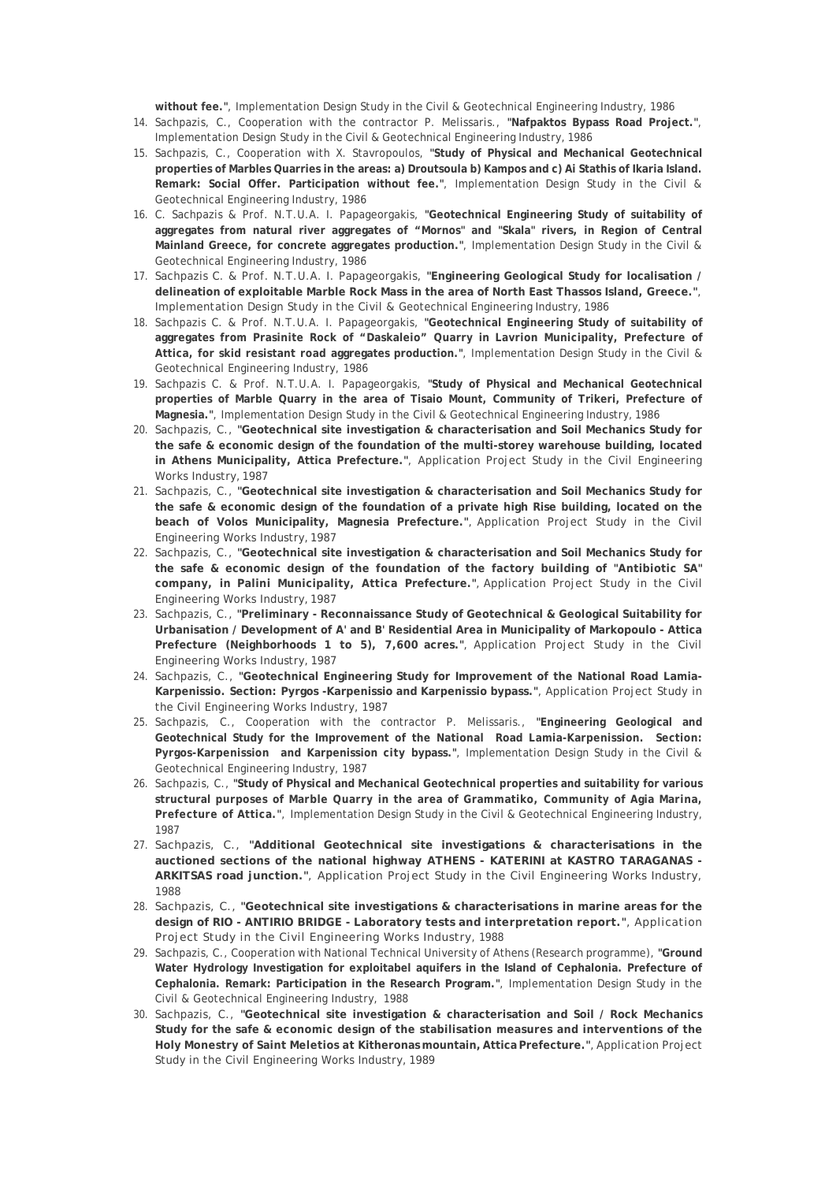**without fee."**, Implementation Design Study in the Civil & Geotechnical Engineering Industry, 1986

14. Sachpazis, C., Cooperation with the contractor P. Melissaris., "**Nafpaktos Bypass Road Project.**", Implementation Design Study in the Civil & Geotechnical Engineering Industry, 1986
15. Sachpazis, C., Cooperation with X. Stavropoulos, "**Study of Physical and Mechanical Geotechnical properties of Marbles Quarries in the areas: a) Droutsoula b) Kampos and c) Ai Stathis of Ikaria Island. Remark: Social Offer. Participation without fee.**", Implementation Design Study in the Civil & Geotechnical Engineering Industry, 1986
16. C. Sachpazis & Prof. N.T.U.A. I. Papageorgakis, "**Geotechnical Engineering Study of suitability of aggregates from natural river aggregates of "Mornos" and "Skala" rivers, in Region of Central Mainland Greece, for concrete aggregates production.**", Implementation Design Study in the Civil & Geotechnical Engineering Industry, 1986
17. Sachpazis C. & Prof. N.T.U.A. I. Papageorgakis, "**Engineering Geological Study for localisation / delineation of exploitable Marble Rock Mass in the area of North East Thassos Island, Greece.**", Implementation Design Study in the Civil & Geotechnical Engineering Industry, 1986
18. Sachpazis C. & Prof. N.T.U.A. I. Papageorgakis, "**Geotechnical Engineering Study of suitability of aggregates from Prasinite Rock of "Daskaleio" Quarry in Lavrion Municipality, Prefecture of Attica, for skid resistant road aggregates production.**", Implementation Design Study in the Civil & Geotechnical Engineering Industry, 1986
19. Sachpazis C. & Prof. N.T.U.A. I. Papageorgakis, "**Study of Physical and Mechanical Geotechnical properties of Marble Quarry in the area of Tisaio Mount, Community of Trikeri, Prefecture of Magnesia.**", Implementation Design Study in the Civil & Geotechnical Engineering Industry, 1986
20. Sachpazis, C., "**Geotechnical site investigation & characterisation and Soil Mechanics Study for the safe & economic design of the foundation of the multi-storey warehouse building, located in Athens Municipality, Attica Prefecture.**", Application Project Study in the Civil Engineering Works Industry, 1987
21. Sachpazis, C., "**Geotechnical site investigation & characterisation and Soil Mechanics Study for the safe & economic design of the foundation of a private high Rise building, located on the beach of Volos Municipality, Magnesia Prefecture.**", Application Project Study in the Civil Engineering Works Industry, 1987
22. Sachpazis, C., "**Geotechnical site investigation & characterisation and Soil Mechanics Study for the safe & economic design of the foundation of the factory building of "Antibiotic SA" company, in Palini Municipality, Attica Prefecture.**", Application Project Study in the Civil Engineering Works Industry, 1987
23. Sachpazis, C., "**Preliminary - Reconnaissance Study of Geotechnical & Geological Suitability for Urbanisation / Development of A' and B' Residential Area in Municipality of Markopoulo - Attica Prefecture (Neighborhoods 1 to 5), 7,600 acres.**", Application Project Study in the Civil Engineering Works Industry, 1987
24. Sachpazis, C., "**Geotechnical Engineering Study for Improvement of the National Road Lamia-Karpenissio. Section: Pyrgos -Karpenissio and Karpenissio bypass.**", Application Project Study in the Civil Engineering Works Industry, 1987
25. Sachpazis, C., Cooperation with the contractor P. Melissaris., "**Engineering Geological and Geotechnical Study for the Improvement of the National Road Lamia-Karpenission. Section: Pyrgos-Karpenission and Karpenission city bypass.**", Implementation Design Study in the Civil & Geotechnical Engineering Industry, 1987
26. Sachpazis, C., "**Study of Physical and Mechanical Geotechnical properties and suitability for various structural purposes of Marble Quarry in the area of Grammatiko, Community of Agia Marina, Prefecture of Attica.**", Implementation Design Study in the Civil & Geotechnical Engineering Industry, 1987
27. Sachpazis, C., "**Additional Geotechnical site investigations & characterisations in the auctioned sections of the national highway ATHENS - KATERINI at KASTRO TARAGANAS - ARKITSAS road junction.**", Application Project Study in the Civil Engineering Works Industry, 1988
28. Sachpazis, C., "**Geotechnical site investigations & characterisations in marine areas for the design of RIO - ANTIRIO BRIDGE - Laboratory tests and interpretation report.**", Application Project Study in the Civil Engineering Works Industry, 1988
29. Sachpazis, C., Cooperation with National Technical University of Athens (Research programme), "**Ground Water Hydrology Investigation for exploitabel aquifers in the Island of Cephalonia. Prefecture of Cephalonia. Remark: Participation in the Research Program.**", Implementation Design Study in the Civil & Geotechnical Engineering Industry, 1988
30. Sachpazis, C., "**Geotechnical site investigation & characterisation and Soil / Rock Mechanics Study for the safe & economic design of the stabilisation measures and interventions of the Holy Monestry of Saint Meletios at Kitheronas mountain, Attica Prefecture.**", Application Project Study in the Civil Engineering Works Industry, 1989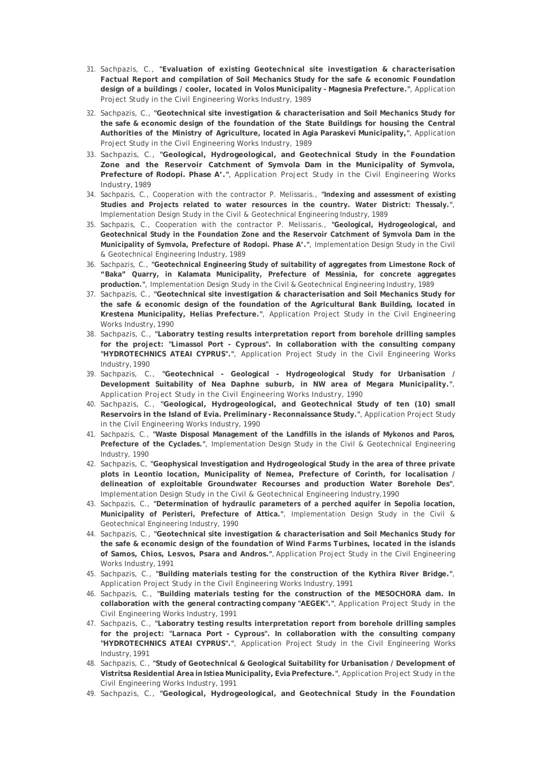31. Sachpazis, C., "**Evaluation of existing Geotechnical site investigation & characterisation Factual Report and compilation of Soil Mechanics Study for the safe & economic Foundation design of a buildings / cooler, located in Volos Municipality - Magnesia Prefecture.**", Application Project Study in the Civil Engineering Works Industry, 1989
32. Sachpazis, C., "**Geotechnical site investigation & characterisation and Soil Mechanics Study for the safe & economic design of the foundation of the State Buildings for housing the Central Authorities of the Ministry of Agriculture, located in Agia Paraskevi Municipality,**", Application Project Study in the Civil Engineering Works Industry, 1989
33. Sachpazis, C., "**Geological, Hydrogeological, and Geotechnical Study in the Foundation Zone and the Reservoir Catchment of Symvola Dam in the Municipality of Symvola, Prefecture of Rodopi. Phase A'.**", Application Project Study in the Civil Engineering Works Industry, 1989
34. Sachpazis, C., Cooperation with the contractor P. Melissaris., "**Indexing and assessment of existing Studies and Projects related to water resources in the country. Water District: Thessaly.**", Implementation Design Study in the Civil & Geotechnical Engineering Industry, 1989
35. Sachpazis, C., Cooperation with the contractor P. Melissaris., "**Geological, Hydrogeological, and Geotechnical Study in the Foundation Zone and the Reservoir Catchment of Symvola Dam in the Municipality of Symvola, Prefecture of Rodopi. Phase A'.**", Implementation Design Study in the Civil & Geotechnical Engineering Industry, 1989
36. Sachpazis, C., "**Geotechnical Engineering Study of suitability of aggregates from Limestone Rock of "Baka" Quarry, in Kalamata Municipality, Prefecture of Messinia, for concrete aggregates production.**", Implementation Design Study in the Civil & Geotechnical Engineering Industry, 1989
37. Sachpazis, C., "**Geotechnical site investigation & characterisation and Soil Mechanics Study for the safe & economic design of the foundation of the Agricultural Bank Building, located in Krestena Municipality, Helias Prefecture.**", Application Project Study in the Civil Engineering Works Industry, 1990
38. Sachpazis, C., "**Laboratry testing results interpretation report from borehole drilling samples for the project: "Limassol Port - Cyprous". In collaboration with the consulting company "HYDROTECHNICS ATEAI CYPRUS".**", Application Project Study in the Civil Engineering Works Industry, 1990
39. Sachpazis, C., "**Geotechnical - Geological - Hydrogeological Study for Urbanisation / Development Suitability of Nea Daphne suburb, in NW area of Megara Municipality.**", Application Project Study in the Civil Engineering Works Industry, 1990
40. Sachpazis, C., "**Geological, Hydrogeological, and Geotechnical Study of ten (10) small Reservoirs in the Island of Evia. Preliminary - Reconnaissance Study.**", Application Project Study in the Civil Engineering Works Industry, 1990
41. Sachpazis, C., "**Waste Disposal Management of the Landfills in the islands of Mykonos and Paros, Prefecture of the Cyclades.**", Implementation Design Study in the Civil & Geotechnical Engineering Industry, 1990
42. Sachpazis, C, "**Geophysical Investigation and Hydrogeological Study in the area of three private plots in Leontio location, Municipality of Nemea, Prefecture of Corinth, for localisation / delineation of exploitable Groundwater Recourses and production Water Borehole Des**", Implementation Design Study in the Civil & Geotechnical Engineering Industry,1990
43. Sachpazis, C., "**Determination of hydraulic parameters of a perched aquifer in Sepolia location, Municipality of Peristeri, Prefecture of Attica.**", Implementation Design Study in the Civil & Geotechnical Engineering Industry, 1990
44. Sachpazis, C., "**Geotechnical site investigation & characterisation and Soil Mechanics Study for the safe & economic design of the foundation of Wind Farms Turbines, located in the islands of Samos, Chios, Lesvos, Psara and Andros.**", Application Project Study in the Civil Engineering Works Industry, 1991
45. Sachpazis, C., "**Building materials testing for the construction of the Kythira River Bridge.**", Application Project Study in the Civil Engineering Works Industry, 1991
46. Sachpazis, C., "**Building materials testing for the construction of the MESOCHORA dam. In collaboration with the general contracting company "AEGEK".**", Application Project Study in the Civil Engineering Works Industry, 1991
47. Sachpazis, C., "**Laboratry testing results interpretation report from borehole drilling samples for the project: "Larnaca Port - Cyprous". In collaboration with the consulting company "HYDROTECHNICS ATEAI CYPRUS".**", Application Project Study in the Civil Engineering Works Industry, 1991
48. Sachpazis, C., "**Study of Geotechnical & Geological Suitability for Urbanisation / Development of Vistritsa Residential Area in Istiea Municipality, Evia Prefecture.**", Application Project Study in the Civil Engineering Works Industry, 1991
49. Sachpazis, C., "**Geological, Hydrogeological, and Geotechnical Study in the Foundation**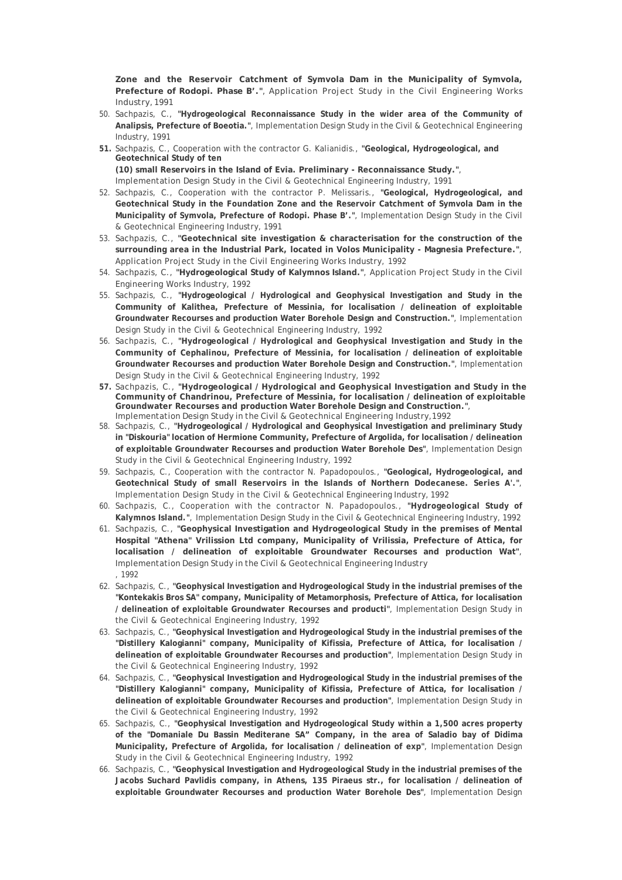**Zone and the Reservoir Catchment of Symvola Dam in the Municipality of Symvola, Prefecture of Rodopi. Phase B'."**, Application Project Study in the Civil Engineering Works Industry, 1991

50. Sachpazis, C., **"Hydrogeological Reconnaissance Study in the wider area of the Community of Analipsis, Prefecture of Boeotia."**, Implementation Design Study in the Civil & Geotechnical Engineering Industry, 1991
51. Sachpazis, C., Cooperation with the contractor G. Kalianidis., **"Geological, Hydrogeological, and Geotechnical Study of ten (10) small Reservoirs in the Island of Evia. Preliminary - Reconnaissance Study."**, Implementation Design Study in the Civil & Geotechnical Engineering Industry, 1991
52. Sachpazis, C., Cooperation with the contractor P. Melissaris., **"Geological, Hydrogeological, and Geotechnical Study in the Foundation Zone and the Reservoir Catchment of Symvola Dam in the Municipality of Symvola, Prefecture of Rodopi. Phase B'."**, Implementation Design Study in the Civil & Geotechnical Engineering Industry, 1991
53. Sachpazis, C., **"Geotechnical site investigation & characterisation for the construction of the surrounding area in the Industrial Park, located in Volos Municipality - Magnesia Prefecture."**, Application Project Study in the Civil Engineering Works Industry, 1992
54. Sachpazis, C., **"Hydrogeological Study of Kalymnos Island."**, Application Project Study in the Civil Engineering Works Industry, 1992
55. Sachpazis, C., **"Hydrogeological / Hydrological and Geophysical Investigation and Study in the Community of Kalithea, Prefecture of Messinia, for localisation / delineation of exploitable Groundwater Recourses and production Water Borehole Design and Construction."**, Implementation Design Study in the Civil & Geotechnical Engineering Industry, 1992
56. Sachpazis, C., **"Hydrogeological / Hydrological and Geophysical Investigation and Study in the Community of Cephalinou, Prefecture of Messinia, for localisation / delineation of exploitable Groundwater Recourses and production Water Borehole Design and Construction."**, Implementation Design Study in the Civil & Geotechnical Engineering Industry, 1992
57. Sachpazis, C., **"Hydrogeological / Hydrological and Geophysical Investigation and Study in the Community of Chandrinou, Prefecture of Messinia, for localisation / delineation of exploitable Groundwater Recourses and production Water Borehole Design and Construction."**, Implementation Design Study in the Civil & Geotechnical Engineering Industry,1992
58. Sachpazis, C., **"Hydrogeological / Hydrological and Geophysical Investigation and preliminary Study in "Diskouria" location of Hermione Community, Prefecture of Argolida, for localisation / delineation of exploitable Groundwater Recourses and production Water Borehole Des"**, Implementation Design Study in the Civil & Geotechnical Engineering Industry, 1992
59. Sachpazis, C., Cooperation with the contractor N. Papadopoulos., **"Geological, Hydrogeological, and Geotechnical Study of small Reservoirs in the Islands of Northern Dodecanese. Series A'."**, Implementation Design Study in the Civil & Geotechnical Engineering Industry, 1992
60. Sachpazis, C., Cooperation with the contractor N. Papadopoulos., **"Hydrogeological Study of Kalymnos Island."**, Implementation Design Study in the Civil & Geotechnical Engineering Industry, 1992
61. Sachpazis, C., **"Geophysical Investigation and Hydrogeological Study in the premises of Mental Hospital "Athena" Vrilission Ltd company, Municipality of Vrilissia, Prefecture of Attica, for localisation / delineation of exploitable Groundwater Recourses and production Wat"**, Implementation Design Study in the Civil & Geotechnical Engineering Industry , 1992
62. Sachpazis, C., **"Geophysical Investigation and Hydrogeological Study in the industrial premises of the "Kontekakis Bros SA" company, Municipality of Metamorphosis, Prefecture of Attica, for localisation / delineation of exploitable Groundwater Recourses and producti"**, Implementation Design Study in the Civil & Geotechnical Engineering Industry, 1992
63. Sachpazis, C., **"Geophysical Investigation and Hydrogeological Study in the industrial premises of the "Distillery Kalogianni" company, Municipality of Kifissia, Prefecture of Attica, for localisation / delineation of exploitable Groundwater Recourses and production"**, Implementation Design Study in the Civil & Geotechnical Engineering Industry, 1992
64. Sachpazis, C., **"Geophysical Investigation and Hydrogeological Study in the industrial premises of the "Distillery Kalogianni" company, Municipality of Kifissia, Prefecture of Attica, for localisation / delineation of exploitable Groundwater Recourses and production"**, Implementation Design Study in the Civil & Geotechnical Engineering Industry, 1992
65. Sachpazis, C., **"Geophysical Investigation and Hydrogeological Study within a 1,500 acres property of the "Domaniale Du Bassin Mediterane SA" Company, in the area of Saladio bay of Didima Municipality, Prefecture of Argolida, for localisation / delineation of exp"**, Implementation Design Study in the Civil & Geotechnical Engineering Industry, 1992
66. Sachpazis, C., **"Geophysical Investigation and Hydrogeological Study in the industrial premises of the Jacobs Suchard Pavlidis company, in Athens, 135 Piraeus str., for localisation / delineation of exploitable Groundwater Recourses and production Water Borehole Des"**, Implementation Design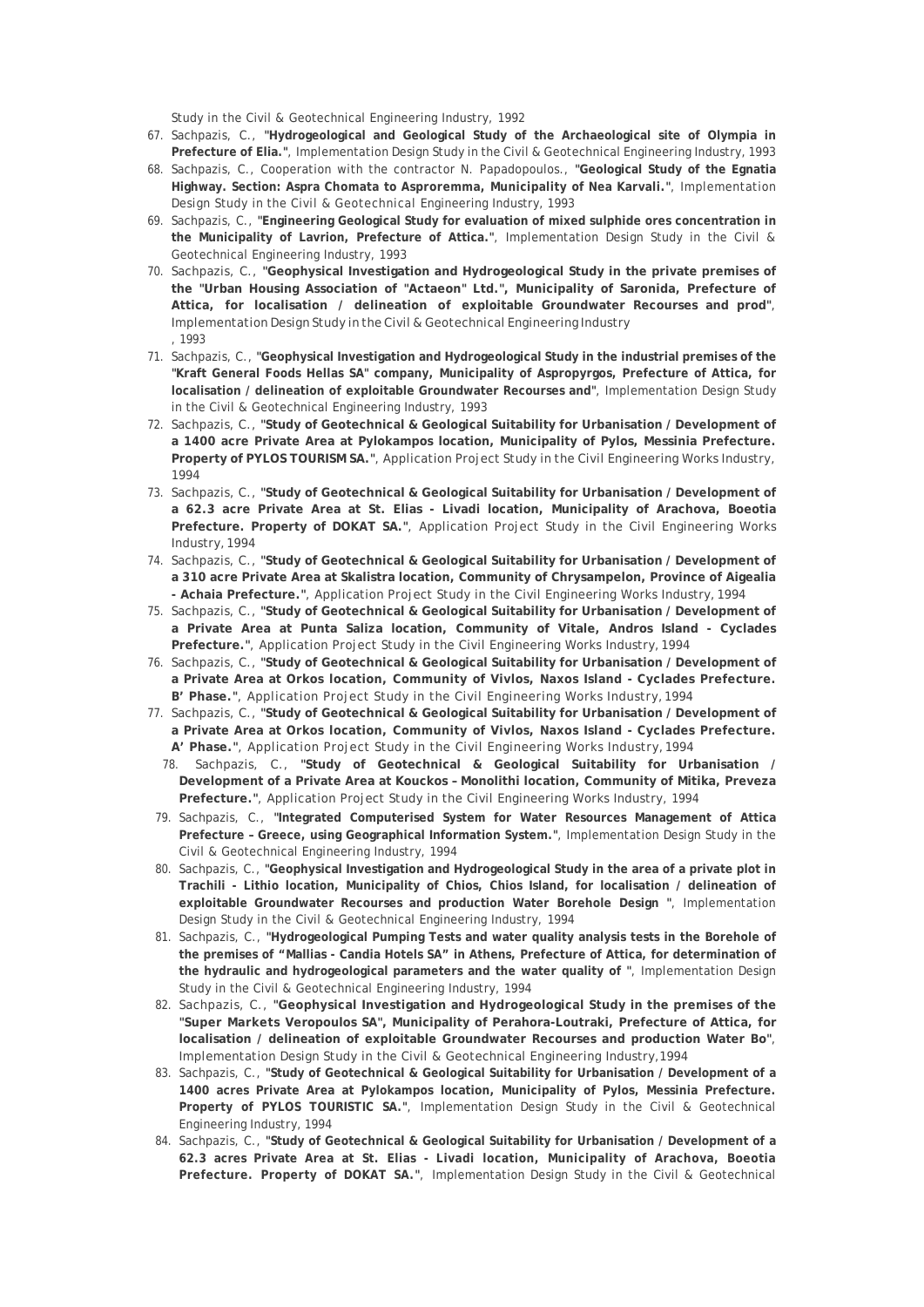Study in the Civil & Geotechnical Engineering Industry, 1992

67. Sachpazis, C., **"Hydrogeological and Geological Study of the Archaeological site of Olympia in Prefecture of Elia."**, Implementation Design Study in the Civil & Geotechnical Engineering Industry, 1993
68. Sachpazis, C., Cooperation with the contractor N. Papadopoulos., **"Geological Study of the Egnatia Highway. Section: Aspra Chomata to Aspro­remma, Municipality of Nea Karvali."**, Implementation Design Study in the Civil & Geotechnical Engineering Industry, 1993
69. Sachpazis, C., **"Engineering Geological Study for evaluation of mixed sulphide ores concentration in the Municipality of Lavrion, Prefecture of Attica."**, Implementation Design Study in the Civil & Geotechnical Engineering Industry, 1993
70. Sachpazis, C., **"Geophysical Investigation and Hydrogeological Study in the private premises of the "Urban Housing Association of "Actaeon" Ltd.", Municipality of Saronida, Prefecture of Attica, for localisation / delineation of exploitable Groundwater Recourses and prod"**, Implementation Design Study in the Civil & Geotechnical Engineering Industry , 1993
71. Sachpazis, C., **"Geophysical Investigation and Hydrogeological Study in the industrial premises of the "Kraft General Foods Hellas SA" company, Municipality of Aspropyrgos, Prefecture of Attica, for localisation / delineation of exploitable Groundwater Recourses and"**, Implementation Design Study in the Civil & Geotechnical Engineering Industry, 1993
72. Sachpazis, C., **"Study of Geotechnical & Geological Suitability for Urbanisation / Development of a 1400 acre Private Area at Pylokampos location, Municipality of Pylos, Messinia Prefecture. Property of PYLOS TOURISM SA."**, Application Project Study in the Civil Engineering Works Industry, 1994
73. Sachpazis, C., **"Study of Geotechnical & Geological Suitability for Urbanisation / Development of a 62.3 acre Private Area at St. Elias - Livadi location, Municipality of Arachova, Boeotia Prefecture. Property of DOKAT SA."**, Application Project Study in the Civil Engineering Works Industry, 1994
74. Sachpazis, C., **"Study of Geotechnical & Geological Suitability for Urbanisation / Development of a 310 acre Private Area at Skalistra location, Community of Chrysampelon, Province of Aigealia - Achaia Prefecture."**, Application Project Study in the Civil Engineering Works Industry, 1994
75. Sachpazis, C., **"Study of Geotechnical & Geological Suitability for Urbanisation / Development of a Private Area at Punta Saliza location, Community of Vitale, Andros Island - Cyclades Prefecture."**, Application Project Study in the Civil Engineering Works Industry, 1994
76. Sachpazis, C., **"Study of Geotechnical & Geological Suitability for Urbanisation / Development of a Private Area at Orkos location, Community of Vivlos, Naxos Island - Cyclades Prefecture. B' Phase."**, Application Project Study in the Civil Engineering Works Industry, 1994
77. Sachpazis, C., **"Study of Geotechnical & Geological Suitability for Urbanisation / Development of a Private Area at Orkos location, Community of Vivlos, Naxos Island - Cyclades Prefecture. A' Phase."**, Application Project Study in the Civil Engineering Works Industry, 1994
78. Sachpazis, C., **"Study of Geotechnical & Geological Suitability for Urbanisation / Development of a Private Area at Kouckos – Monolithi location, Community of Mitika, Preveza Prefecture."**, Application Project Study in the Civil Engineering Works Industry, 1994
79. Sachpazis, C., **"Integrated Computerised System for Water Resources Management of Attica Prefecture – Greece, using Geographical Information System."**, Implementation Design Study in the Civil & Geotechnical Engineering Industry, 1994
80. Sachpazis, C., **"Geophysical Investigation and Hydrogeological Study in the area of a private plot in Trachili - Lithio location, Municipality of Chios, Chios Island, for localisation / delineation of exploitable Groundwater Recourses and production Water Borehole Design "**, Implementation Design Study in the Civil & Geotechnical Engineering Industry, 1994
81. Sachpazis, C., **"Hydrogeological Pumping Tests and water quality analysis tests in the Borehole of the premises of "Mallias - Candia Hotels SA" in Athens, Prefecture of Attica, for determination of the hydraulic and hydrogeological parameters and the water quality of "**, Implementation Design Study in the Civil & Geotechnical Engineering Industry, 1994
82. Sachpazis, C., **"Geophysical Investigation and Hydrogeological Study in the premises of the "Super Markets Veropoulos SA", Municipality of Perahora-Loutraki, Prefecture of Attica, for localisation / delineation of exploitable Groundwater Recourses and production Water Bo"**, Implementation Design Study in the Civil & Geotechnical Engineering Industry,1994
83. Sachpazis, C., **"Study of Geotechnical & Geological Suitability for Urbanisation / Development of a 1400 acres Private Area at Pylokampos location, Municipality of Pylos, Messinia Prefecture. Property of PYLOS TOURISTIC SA."**, Implementation Design Study in the Civil & Geotechnical Engineering Industry, 1994
84. Sachpazis, C., **"Study of Geotechnical & Geological Suitability for Urbanisation / Development of a 62.3 acres Private Area at St. Elias - Livadi location, Municipality of Arachova, Boeotia Prefecture. Property of DOKAT SA."**, Implementation Design Study in the Civil & Geotechnical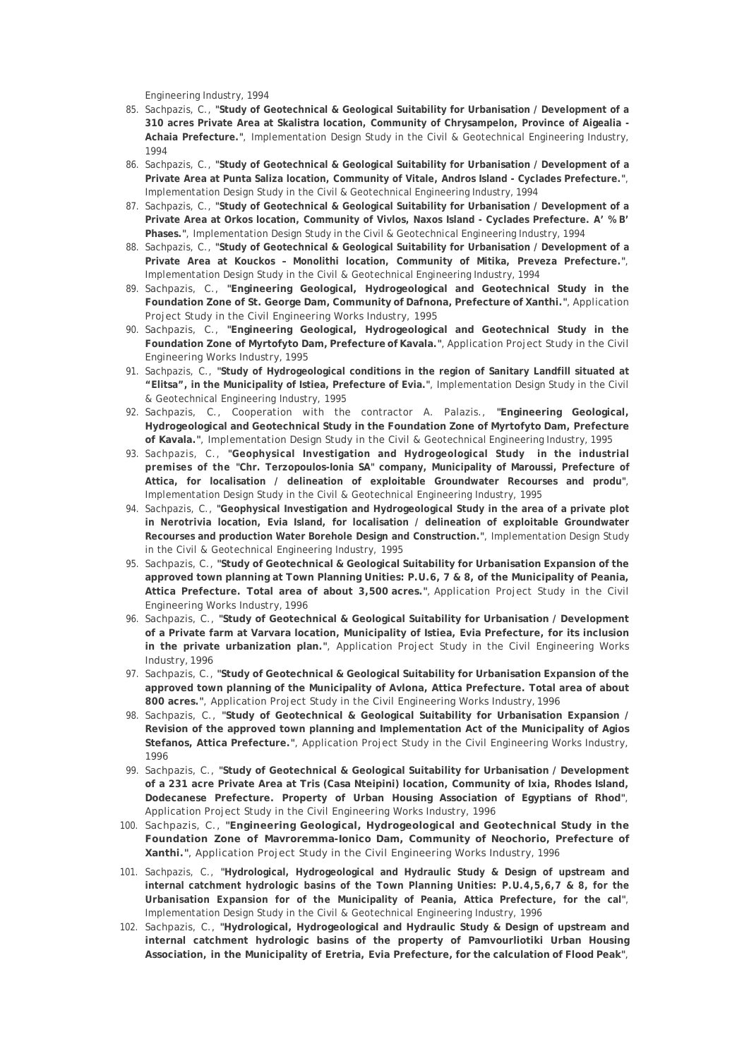Engineering Industry, 1994

85. Sachpazis, C., "**Study of Geotechnical & Geological Suitability for Urbanisation / Development of a 310 acres Private Area at Skalistra location, Community of Chrysampelon, Province of Aigealia - Achaia Prefecture.**", Implementation Design Study in the Civil & Geotechnical Engineering Industry, 1994
86. Sachpazis, C., "**Study of Geotechnical & Geological Suitability for Urbanisation / Development of a Private Area at Punta Saliza location, Community of Vitale, Andros Island - Cyclades Prefecture.**", Implementation Design Study in the Civil & Geotechnical Engineering Industry, 1994
87. Sachpazis, C., "**Study of Geotechnical & Geological Suitability for Urbanisation / Development of a Private Area at Orkos location, Community of Vivlos, Naxos Island - Cyclades Prefecture. A' % B' Phases.**", Implementation Design Study in the Civil & Geotechnical Engineering Industry, 1994
88. Sachpazis, C., "**Study of Geotechnical & Geological Suitability for Urbanisation / Development of a Private Area at Kouckos – Monolithi location, Community of Mitika, Preveza Prefecture.**", Implementation Design Study in the Civil & Geotechnical Engineering Industry, 1994
89. Sachpazis, C., "**Engineering Geological, Hydrogeological and Geotechnical Study in the Foundation Zone of St. George Dam, Community of Dafnona, Prefecture of Xanthi.**", Application Project Study in the Civil Engineering Works Industry, 1995
90. Sachpazis, C., "**Engineering Geological, Hydrogeological and Geotechnical Study in the Foundation Zone of Myrtofyto Dam, Prefecture of Kavala.**", Application Project Study in the Civil Engineering Works Industry, 1995
91. Sachpazis, C., "**Study of Hydrogeological conditions in the region of Sanitary Landfill situated at "Elitsa", in the Municipality of Istiea, Prefecture of Evia.**", Implementation Design Study in the Civil & Geotechnical Engineering Industry, 1995
92. Sachpazis, C., Cooperation with the contractor A. Palazis., "**Engineering Geological, Hydrogeological and Geotechnical Study in the Foundation Zone of Myrtofyto Dam, Prefecture of Kavala.**", Implementation Design Study in the Civil & Geotechnical Engineering Industry, 1995
93. Sachpazis, C., "**Geophysical Investigation and Hydrogeological Study in the industrial premises of the "Chr. Terzopoulos-Ionia SA" company, Municipality of Maroussi, Prefecture of Attica, for localisation / delineation of exploitable Groundwater Recourses and produ**", Implementation Design Study in the Civil & Geotechnical Engineering Industry, 1995
94. Sachpazis, C., "**Geophysical Investigation and Hydrogeological Study in the area of a private plot in Nerotrivia location, Evia Island, for localisation / delineation of exploitable Groundwater Recourses and production Water Borehole Design and Construction.**", Implementation Design Study in the Civil & Geotechnical Engineering Industry, 1995
95. Sachpazis, C., "**Study of Geotechnical & Geological Suitability for Urbanisation Expansion of the approved town planning at Town Planning Unities: P.U.6, 7 & 8, of the Municipality of Peania, Attica Prefecture. Total area of about 3,500 acres.**", Application Project Study in the Civil Engineering Works Industry, 1996
96. Sachpazis, C., "**Study of Geotechnical & Geological Suitability for Urbanisation / Development of a Private farm at Varvara location, Municipality of Istiea, Evia Prefecture, for its inclusion in the private urbanization plan.**", Application Project Study in the Civil Engineering Works Industry, 1996
97. Sachpazis, C., "**Study of Geotechnical & Geological Suitability for Urbanisation Expansion of the approved town planning of the Municipality of Avlona, Attica Prefecture. Total area of about 800 acres.**", Application Project Study in the Civil Engineering Works Industry, 1996
98. Sachpazis, C., "**Study of Geotechnical & Geological Suitability for Urbanisation Expansion / Revision of the approved town planning and Implementation Act of the Municipality of Agios Stefanos, Attica Prefecture.**", Application Project Study in the Civil Engineering Works Industry, 1996
99. Sachpazis, C., "**Study of Geotechnical & Geological Suitability for Urbanisation / Development of a 231 acre Private Area at Tris (Casa Nteipini) location, Community of Ixia, Rhodes Island, Dodecanese Prefecture. Property of Urban Housing Association of Egyptians of Rhod**", Application Project Study in the Civil Engineering Works Industry, 1996
100. Sachpazis, C., "**Engineering Geological, Hydrogeological and Geotechnical Study in the Foundation Zone of Mavroremma-Ionico Dam, Community of Neochorio, Prefecture of Xanthi.**", Application Project Study in the Civil Engineering Works Industry, 1996
101. Sachpazis, C., "**Hydrological, Hydrogeological and Hydraulic Study & Design of upstream and internal catchment hydrologic basins of the Town Planning Unities: P.U.4,5,6,7 & 8, for the Urbanisation Expansion for of the Municipality of Peania, Attica Prefecture, for the cal**", Implementation Design Study in the Civil & Geotechnical Engineering Industry, 1996
102. Sachpazis, C., "**Hydrological, Hydrogeological and Hydraulic Study & Design of upstream and internal catchment hydrologic basins of the property of Pamvourliotiki Urban Housing Association, in the Municipality of Eretria, Evia Prefecture, for the calculation of Flood Peak**",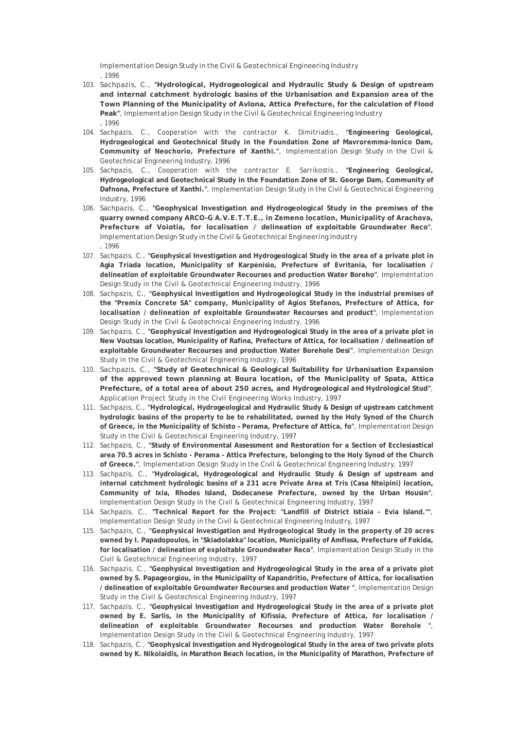Implementation Design Study in the Civil & Geotechnical Engineering Industry
, 1996

103. Sachpazis, C., **"Hydrological, Hydrogeological and Hydraulic Study & Design of upstream and internal catchment hydrologic basins of the Urbanisation and Expansion area of the Town Planning of the Municipality of Avlona, Attica Prefecture, for the calculation of Flood Peak"**, Implementation Design Study in the Civil & Geotechnical Engineering Industry
, 1996
104. Sachpazis, C., Cooperation with the contractor K. Dimitriadis., **"Engineering Geological, Hydrogeological and Geotechnical Study in the Foundation Zone of Mavroremma-Ionico Dam, Community of Neochorio, Prefecture of Xanthi."**, Implementation Design Study in the Civil & Geotechnical Engineering Industry, 1996
105. Sachpazis, C., Cooperation with the contractor E. Sarrikostis., **"Engineering Geological, Hydrogeological and Geotechnical Study in the Foundation Zone of St. George Dam, Community of Dafnona, Prefecture of Xanthi."**, Implementation Design Study in the Civil & Geotechnical Engineering Industry, 1996
106. Sachpazis, C., **"Geophysical Investigation and Hydrogeological Study in the premises of the quarry owned company ARCO-G A.V.E.T.T.E., in Zemeno location, Municipality of Arachova, Prefecture of Voiotia, for localisation / delineation of exploitable Groundwater Reco"**, Implementation Design Study in the Civil & Geotechnical Engineering Industry
, 1996
107. Sachpazis, C., **"Geophysical Investigation and Hydrogeological Study in the area of a private plot in Agia Triada location, Municipality of Karpenisio, Prefecture of Evritania, for localisation / delineation of exploitable Groundwater Recourses and production Water Boreho"**, Implementation Design Study in the Civil & Geotechnical Engineering Industry, 1996
108. Sachpazis, C., **"Geophysical Investigation and Hydrogeological Study in the industrial premises of the "Premix Concrete SA" company, Municipality of Agios Stefanos, Prefecture of Attica, for localisation / delineation of exploitable Groundwater Recourses and product"**, Implementation Design Study in the Civil & Geotechnical Engineering Industry, 1996
109. Sachpazis, C., **"Geophysical Investigation and Hydrogeological Study in the area of a private plot in New Voutsas location, Municipality of Rafina, Prefecture of Attica, for localisation / delineation of exploitable Groundwater Recourses and production Water Borehole Desi"**, Implementation Design Study in the Civil & Geotechnical Engineering Industry, 1996
110. Sachpazis, C., **"Study of Geotechnical & Geological Suitability for Urbanisation Expansion of the approved town planning at Boura location, of the Municipality of Spata, Attica Prefecture, of a total area of about 250 acres, and Hydrogeological and Hydrological Stud"**, Application Project Study in the Civil Engineering Works Industry, 1997
111. Sachpazis, C., **"Hydrological, Hydrogeological and Hydraulic Study & Design of upstream catchment hydrologic basins of the property to be to rehabilitated, owned by the Holy Synod of the Church of Greece, in the Municipality of Schisto – Perama, Prefecture of Attica, fo"**, Implementation Design Study in the Civil & Geotechnical Engineering Industry, 1997
112. Sachpazis, C., **"Study of Environmental Assessment and Restoration for a Section of Ecclesiastical area 70.5 acres in Schisto - Perama - Attica Prefecture, belonging to the Holy Synod of the Church of Greece."**, Implementation Design Study in the Civil & Geotechnical Engineering Industry, 1997
113. Sachpazis, C., **"Hydrological, Hydrogeological and Hydraulic Study & Design of upstream and internal catchment hydrologic basins of a 231 acre Private Area at Tris (Casa Nteipini) location, Community of Ixia, Rhodes Island, Dodecanese Prefecture, owned by the Urban Housin"**, Implementation Design Study in the Civil & Geotechnical Engineering Industry, 1997
114. Sachpazis, C., **"Technical Report for the Project: "Landfill of District Istiaia - Evia Island.""**, Implementation Design Study in the Civil & Geotechnical Engineering Industry, 1997
115. Sachpazis, C., **"Geophysical Investigation and Hydrogeological Study in the property of 20 acres owned by I. Papadopoulos, in "Skiadolakka" location, Municipality of Amfissa, Prefecture of Fokida, for localisation / delineation of exploitable Groundwater Reco"**, Implementation Design Study in the Civil & Geotechnical Engineering Industry, 1997
116. Sachpazis, C., **"Geophysical Investigation and Hydrogeological Study in the area of a private plot owned by S. Papageorgiou, in the Municipality of Kapandritio, Prefecture of Attica, for localisation / delineation of exploitable Groundwater Recourses and production Water "**, Implementation Design Study in the Civil & Geotechnical Engineering Industry, 1997
117. Sachpazis, C., **"Geophysical Investigation and Hydrogeological Study in the area of a private plot owned by E. Sarlis, in the Municipality of Kifissia, Prefecture of Attica, for localisation / delineation of exploitable Groundwater Recourses and production Water Borehole "**, Implementation Design Study in the Civil & Geotechnical Engineering Industry, 1997
118. Sachpazis, C., **"Geophysical Investigation and Hydrogeological Study in the area of two private plots owned by K. Nikolaidis, in Marathon Beach location, in the Municipality of Marathon, Prefecture of**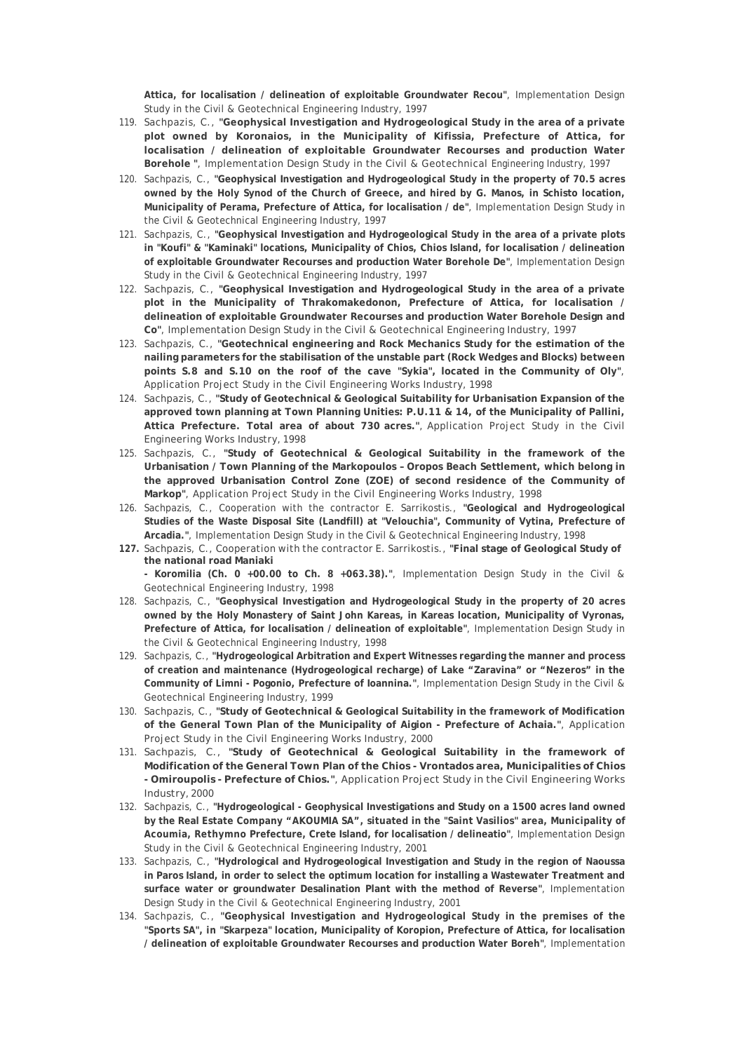**Attica, for localisation / delineation of exploitable Groundwater Recou"**, Implementation Design Study in the Civil & Geotechnical Engineering Industry, 1997

119. Sachpazis, C., **"Geophysical Investigation and Hydrogeological Study in the area of a private plot owned by Koronaios, in the Municipality of Kifissia, Prefecture of Attica, for localisation / delineation of exploitable Groundwater Recourses and production Water Borehole "**, Implementation Design Study in the Civil & Geotechnical Engineering Industry, 1997
120. Sachpazis, C., **"Geophysical Investigation and Hydrogeological Study in the property of 70.5 acres owned by the Holy Synod of the Church of Greece, and hired by G. Manos, in Schisto location, Municipality of Perama, Prefecture of Attica, for localisation / de"**, Implementation Design Study in the Civil & Geotechnical Engineering Industry, 1997
121. Sachpazis, C., **"Geophysical Investigation and Hydrogeological Study in the area of a private plots in "Koufi" & "Kaminaki" locations, Municipality of Chios, Chios Island, for localisation / delineation of exploitable Groundwater Recourses and production Water Borehole De"**, Implementation Design Study in the Civil & Geotechnical Engineering Industry, 1997
122. Sachpazis, C., **"Geophysical Investigation and Hydrogeological Study in the area of a private plot in the Municipality of Thrakomakedonon, Prefecture of Attica, for localisation / delineation of exploitable Groundwater Recourses and production Water Borehole Design and Co"**, Implementation Design Study in the Civil & Geotechnical Engineering Industry, 1997
123. Sachpazis, C., **"Geotechnical engineering and Rock Mechanics Study for the estimation of the nailing parameters for the stabilisation of the unstable part (Rock Wedges and Blocks) between points S.8 and S.10 on the roof of the cave "Sykia", located in the Community of Oly"**, Application Project Study in the Civil Engineering Works Industry, 1998
124. Sachpazis, C., **"Study of Geotechnical & Geological Suitability for Urbanisation Expansion of the approved town planning at Town Planning Unities: P.U.11 & 14, of the Municipality of Pallini, Attica Prefecture. Total area of about 730 acres."**, Application Project Study in the Civil Engineering Works Industry, 1998
125. Sachpazis, C., **"Study of Geotechnical & Geological Suitability in the framework of the Urbanisation / Town Planning of the Markopoulos – Oropos Beach Settlement, which belong in the approved Urbanisation Control Zone (ZOE) of second residence of the Community of Markop"**, Application Project Study in the Civil Engineering Works Industry, 1998
126. Sachpazis, C., Cooperation with the contractor E. Sarrikostis., **"Geological and Hydrogeological Studies of the Waste Disposal Site (Landfill) at "Velouchia", Community of Vytina, Prefecture of Arcadia."**, Implementation Design Study in the Civil & Geotechnical Engineering Industry, 1998
127. Sachpazis, C., Cooperation with the contractor E. Sarrikostis., **"Final stage of Geological Study of the national road Maniaki - Koromilia (Ch. 0 +00.00 to Ch. 8 +063.38)."**, Implementation Design Study in the Civil & Geotechnical Engineering Industry, 1998
128. Sachpazis, C., **"Geophysical Investigation and Hydrogeological Study in the property of 20 acres owned by the Holy Monastery of Saint John Kareas, in Kareas location, Municipality of Vyronas, Prefecture of Attica, for localisation / delineation of exploitable"**, Implementation Design Study in the Civil & Geotechnical Engineering Industry, 1998
129. Sachpazis, C., **"Hydrogeological Arbitration and Expert Witnesses regarding the manner and process of creation and maintenance (Hydrogeological recharge) of Lake "Zaravina" or "Nezeros" in the Community of Limni - Pogonio, Prefecture of Ioannina."**, Implementation Design Study in the Civil & Geotechnical Engineering Industry, 1999
130. Sachpazis, C., **"Study of Geotechnical & Geological Suitability in the framework of Modification of the General Town Plan of the Municipality of Aigion - Prefecture of Achaia."**, Application Project Study in the Civil Engineering Works Industry, 2000
131. Sachpazis, C., **"Study of Geotechnical & Geological Suitability in the framework of Modification of the General Town Plan of the Chios - Vrontados area, Municipalities of Chios - Omiroupolis - Prefecture of Chios."**, Application Project Study in the Civil Engineering Works Industry, 2000
132. Sachpazis, C., **"Hydrogeological - Geophysical Investigations and Study on a 1500 acres land owned by the Real Estate Company "AKOUMIA SA", situated in the "Saint Vasilios" area, Municipality of Acoumia, Rethymno Prefecture, Crete Island, for localisation / delineatio"**, Implementation Design Study in the Civil & Geotechnical Engineering Industry, 2001
133. Sachpazis, C., **"Hydrological and Hydrogeological Investigation and Study in the region of Naoussa in Paros Island, in order to select the optimum location for installing a Wastewater Treatment and surface water or groundwater Desalination Plant with the method of Reverse"**, Implementation Design Study in the Civil & Geotechnical Engineering Industry, 2001
134. Sachpazis, C., **"Geophysical Investigation and Hydrogeological Study in the premises of the "Sports SA", in "Skarpeza" location, Municipality of Koropion, Prefecture of Attica, for localisation / delineation of exploitable Groundwater Recourses and production Water Boreh"**, Implementation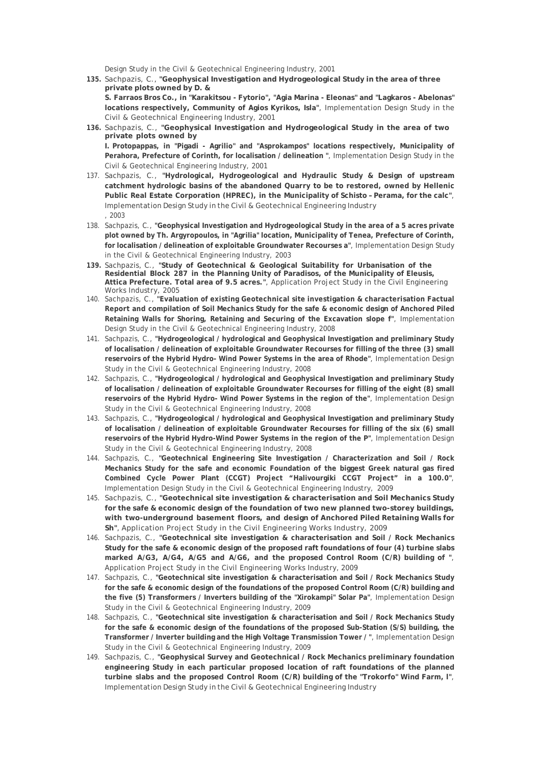Design Study in the Civil & Geotechnical Engineering Industry, 2001

135. Sachpazis, C., "**Geophysical Investigation and Hydrogeological Study in the area of three private plots owned by D. & S. Farraos Bros Co., in "Karakitsou - Fytorio", "Agia Marina - Eleonas" and "Lagkaros - Abelonas" locations respectively, Community of Agios Kyrikos, Isla**", Implementation Design Study in the Civil & Geotechnical Engineering Industry, 2001

136. Sachpazis, C., "**Geophysical Investigation and Hydrogeological Study in the area of two private plots owned by I. Protopappas, in "Pigadi - Agrilio" and "Asprokampos" locations respectively, Municipality of Perahora, Prefecture of Corinth, for localisation / delineation** ", Implementation Design Study in the Civil & Geotechnical Engineering Industry, 2001

137. Sachpazis, C., "**Hydrological, Hydrogeological and Hydraulic Study & Design of upstream catchment hydrologic basins of the abandoned Quarry to be to restored, owned by Hellenic Public Real Estate Corporation (HPREC), in the Municipality of Schisto – Perama, for the calc**", Implementation Design Study in the Civil & Geotechnical Engineering Industry , 2003

138. Sachpazis, C., "**Geophysical Investigation and Hydrogeological Study in the area of a 5 acres private plot owned by Th. Argyropoulos, in "Agrilia" location, Municipality of Tenea, Prefecture of Corinth, for localisation / delineation of exploitable Groundwater Recourses a**", Implementation Design Study in the Civil & Geotechnical Engineering Industry, 2003

139. Sachpazis, C., "**Study of Geotechnical & Geological Suitability for Urbanisation of the Residential Block 287 in the Planning Unity of Paradisos, of the Municipality of Eleusis, Attica Prefecture. Total area of 9.5 acres.**", Application Project Study in the Civil Engineering Works Industry, 2005

140. Sachpazis, C., "**Evaluation of existing Geotechnical site investigation & characterisation Factual Report and compilation of Soil Mechanics Study for the safe & economic design of Anchored Piled Retaining Walls for Shoring, Retaining and Securing of the Excavation slope f**", Implementation Design Study in the Civil & Geotechnical Engineering Industry, 2008

141. Sachpazis, C., "**Hydrogeological / hydrological and Geophysical Investigation and preliminary Study of localisation / delineation of exploitable Groundwater Recourses for filling of the three (3) small reservoirs of the Hybrid Hydro- Wind Power Systems in the area of Rhode**", Implementation Design Study in the Civil & Geotechnical Engineering Industry, 2008

142. Sachpazis, C., "**Hydrogeological / hydrological and Geophysical Investigation and preliminary Study of localisation / delineation of exploitable Groundwater Recourses for filling of the eight (8) small reservoirs of the Hybrid Hydro- Wind Power Systems in the region of the**", Implementation Design Study in the Civil & Geotechnical Engineering Industry, 2008

143. Sachpazis, C., "**Hydrogeological / hydrological and Geophysical Investigation and preliminary Study of localisation / delineation of exploitable Groundwater Recourses for filling of the six (6) small reservoirs of the Hybrid Hydro-Wind Power Systems in the region of the P**", Implementation Design Study in the Civil & Geotechnical Engineering Industry, 2008

144. Sachpazis, C., "**Geotechnical Engineering Site Investigation / Characterization and Soil / Rock Mechanics Study for the safe and economic Foundation of the biggest Greek natural gas fired Combined Cycle Power Plant (CCGT) Project "Halivourgiki CCGT Project" in a 100.0**", Implementation Design Study in the Civil & Geotechnical Engineering Industry, 2009

145. Sachpazis, C., "**Geotechnical site investigation & characterisation and Soil Mechanics Study for the safe & economic design of the foundation of two new planned two-storey buildings, with two-underground basement floors, and design of Anchored Piled Retaining Walls for Sh**", Application Project Study in the Civil Engineering Works Industry, 2009

146. Sachpazis, C., "**Geotechnical site investigation & characterisation and Soil / Rock Mechanics Study for the safe & economic design of the proposed raft foundations of four (4) turbine slabs marked A/G3, A/G4, A/G5 and A/G6, and the proposed Control Room (C/R) building of** ", Application Project Study in the Civil Engineering Works Industry, 2009

147. Sachpazis, C., "**Geotechnical site investigation & characterisation and Soil / Rock Mechanics Study for the safe & economic design of the foundations of the proposed Control Room (C/R) building and the five (5) Transformers / Inverters building of the "Xirokampi" Solar Pa**", Implementation Design Study in the Civil & Geotechnical Engineering Industry, 2009

148. Sachpazis, C., "**Geotechnical site investigation & characterisation and Soil / Rock Mechanics Study for the safe & economic design of the foundations of the proposed Sub-Station (S/S) building, the Transformer / Inverter building and the High Voltage Transmission Tower /** ", Implementation Design Study in the Civil & Geotechnical Engineering Industry, 2009

149. Sachpazis, C., "**Geophysical Survey and Geotechnical / Rock Mechanics preliminary foundation engineering Study in each particular proposed location of raft foundations of the planned turbine slabs and the proposed Control Room (C/R) building of the "Trokorfo" Wind Farm, I**", Implementation Design Study in the Civil & Geotechnical Engineering Industry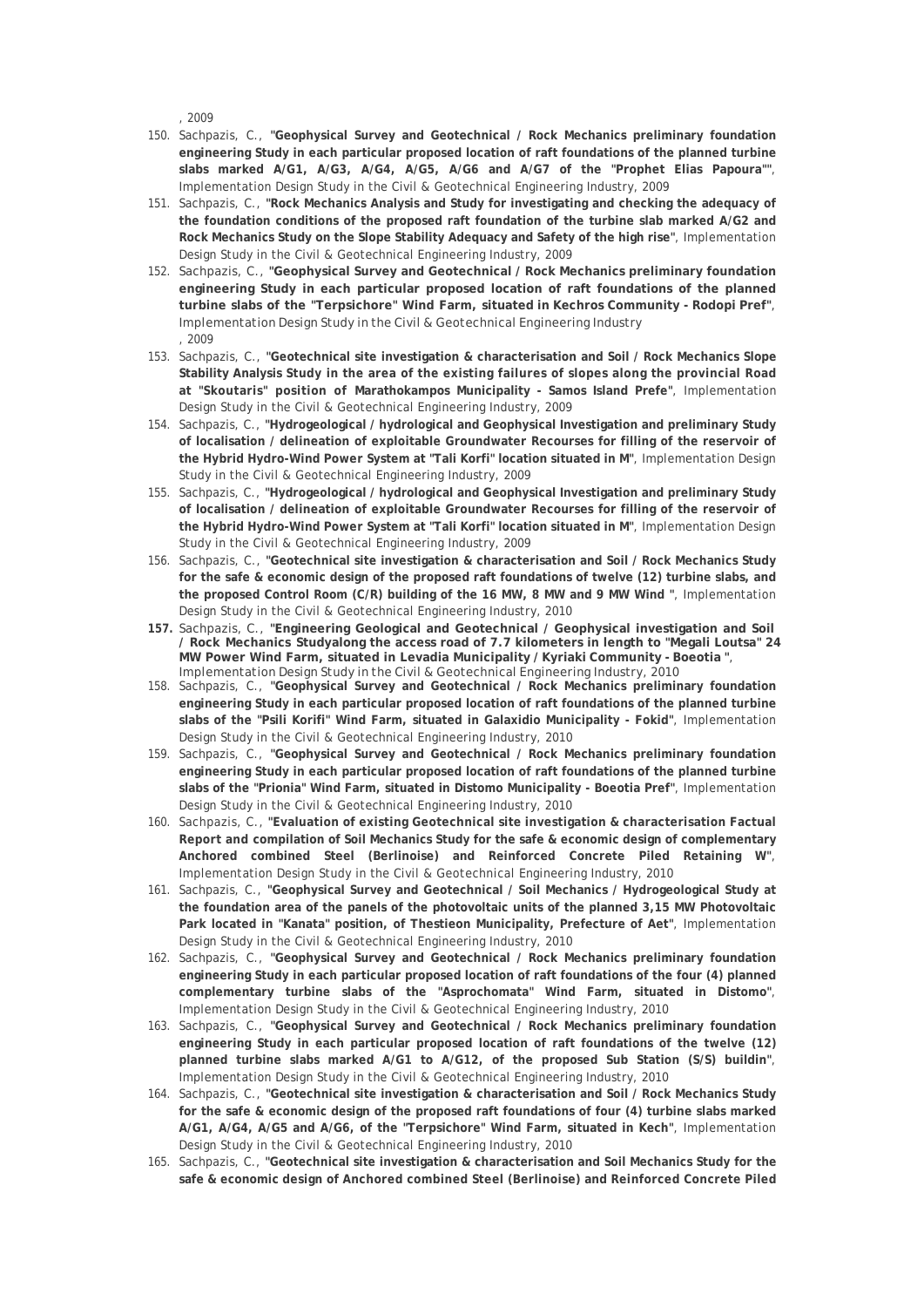, 2009

150. Sachpazis, C., **"Geophysical Survey and Geotechnical / Rock Mechanics preliminary foundation engineering Study in each particular proposed location of raft foundations of the planned turbine slabs marked A/G1, A/G3, A/G4, A/G5, A/G6 and A/G7 of the "Prophet Elias Papoura""**, Implementation Design Study in the Civil & Geotechnical Engineering Industry, 2009
151. Sachpazis, C., **"Rock Mechanics Analysis and Study for investigating and checking the adequacy of the foundation conditions of the proposed raft foundation of the turbine slab marked A/G2 and Rock Mechanics Study on the Slope Stability Adequacy and Safety of the high rise"**, Implementation Design Study in the Civil & Geotechnical Engineering Industry, 2009
152. Sachpazis, C., **"Geophysical Survey and Geotechnical / Rock Mechanics preliminary foundation engineering Study in each particular proposed location of raft foundations of the planned turbine slabs of the "Terpsichore" Wind Farm, situated in Kechros Community - Rodopi Pref"**, Implementation Design Study in the Civil & Geotechnical Engineering Industry , 2009
153. Sachpazis, C., **"Geotechnical site investigation & characterisation and Soil / Rock Mechanics Slope Stability Analysis Study in the area of the existing failures of slopes along the provincial Road at "Skoutaris" position of Marathokampos Municipality - Samos Island Prefe"**, Implementation Design Study in the Civil & Geotechnical Engineering Industry, 2009
154. Sachpazis, C., **"Hydrogeological / hydrological and Geophysical Investigation and preliminary Study of localisation / delineation of exploitable Groundwater Recourses for filling of the reservoir of the Hybrid Hydro-Wind Power System at "Tali Korfi" location situated in M"**, Implementation Design Study in the Civil & Geotechnical Engineering Industry, 2009
155. Sachpazis, C., **"Hydrogeological / hydrological and Geophysical Investigation and preliminary Study of localisation / delineation of exploitable Groundwater Recourses for filling of the reservoir of the Hybrid Hydro-Wind Power System at "Tali Korfi" location situated in M"**, Implementation Design Study in the Civil & Geotechnical Engineering Industry, 2009
156. Sachpazis, C., **"Geotechnical site investigation & characterisation and Soil / Rock Mechanics Study for the safe & economic design of the proposed raft foundations of twelve (12) turbine slabs, and the proposed Control Room (C/R) building of the 16 MW, 8 MW and 9 MW Wind "**, Implementation Design Study in the Civil & Geotechnical Engineering Industry, 2010
157. Sachpazis, C., **"Engineering Geological and Geotechnical / Geophysical investigation and Soil / Rock Mechanics Studyalong the access road of 7.7 kilometers in length to "Megali Loutsa" 24 MW Power Wind Farm, situated in Levadia Municipality / Kyriaki Community - Boeotia "**, Implementation Design Study in the Civil & Geotechnical Engineering Industry, 2010
158. Sachpazis, C., **"Geophysical Survey and Geotechnical / Rock Mechanics preliminary foundation engineering Study in each particular proposed location of raft foundations of the planned turbine slabs of the "Psili Korifi" Wind Farm, situated in Galaxidio Municipality - Fokid"**, Implementation Design Study in the Civil & Geotechnical Engineering Industry, 2010
159. Sachpazis, C., **"Geophysical Survey and Geotechnical / Rock Mechanics preliminary foundation engineering Study in each particular proposed location of raft foundations of the planned turbine slabs of the "Prionia" Wind Farm, situated in Distomo Municipality - Boeotia Pref"**, Implementation Design Study in the Civil & Geotechnical Engineering Industry, 2010
160. Sachpazis, C., **"Evaluation of existing Geotechnical site investigation & characterisation Factual Report and compilation of Soil Mechanics Study for the safe & economic design of complementary Anchored combined Steel (Berlinoise) and Reinforced Concrete Piled Retaining W"**, Implementation Design Study in the Civil & Geotechnical Engineering Industry, 2010
161. Sachpazis, C., **"Geophysical Survey and Geotechnical / Soil Mechanics / Hydrogeological Study at the foundation area of the panels of the photovoltaic units of the planned 3,15 MW Photovoltaic Park located in "Kanata" position, of Thestieon Municipality, Prefecture of Aet"**, Implementation Design Study in the Civil & Geotechnical Engineering Industry, 2010
162. Sachpazis, C., **"Geophysical Survey and Geotechnical / Rock Mechanics preliminary foundation engineering Study in each particular proposed location of raft foundations of the four (4) planned complementary turbine slabs of the "Asprochomata" Wind Farm, situated in Distomo"**, Implementation Design Study in the Civil & Geotechnical Engineering Industry, 2010
163. Sachpazis, C., **"Geophysical Survey and Geotechnical / Rock Mechanics preliminary foundation engineering Study in each particular proposed location of raft foundations of the twelve (12) planned turbine slabs marked A/G1 to A/G12, of the proposed Sub Station (S/S) buildin"**, Implementation Design Study in the Civil & Geotechnical Engineering Industry, 2010
164. Sachpazis, C., **"Geotechnical site investigation & characterisation and Soil / Rock Mechanics Study for the safe & economic design of the proposed raft foundations of four (4) turbine slabs marked A/G1, A/G4, A/G5 and A/G6, of the "Terpsichore" Wind Farm, situated in Kech"**, Implementation Design Study in the Civil & Geotechnical Engineering Industry, 2010
165. Sachpazis, C., **"Geotechnical site investigation & characterisation and Soil Mechanics Study for the safe & economic design of Anchored combined Steel (Berlinoise) and Reinforced Concrete Piled**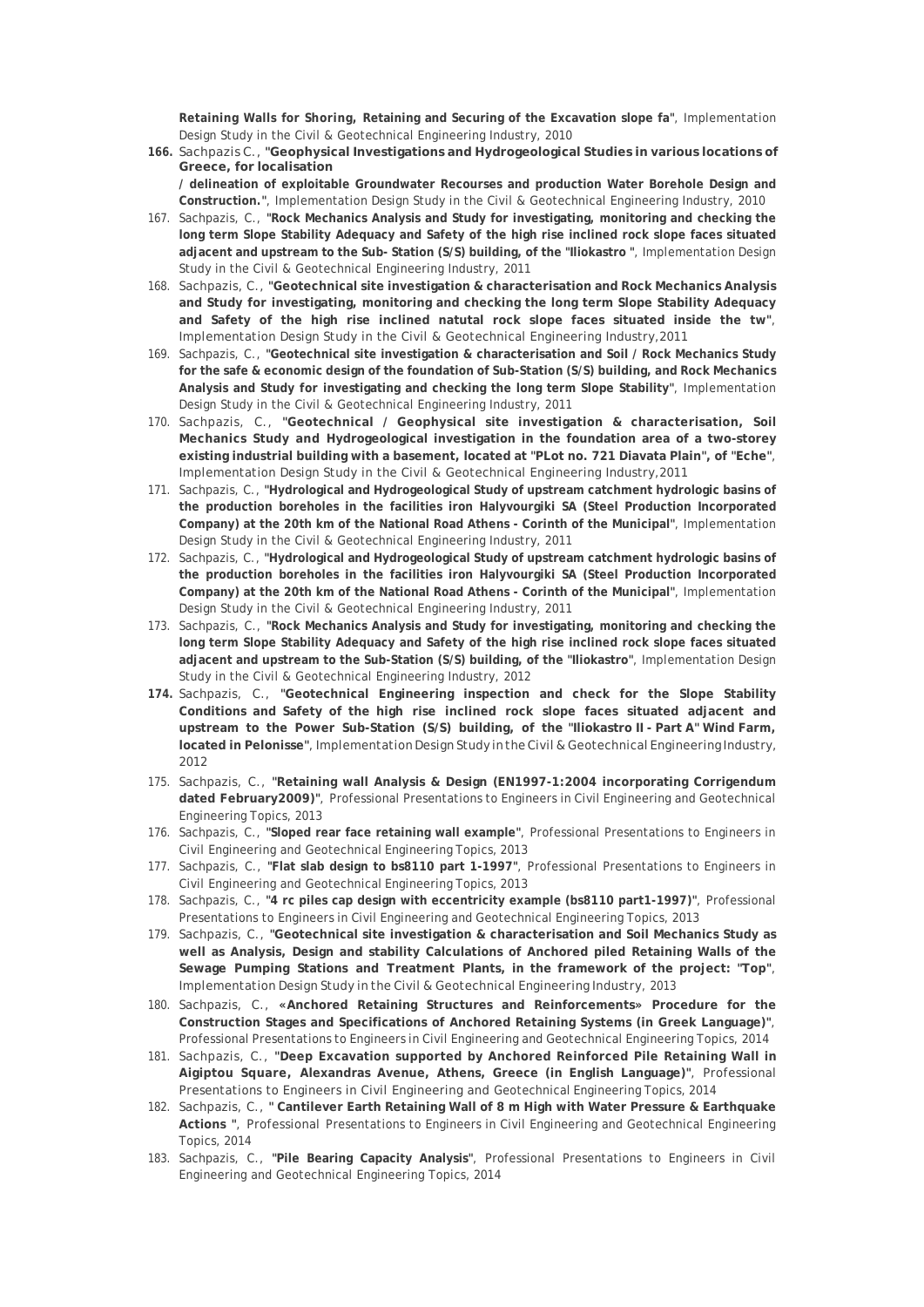**Retaining Walls for Shoring, Retaining and Securing of the Excavation slope fa"**, Implementation Design Study in the Civil & Geotechnical Engineering Industry, 2010

166. Sachpazis C., **"Geophysical Investigations and Hydrogeological Studies in various locations of Greece, for localisation / delineation of exploitable Groundwater Recourses and production Water Borehole Design and Construction."**, Implementation Design Study in the Civil & Geotechnical Engineering Industry, 2010
167. Sachpazis, C., **"Rock Mechanics Analysis and Study for investigating, monitoring and checking the long term Slope Stability Adequacy and Safety of the high rise inclined rock slope faces situated adjacent and upstream to the Sub- Station (S/S) building, of the "Iliokastro "**, Implementation Design Study in the Civil & Geotechnical Engineering Industry, 2011
168. Sachpazis, C., **"Geotechnical site investigation & characterisation and Rock Mechanics Analysis and Study for investigating, monitoring and checking the long term Slope Stability Adequacy and Safety of the high rise inclined natutal rock slope faces situated inside the tw"**, Implementation Design Study in the Civil & Geotechnical Engineering Industry,2011
169. Sachpazis, C., **"Geotechnical site investigation & characterisation and Soil / Rock Mechanics Study for the safe & economic design of the foundation of Sub-Station (S/S) building, and Rock Mechanics Analysis and Study for investigating and checking the long term Slope Stability"**, Implementation Design Study in the Civil & Geotechnical Engineering Industry, 2011
170. Sachpazis, C., **"Geotechnical / Geophysical site investigation & characterisation, Soil Mechanics Study and Hydrogeological investigation in the foundation area of a two-storey existing industrial building with a basement, located at "PLot no. 721 Diavata Plain", of "Eche"**, Implementation Design Study in the Civil & Geotechnical Engineering Industry,2011
171. Sachpazis, C., **"Hydrological and Hydrogeological Study of upstream catchment hydrologic basins of the production boreholes in the facilities iron Halyvourgiki SA (Steel Production Incorporated Company) at the 20th km of the National Road Athens - Corinth of the Municipal"**, Implementation Design Study in the Civil & Geotechnical Engineering Industry, 2011
172. Sachpazis, C., **"Hydrological and Hydrogeological Study of upstream catchment hydrologic basins of the production boreholes in the facilities iron Halyvourgiki SA (Steel Production Incorporated Company) at the 20th km of the National Road Athens - Corinth of the Municipal"**, Implementation Design Study in the Civil & Geotechnical Engineering Industry, 2011
173. Sachpazis, C., **"Rock Mechanics Analysis and Study for investigating, monitoring and checking the long term Slope Stability Adequacy and Safety of the high rise inclined rock slope faces situated adjacent and upstream to the Sub-Station (S/S) building, of the "Iliokastro"**, Implementation Design Study in the Civil & Geotechnical Engineering Industry, 2012
174. Sachpazis, C., **"Geotechnical Engineering inspection and check for the Slope Stability Conditions and Safety of the high rise inclined rock slope faces situated adjacent and upstream to the Power Sub-Station (S/S) building, of the "Iliokastro II - Part A" Wind Farm, located in Pelonisse"**, Implementation Design Study in the Civil & Geotechnical Engineering Industry, 2012
175. Sachpazis, C., **"Retaining wall Analysis & Design (EN1997-1:2004 incorporating Corrigendum dated February2009)"**, Professional Presentations to Engineers in Civil Engineering and Geotechnical Engineering Topics, 2013
176. Sachpazis, C., **"Sloped rear face retaining wall example"**, Professional Presentations to Engineers in Civil Engineering and Geotechnical Engineering Topics, 2013
177. Sachpazis, C., **"Flat slab design to bs8110 part 1-1997"**, Professional Presentations to Engineers in Civil Engineering and Geotechnical Engineering Topics, 2013
178. Sachpazis, C., **"4 rc piles cap design with eccentricity example (bs8110 part1-1997)"**, Professional Presentations to Engineers in Civil Engineering and Geotechnical Engineering Topics, 2013
179. Sachpazis, C., **"Geotechnical site investigation & characterisation and Soil Mechanics Study as well as Analysis, Design and stability Calculations of Anchored piled Retaining Walls of the Sewage Pumping Stations and Treatment Plants, in the framework of the project: "Top"**, Implementation Design Study in the Civil & Geotechnical Engineering Industry, 2013
180. Sachpazis, C., **«Anchored Retaining Structures and Reinforcements» Procedure for the Construction Stages and Specifications of Anchored Retaining Systems (in Greek Language)"**, Professional Presentations to Engineers in Civil Engineering and Geotechnical Engineering Topics, 2014
181. Sachpazis, C., **"Deep Excavation supported by Anchored Reinforced Pile Retaining Wall in Aigiptou Square, Alexandras Avenue, Athens, Greece (in English Language)"**, Professional Presentations to Engineers in Civil Engineering and Geotechnical Engineering Topics, 2014
182. Sachpazis, C., **" Cantilever Earth Retaining Wall of 8 m High with Water Pressure & Earthquake Actions "**, Professional Presentations to Engineers in Civil Engineering and Geotechnical Engineering Topics, 2014
183. Sachpazis, C., **"Pile Bearing Capacity Analysis"**, Professional Presentations to Engineers in Civil Engineering and Geotechnical Engineering Topics, 2014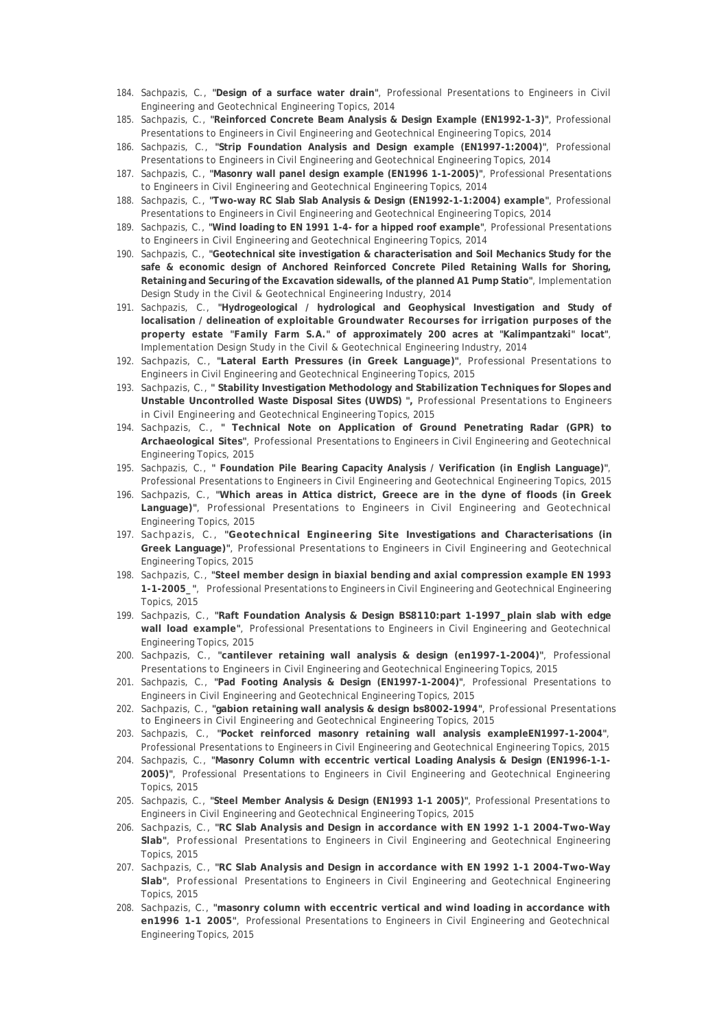184. Sachpazis, C., "**Design of a surface water drain**", Professional Presentations to Engineers in Civil Engineering and Geotechnical Engineering Topics, 2014
185. Sachpazis, C., "**Reinforced Concrete Beam Analysis & Design Example (EN1992-1-3)**", Professional Presentations to Engineers in Civil Engineering and Geotechnical Engineering Topics, 2014
186. Sachpazis, C., "**Strip Foundation Analysis and Design example (EN1997-1:2004)**", Professional Presentations to Engineers in Civil Engineering and Geotechnical Engineering Topics, 2014
187. Sachpazis, C., "**Masonry wall panel design example (EN1996 1-1-2005)**", Professional Presentations to Engineers in Civil Engineering and Geotechnical Engineering Topics, 2014
188. Sachpazis, C., "**Two-way RC Slab Slab Analysis & Design (EN1992-1-1:2004) example**", Professional Presentations to Engineers in Civil Engineering and Geotechnical Engineering Topics, 2014
189. Sachpazis, C., "**Wind loading to EN 1991 1-4- for a hipped roof example**", Professional Presentations to Engineers in Civil Engineering and Geotechnical Engineering Topics, 2014
190. Sachpazis, C., "**Geotechnical site investigation & characterisation and Soil Mechanics Study for the safe & economic design of Anchored Reinforced Concrete Piled Retaining Walls for Shoring, Retaining and Securing of the Excavation sidewalls, of the planned A1 Pump Statio**", Implementation Design Study in the Civil & Geotechnical Engineering Industry, 2014
191. Sachpazis, C., "**Hydrogeological / hydrological and Geophysical Investigation and Study of localisation / delineation of exploitable Groundwater Recourses for irrigation purposes of the property estate "Family Farm S.A." of approximately 200 acres at "Kalimpantzaki" locat**", Implementation Design Study in the Civil & Geotechnical Engineering Industry, 2014
192. Sachpazis, C., "**Lateral Earth Pressures (in Greek Language)**", Professional Presentations to Engineers in Civil Engineering and Geotechnical Engineering Topics, 2015
193. Sachpazis, C., " **Stability Investigation Methodology and Stabilization Techniques for Slopes and Unstable Uncontrolled Waste Disposal Sites (UWDS) ",** Professional Presentations to Engineers in Civil Engineering and Geotechnical Engineering Topics, 2015
194. Sachpazis, C., " **Technical Note on Application of Ground Penetrating Radar (GPR) to Archaeological Sites**", Professional Presentations to Engineers in Civil Engineering and Geotechnical Engineering Topics, 2015
195. Sachpazis, C., " **Foundation Pile Bearing Capacity Analysis / Verification (in English Language)**", Professional Presentations to Engineers in Civil Engineering and Geotechnical Engineering Topics, 2015
196. Sachpazis, C., "**Which areas in Attica district, Greece are in the dyne of floods (in Greek Language)**", Professional Presentations to Engineers in Civil Engineering and Geotechnical Engineering Topics, 2015
197. Sachpazis, C., "**Geotechnical Engineering Site Investigations and Characterisations (in Greek Language)**", Professional Presentations to Engineers in Civil Engineering and Geotechnical Engineering Topics, 2015
198. Sachpazis, C., "**Steel member design in biaxial bending and axial compression example EN 1993 1-1-2005_**", Professional Presentations to Engineers in Civil Engineering and Geotechnical Engineering Topics, 2015
199. Sachpazis, C., "**Raft Foundation Analysis & Design BS8110:part 1-1997_plain slab with edge wall load example**", Professional Presentations to Engineers in Civil Engineering and Geotechnical Engineering Topics, 2015
200. Sachpazis, C., "**cantilever retaining wall analysis & design (en1997-1-2004)**", Professional Presentations to Engineers in Civil Engineering and Geotechnical Engineering Topics, 2015
201. Sachpazis, C., "**Pad Footing Analysis & Design (EN1997-1-2004)**", Professional Presentations to Engineers in Civil Engineering and Geotechnical Engineering Topics, 2015
202. Sachpazis, C., "**gabion retaining wall analysis & design bs8002-1994**", Professional Presentations to Engineers in Civil Engineering and Geotechnical Engineering Topics, 2015
203. Sachpazis, C., "**Pocket reinforced masonry retaining wall analysis exampleEN1997-1-2004**", Professional Presentations to Engineers in Civil Engineering and Geotechnical Engineering Topics, 2015
204. Sachpazis, C., "**Masonry Column with eccentric vertical Loading Analysis & Design (EN1996-1-1-2005)**", Professional Presentations to Engineers in Civil Engineering and Geotechnical Engineering Topics, 2015
205. Sachpazis, C., "**Steel Member Analysis & Design (EN1993 1-1 2005)**", Professional Presentations to Engineers in Civil Engineering and Geotechnical Engineering Topics, 2015
206. Sachpazis, C., "**RC Slab Analysis and Design in accordance with EN 1992 1-1 2004-Two-Way Slab**", Professional Presentations to Engineers in Civil Engineering and Geotechnical Engineering Topics, 2015
207. Sachpazis, C., "**RC Slab Analysis and Design in accordance with EN 1992 1-1 2004-Two-Way Slab**", Professional Presentations to Engineers in Civil Engineering and Geotechnical Engineering Topics, 2015
208. Sachpazis, C., "**masonry column with eccentric vertical and wind loading in accordance with en1996 1-1 2005**", Professional Presentations to Engineers in Civil Engineering and Geotechnical Engineering Topics, 2015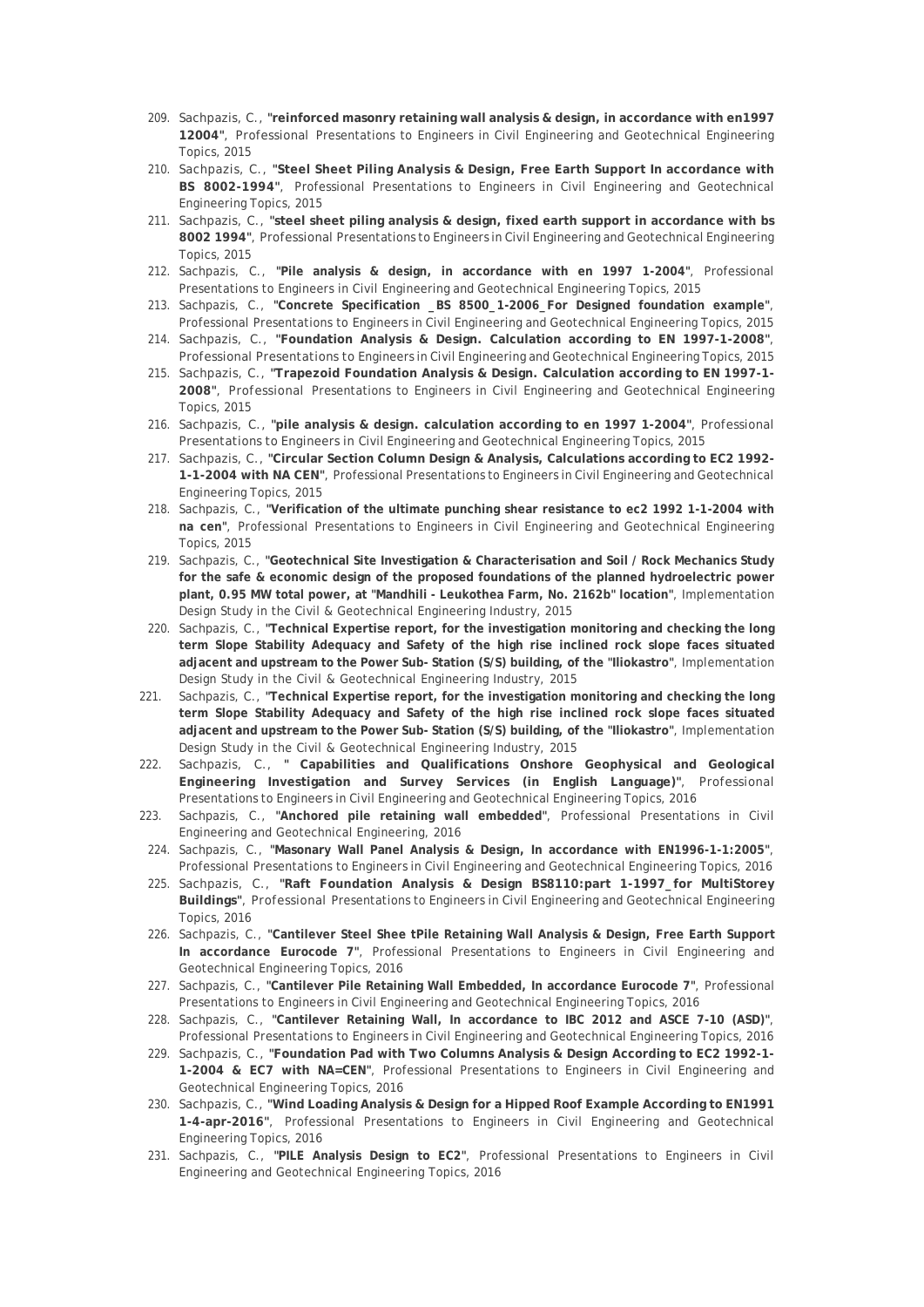209. Sachpazis, C., **"reinforced masonry retaining wall analysis & design, in accordance with en1997 12004"**, Professional Presentations to Engineers in Civil Engineering and Geotechnical Engineering Topics, 2015
210. Sachpazis, C., **"Steel Sheet Piling Analysis & Design, Free Earth Support In accordance with BS 8002-1994"**, Professional Presentations to Engineers in Civil Engineering and Geotechnical Engineering Topics, 2015
211. Sachpazis, C., **"steel sheet piling analysis & design, fixed earth support in accordance with bs 8002 1994"**, Professional Presentations to Engineers in Civil Engineering and Geotechnical Engineering Topics, 2015
212. Sachpazis, C., **"Pile analysis & design, in accordance with en 1997 1-2004"**, Professional Presentations to Engineers in Civil Engineering and Geotechnical Engineering Topics, 2015
213. Sachpazis, C., **"Concrete Specification _BS 8500_1-2006_For Designed foundation example"**, Professional Presentations to Engineers in Civil Engineering and Geotechnical Engineering Topics, 2015
214. Sachpazis, C., **"Foundation Analysis & Design. Calculation according to EN 1997-1-2008"**, Professional Presentations to Engineers in Civil Engineering and Geotechnical Engineering Topics, 2015
215. Sachpazis, C., **"Trapezoid Foundation Analysis & Design. Calculation according to EN 1997-1-2008"**, Professional Presentations to Engineers in Civil Engineering and Geotechnical Engineering Topics, 2015
216. Sachpazis, C., **"pile analysis & design. calculation according to en 1997 1-2004"**, Professional Presentations to Engineers in Civil Engineering and Geotechnical Engineering Topics, 2015
217. Sachpazis, C., **"Circular Section Column Design & Analysis, Calculations according to EC2 1992-1-1-2004 with NA CEN"**, Professional Presentations to Engineers in Civil Engineering and Geotechnical Engineering Topics, 2015
218. Sachpazis, C., **"Verification of the ultimate punching shear resistance to ec2 1992 1-1-2004 with na cen"**, Professional Presentations to Engineers in Civil Engineering and Geotechnical Engineering Topics, 2015
219. Sachpazis, C., **"Geotechnical Site Investigation & Characterisation and Soil / Rock Mechanics Study for the safe & economic design of the proposed foundations of the planned hydroelectric power plant, 0.95 MW total power, at "Mandhili - Leukothea Farm, No. 2162b" location"**, Implementation Design Study in the Civil & Geotechnical Engineering Industry, 2015
220. Sachpazis, C., **"Technical Expertise report, for the investigation monitoring and checking the long term Slope Stability Adequacy and Safety of the high rise inclined rock slope faces situated adjacent and upstream to the Power Sub- Station (S/S) building, of the "Iliokastro"**, Implementation Design Study in the Civil & Geotechnical Engineering Industry, 2015
221. Sachpazis, C., **"Technical Expertise report, for the investigation monitoring and checking the long term Slope Stability Adequacy and Safety of the high rise inclined rock slope faces situated adjacent and upstream to the Power Sub- Station (S/S) building, of the "Iliokastro"**, Implementation Design Study in the Civil & Geotechnical Engineering Industry, 2015
222. Sachpazis, C., **" Capabilities and Qualifications Onshore Geophysical and Geological Engineering Investigation and Survey Services (in English Language)"**, Professional Presentations to Engineers in Civil Engineering and Geotechnical Engineering Topics, 2016
223. Sachpazis, C., **"Anchored pile retaining wall embedded"**, Professional Presentations in Civil Engineering and Geotechnical Engineering, 2016
224. Sachpazis, C., **"Masonary Wall Panel Analysis & Design, In accordance with EN1996-1-1:2005"**, Professional Presentations to Engineers in Civil Engineering and Geotechnical Engineering Topics, 2016
225. Sachpazis, C., **"Raft Foundation Analysis & Design BS8110:part 1-1997_for MultiStorey Buildings"**, Professional Presentations to Engineers in Civil Engineering and Geotechnical Engineering Topics, 2016
226. Sachpazis, C., **"Cantilever Steel Shee tPile Retaining Wall Analysis & Design, Free Earth Support In accordance Eurocode 7"**, Professional Presentations to Engineers in Civil Engineering and Geotechnical Engineering Topics, 2016
227. Sachpazis, C., **"Cantilever Pile Retaining Wall Embedded, In accordance Eurocode 7"**, Professional Presentations to Engineers in Civil Engineering and Geotechnical Engineering Topics, 2016
228. Sachpazis, C., **"Cantilever Retaining Wall, In accordance to IBC 2012 and ASCE 7-10 (ASD)"**, Professional Presentations to Engineers in Civil Engineering and Geotechnical Engineering Topics, 2016
229. Sachpazis, C., **"Foundation Pad with Two Columns Analysis & Design According to EC2 1992-1-1-2004 & EC7 with NA=CEN"**, Professional Presentations to Engineers in Civil Engineering and Geotechnical Engineering Topics, 2016
230. Sachpazis, C., **"Wind Loading Analysis & Design for a Hipped Roof Example According to EN1991 1-4-apr-2016"**, Professional Presentations to Engineers in Civil Engineering and Geotechnical Engineering Topics, 2016
231. Sachpazis, C., **"PILE Analysis Design to EC2"**, Professional Presentations to Engineers in Civil Engineering and Geotechnical Engineering Topics, 2016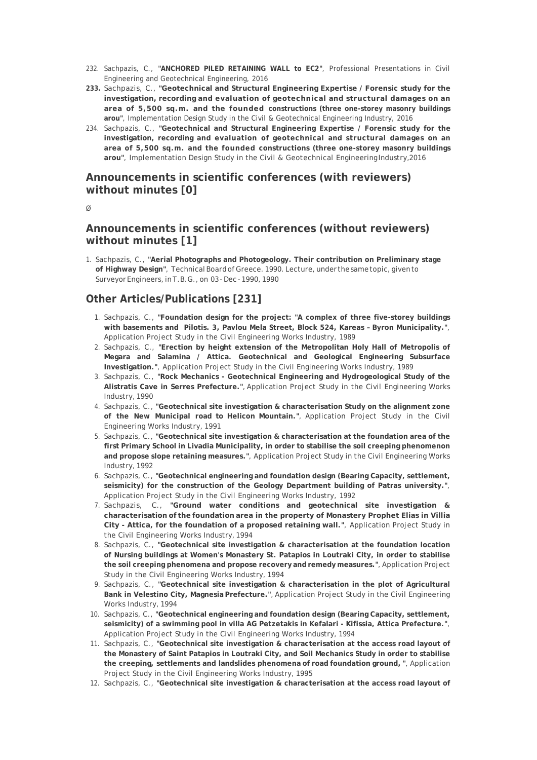232. Sachpazis, C., "**ANCHORED PILED RETAINING WALL to EC2**", Professional Presentations in Civil Engineering and Geotechnical Engineering, 2016
233. Sachpazis, C., "**Geotechnical and Structural Engineering Expertise / Forensic study for the investigation, recording and evaluation of geotechnical and structural damages on an area of 5,500 sq.m. and the founded constructions (three one-storey masonry buildings arou**", Implementation Design Study in the Civil & Geotechnical Engineering Industry, 2016
234. Sachpazis, C., "**Geotechnical and Structural Engineering Expertise / Forensic study for the investigation, recording and evaluation of geotechnical and structural damages on an area of 5,500 sq.m. and the founded constructions (three one-storey masonry buildings arou**", Implementation Design Study in the Civil & Geotechnical Engineering Industry, 2016

## Announcements in scientific conferences (with reviewers) without minutes [0]

Ø

## Announcements in scientific conferences (without reviewers) without minutes [1]

1. Sachpazis, C., "**Aerial Photographs and Photogeology. Their contribution on Preliminary stage of Highway Design**", Technical Board of Greece. 1990. Lecture, under the same topic, given to Surveyor Engineers, in T.B.G., on 03-Dec-1990, 1990

## Other Articles/Publications [231]

1. Sachpazis, C., "**Foundation design for the project: "A complex of three five-storey buildings with basements and Pilotis. 3, Pavlou Mela Street, Block 524, Kareas – Byron Municipality."**", Application Project Study in the Civil Engineering Works Industry, 1989
2. Sachpazis, C., "**Erection by height extension of the Metropolitan Holy Hall of Metropolis of Megara and Salamina / Attica. Geotechnical and Geological Engineering Subsurface Investigation.**", Application Project Study in the Civil Engineering Works Industry, 1989
3. Sachpazis, C., "**Rock Mechanics - Geotechnical Engineering and Hydrogeological Study of the Alistratis Cave in Serres Prefecture.**", Application Project Study in the Civil Engineering Works Industry, 1990
4. Sachpazis, C., "**Geotechnical site investigation & characterisation Study on the alignment zone of the New Municipal road to Helicon Mountain.**", Application Project Study in the Civil Engineering Works Industry, 1991
5. Sachpazis, C., "**Geotechnical site investigation & characterisation at the foundation area of the first Primary School in Livadia Municipality, in order to stabilise the soil creeping phenomenon and propose slope retaining measures.**", Application Project Study in the Civil Engineering Works Industry, 1992
6. Sachpazis, C., "**Geotechnical engineering and foundation design (Bearing Capacity, settlement, seismicity) for the construction of the Geology Department building of Patras university.**", Application Project Study in the Civil Engineering Works Industry, 1992
7. Sachpazis, C., "**Ground water conditions and geotechnical site investigation & characterisation of the foundation area in the property of Monastery Prophet Elias in Villia City - Attica, for the foundation of a proposed retaining wall.**", Application Project Study in the Civil Engineering Works Industry, 1994
8. Sachpazis, C., "**Geotechnical site investigation & characterisation at the foundation location of Nursing buildings at Women's Monastery St. Patapios in Loutraki City, in order to stabilise the soil creeping phenomena and propose recovery and remedy measures.**", Application Project Study in the Civil Engineering Works Industry, 1994
9. Sachpazis, C., "**Geotechnical site investigation & characterisation in the plot of Agricultural Bank in Velestino City, Magnesia Prefecture.**", Application Project Study in the Civil Engineering Works Industry, 1994
10. Sachpazis, C., "**Geotechnical engineering and foundation design (Bearing Capacity, settlement, seismicity) of a swimming pool in villa AG Petzetakis in Kefalari - Kifissia, Attica Prefecture.**", Application Project Study in the Civil Engineering Works Industry, 1994
11. Sachpazis, C., "**Geotechnical site investigation & characterisation at the access road layout of the Monastery of Saint Patapios in Loutraki City, and Soil Mechanics Study in order to stabilise the creeping, settlements and landslides phenomena of road foundation ground,**", Application Project Study in the Civil Engineering Works Industry, 1995
12. Sachpazis, C., "**Geotechnical site investigation & characterisation at the access road layout of**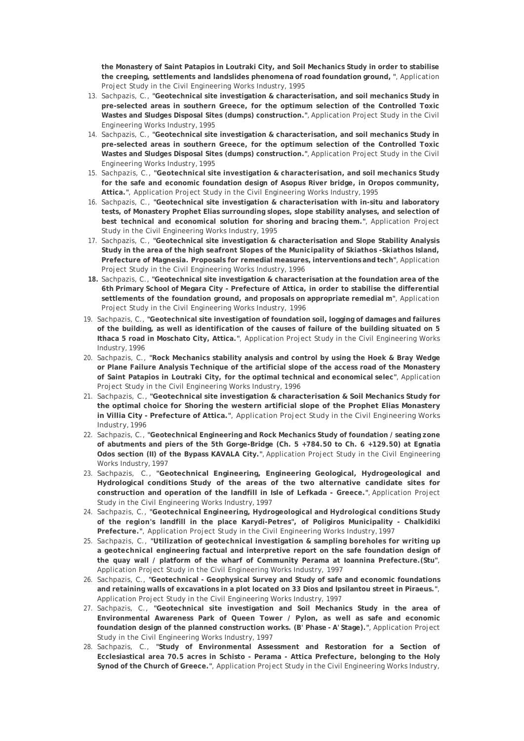**the Monastery of Saint Patapios in Loutraki City, and Soil Mechanics Study in order to stabilise the creeping, settlements and landslides phenomena of road foundation ground,** ", Application Project Study in the Civil Engineering Works Industry, 1995

13. Sachpazis, C., "**Geotechnical site investigation & characterisation, and soil mechanics Study in pre-selected areas in southern Greece, for the optimum selection of the Controlled Toxic Wastes and Sludges Disposal Sites (dumps) construction.**", Application Project Study in the Civil Engineering Works Industry, 1995
14. Sachpazis, C., "**Geotechnical site investigation & characterisation, and soil mechanics Study in pre-selected areas in southern Greece, for the optimum selection of the Controlled Toxic Wastes and Sludges Disposal Sites (dumps) construction.**", Application Project Study in the Civil Engineering Works Industry, 1995
15. Sachpazis, C., "**Geotechnical site investigation & characterisation, and soil mechanics Study for the safe and economic foundation design of Asopus River bridge, in Oropos community, Attica.**", Application Project Study in the Civil Engineering Works Industry, 1995
16. Sachpazis, C., "**Geotechnical site investigation & characterisation with in-situ and laboratory tests, of Monastery Prophet Elias surrounding slopes, slope stability analyses, and selection of best technical and economical solution for shoring and bracing them.**", Application Project Study in the Civil Engineering Works Industry, 1995
17. Sachpazis, C., "**Geotechnical site investigation & characterisation and Slope Stability Analysis Study in the area of the high seafront Slopes of the Municipality of Skiathos -Skiathos Island, Prefecture of Magnesia. Proposals for remedial measures, interventions and tech**", Application Project Study in the Civil Engineering Works Industry, 1996
18. Sachpazis, C., "**Geotechnical site investigation & characterisation at the foundation area of the 6th Primary School of Megara City - Prefecture of Attica, in order to stabilise the differential settlements of the foundation ground, and proposals on appropriate remedial m**", Application Project Study in the Civil Engineering Works Industry, 1996
19. Sachpazis, C., "**Geotechnical site investigation of foundation soil, logging of damages and failures of the building, as well as identification of the causes of failure of the building situated on 5 Ithaca 5 road in Moschato City, Attica.**", Application Project Study in the Civil Engineering Works Industry, 1996
20. Sachpazis, C., "**Rock Mechanics stability analysis and control by using the Hoek & Bray Wedge or Plane Failure Analysis Technique of the artificial slope of the access road of the Monastery of Saint Patapios in Loutraki City, for the optimal technical and economical selec**", Application Project Study in the Civil Engineering Works Industry, 1996
21. Sachpazis, C., "**Geotechnical site investigation & characterisation & Soil Mechanics Study for the optimal choice for Shoring the western artificial slope of the Prophet Elias Monastery in Villia City - Prefecture of Attica.**", Application Project Study in the Civil Engineering Works Industry, 1996
22. Sachpazis, C., "**Geotechnical Engineering and Rock Mechanics Study of foundation / seating zone of abutments and piers of the 5th Gorge-Bridge (Ch. 5 +784.50 to Ch. 6 +129.50) at Egnatia Odos section (II) of the Bypass KAVALA City.**", Application Project Study in the Civil Engineering Works Industry, 1997
23. Sachpazis, C., "**Geotechnical Engineering, Engineering Geological, Hydrogeological and Hydrological conditions Study of the areas of the two alternative candidate sites for construction and operation of the landfill in Isle of Lefkada - Greece.**", Application Project Study in the Civil Engineering Works Industry, 1997
24. Sachpazis, C., "**Geotechnical Engineering, Hydrogeological and Hydrological conditions Study of the region's landfill in the place Karydi-Petres", of Poligiros Municipality - Chalkidiki Prefecture.**", Application Project Study in the Civil Engineering Works Industry, 1997
25. Sachpazis, C., "**Utilization of geotechnical investigation & sampling boreholes for writing up a geotechnical engineering factual and interpretive report on the safe foundation design of the quay wall / platform of the wharf of Community Perama at Ioannina Prefecture.(Stu**", Application Project Study in the Civil Engineering Works Industry, 1997
26. Sachpazis, C., "**Geotechnical - Geophysical Survey and Study of safe and economic foundations and retaining walls of excavations in a plot located on 33 Dios and Ipsilantou street in Piraeus.**", Application Project Study in the Civil Engineering Works Industry, 1997
27. Sachpazis, C., "**Geotechnical site investigation and Soil Mechanics Study in the area of Environmental Awareness Park of Queen Tower / Pylon, as well as safe and economic foundation design of the planned construction works. (B' Phase - A' Stage).**", Application Project Study in the Civil Engineering Works Industry, 1997
28. Sachpazis, C., "**Study of Environmental Assessment and Restoration for a Section of Ecclesiastical area 70.5 acres in Schisto - Perama - Attica Prefecture, belonging to the Holy Synod of the Church of Greece.**", Application Project Study in the Civil Engineering Works Industry,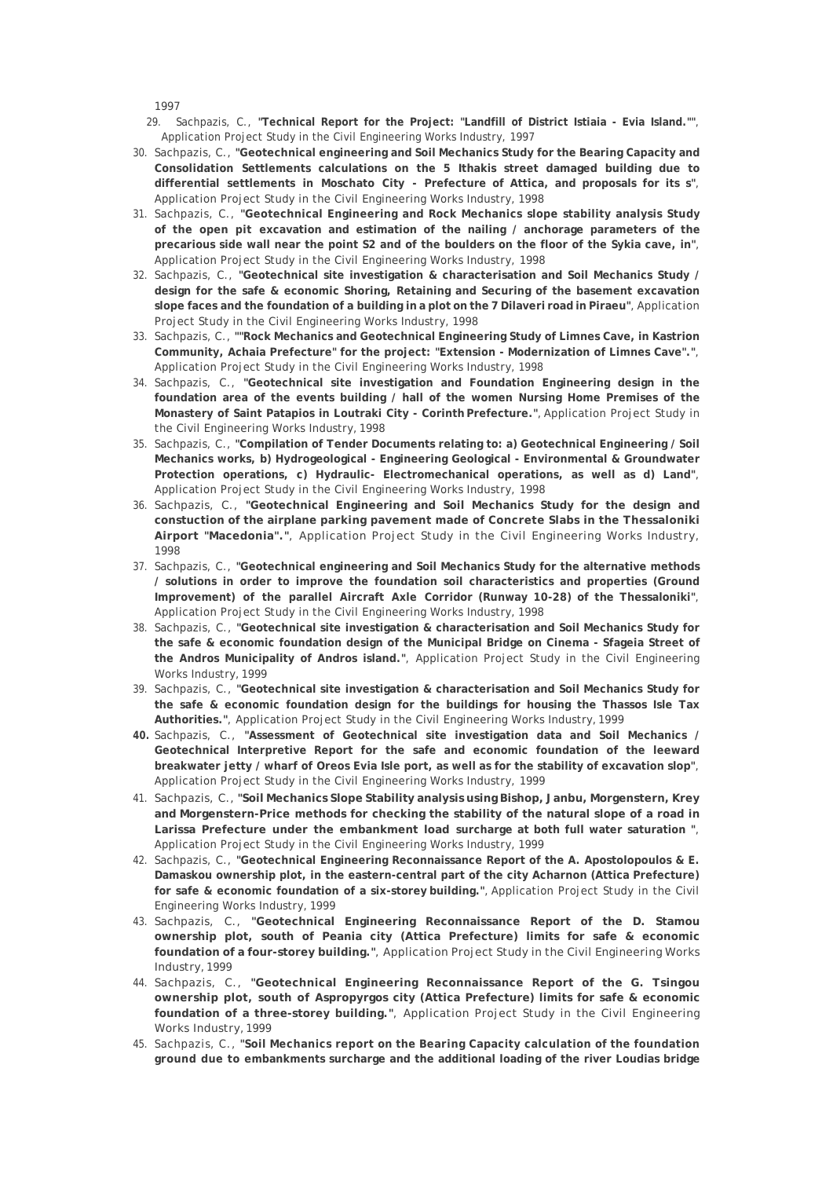1997

29. Sachpazis, C., "**Technical Report for the Project: "Landfill of District Istiaia - Evia Island.""**, Application Project Study in the Civil Engineering Works Industry, 1997
30. Sachpazis, C., "**Geotechnical engineering and Soil Mechanics Study for the Bearing Capacity and Consolidation Settlements calculations on the 5 Ithakis street damaged building due to differential settlements in Moschato City - Prefecture of Attica, and proposals for its s**", Application Project Study in the Civil Engineering Works Industry, 1998
31. Sachpazis, C., "**Geotechnical Engineering and Rock Mechanics slope stability analysis Study of the open pit excavation and estimation of the nailing / anchorage parameters of the precarious side wall near the point S2 and of the boulders on the floor of the Sykia cave, in**", Application Project Study in the Civil Engineering Works Industry, 1998
32. Sachpazis, C., "**Geotechnical site investigation & characterisation and Soil Mechanics Study / design for the safe & economic Shoring, Retaining and Securing of the basement excavation slope faces and the foundation of a building in a plot on the 7 Dilaveri road in Piraeu**", Application Project Study in the Civil Engineering Works Industry, 1998
33. Sachpazis, C., "**"Rock Mechanics and Geotechnical Engineering Study of Limnes Cave, in Kastrion Community, Achaia Prefecture" for the project: "Extension - Modernization of Limnes Cave".**", Application Project Study in the Civil Engineering Works Industry, 1998
34. Sachpazis, C., "**Geotechnical site investigation and Foundation Engineering design in the foundation area of the events building / hall of the women Nursing Home Premises of the Monastery of Saint Patapios in Loutraki City - Corinth Prefecture.**", Application Project Study in the Civil Engineering Works Industry, 1998
35. Sachpazis, C., "**Compilation of Tender Documents relating to: a) Geotechnical Engineering / Soil Mechanics works, b) Hydrogeological - Engineering Geological - Environmental & Groundwater Protection operations, c) Hydraulic- Electromechanical operations, as well as d) Land**", Application Project Study in the Civil Engineering Works Industry, 1998
36. Sachpazis, C., "**Geotechnical Engineering and Soil Mechanics Study for the design and constuction of the airplane parking pavement made of Concrete Slabs in the Thessaloniki Airport "Macedonia".**", Application Project Study in the Civil Engineering Works Industry, 1998
37. Sachpazis, C., "**Geotechnical engineering and Soil Mechanics Study for the alternative methods / solutions in order to improve the foundation soil characteristics and properties (Ground Improvement) of the parallel Aircraft Axle Corridor (Runway 10-28) of the Thessaloniki**", Application Project Study in the Civil Engineering Works Industry, 1998
38. Sachpazis, C., "**Geotechnical site investigation & characterisation and Soil Mechanics Study for the safe & economic foundation design of the Municipal Bridge on Cinema - Sfageia Street of the Andros Municipality of Andros island.**", Application Project Study in the Civil Engineering Works Industry, 1999
39. Sachpazis, C., "**Geotechnical site investigation & characterisation and Soil Mechanics Study for the safe & economic foundation design for the buildings for housing the Thassos Isle Tax Authorities.**", Application Project Study in the Civil Engineering Works Industry, 1999
40. Sachpazis, C., "**Assessment of Geotechnical site investigation data and Soil Mechanics / Geotechnical Interpretive Report for the safe and economic foundation of the leeward breakwater jetty / wharf of Oreos Evia Isle port, as well as for the stability of excavation slop**", Application Project Study in the Civil Engineering Works Industry, 1999
41. Sachpazis, C., "**Soil Mechanics Slope Stability analysis using Bishop, Janbu, Morgenstern, Krey and Morgenstern-Price methods for checking the stability of the natural slope of a road in Larissa Prefecture under the embankment load surcharge at both full water saturation** ", Application Project Study in the Civil Engineering Works Industry, 1999
42. Sachpazis, C., "**Geotechnical Engineering Reconnaissance Report of the A. Apostolopoulos & E. Damaskou ownership plot, in the eastern-central part of the city Acharnon (Attica Prefecture) for safe & economic foundation of a six-storey building.**", Application Project Study in the Civil Engineering Works Industry, 1999
43. Sachpazis, C., "**Geotechnical Engineering Reconnaissance Report of the D. Stamou ownership plot, south of Peania city (Attica Prefecture) limits for safe & economic foundation of a four-storey building.**", Application Project Study in the Civil Engineering Works Industry, 1999
44. Sachpazis, C., "**Geotechnical Engineering Reconnaissance Report of the G. Tsingou ownership plot, south of Aspropyrgos city (Attica Prefecture) limits for safe & economic foundation of a three-storey building.**", Application Project Study in the Civil Engineering Works Industry, 1999
45. Sachpazis, C., "**Soil Mechanics report on the Bearing Capacity calculation of the foundation ground due to embankments surcharge and the additional loading of the river Loudias bridge**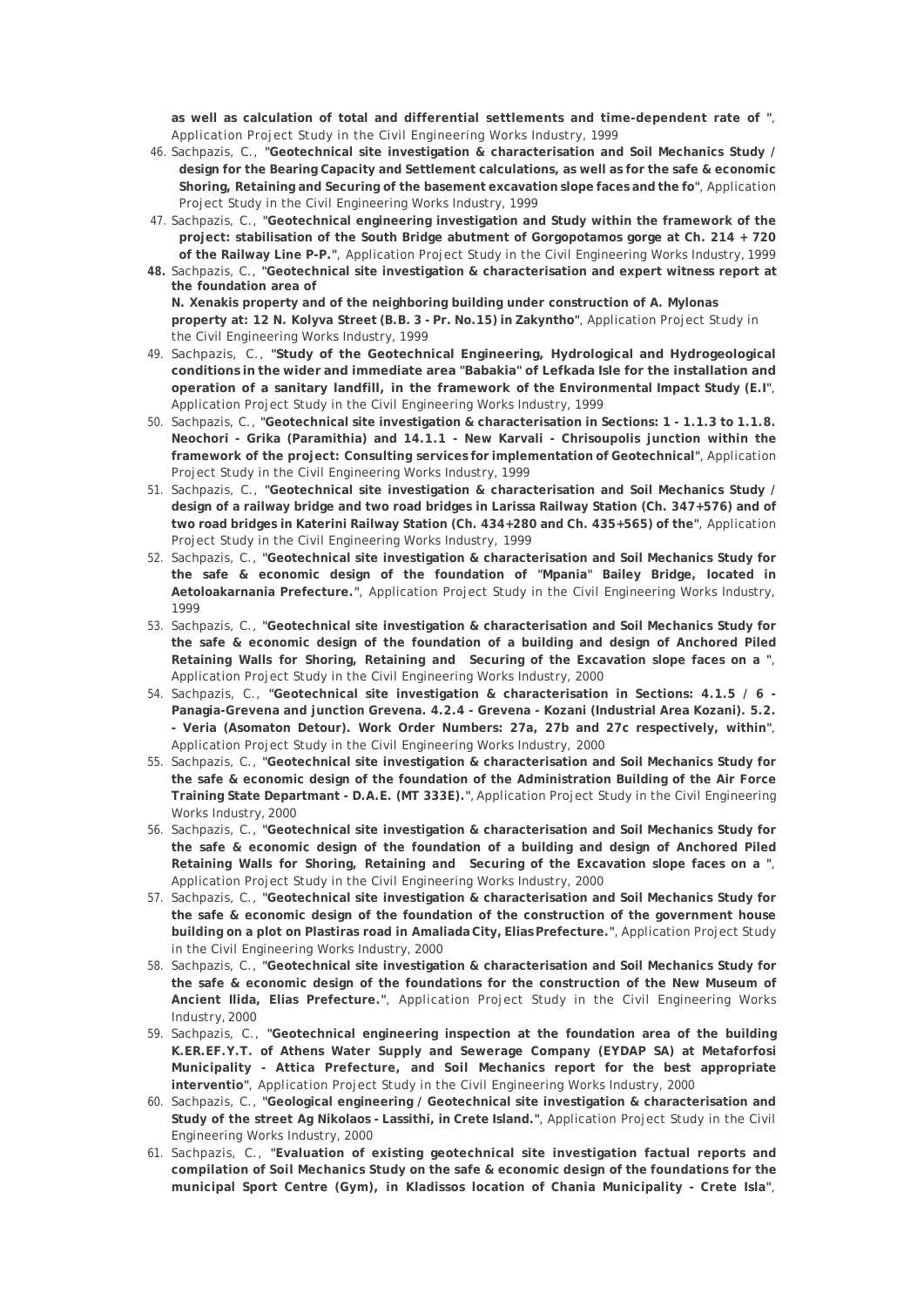**as well as calculation of total and differential settlements and time-dependent rate of** ", *Application Project Study in the Civil Engineering Works Industry*, 1999

46. Sachpazis, C., "**Geotechnical site investigation & characterisation and Soil Mechanics Study / design for the Bearing Capacity and Settlement calculations, as well as for the safe & economic Shoring, Retaining and Securing of the basement excavation slope faces and the fo**", *Application Project Study in the Civil Engineering Works Industry*, 1999
47. Sachpazis, C., "**Geotechnical engineering investigation and Study within the framework of the project: stabilisation of the South Bridge abutment of Gorgopotamos gorge at Ch. 214 + 720 of the Railway Line P-P.**", *Application Project Study in the Civil Engineering Works Industry*, 1999
48. Sachpazis, C., "**Geotechnical site investigation & characterisation and expert witness report at the foundation area of N. Xenakis property and of the neighboring building under construction of A. Mylonas property at: 12 N. Kolyva Street (B.B. 3 - Pr. No.15) in Zakyntho**", *Application Project Study in the Civil Engineering Works Industry*, 1999
49. Sachpazis, C., "**Study of the Geotechnical Engineering, Hydrological and Hydrogeological conditions in the wider and immediate area "Babakia" of Lefkada Isle for the installation and operation of a sanitary landfill, in the framework of the Environmental Impact Study (E.I**", *Application Project Study in the Civil Engineering Works Industry*, 1999
50. Sachpazis, C., "**Geotechnical site investigation & characterisation in Sections: 1 - 1.1.3 to 1.1.8. Neochori - Grika (Paramithia) and 14.1.1 - New Karvali - Chrisoupolis junction within the framework of the project: Consulting services for implementation of Geotechnical**", *Application Project Study in the Civil Engineering Works Industry*, 1999
51. Sachpazis, C., "**Geotechnical site investigation & characterisation and Soil Mechanics Study / design of a railway bridge and two road bridges in Larissa Railway Station (Ch. 347+576) and of two road bridges in Katerini Railway Station (Ch. 434+280 and Ch. 435+565) of the**", *Application Project Study in the Civil Engineering Works Industry*, 1999
52. Sachpazis, C., "**Geotechnical site investigation & characterisation and Soil Mechanics Study for the safe & economic design of the foundation of "Mpania" Bailey Bridge, located in Aetoloakarnania Prefecture.**", *Application Project Study in the Civil Engineering Works Industry*, 1999
53. Sachpazis, C., "**Geotechnical site investigation & characterisation and Soil Mechanics Study for the safe & economic design of the foundation of a building and design of Anchored Piled Retaining Walls for Shoring, Retaining and Securing of the Excavation slope faces on a** ", *Application Project Study in the Civil Engineering Works Industry*, 2000
54. Sachpazis, C., "**Geotechnical site investigation & characterisation in Sections: 4.1.5 / 6 - Panagia-Grevena and junction Grevena. 4.2.4 - Grevena - Kozani (Industrial Area Kozani). 5.2. - Veria (Asomaton Detour). Work Order Numbers: 27a, 27b and 27c respectively, within**", *Application Project Study in the Civil Engineering Works Industry*, 2000
55. Sachpazis, C., "**Geotechnical site investigation & characterisation and Soil Mechanics Study for the safe & economic design of the foundation of the Administration Building of the Air Force Training State Departmant - D.A.E. (MT 333E).**", *Application Project Study in the Civil Engineering Works Industry*, 2000
56. Sachpazis, C., "**Geotechnical site investigation & characterisation and Soil Mechanics Study for the safe & economic design of the foundation of a building and design of Anchored Piled Retaining Walls for Shoring, Retaining and Securing of the Excavation slope faces on a** ", *Application Project Study in the Civil Engineering Works Industry*, 2000
57. Sachpazis, C., "**Geotechnical site investigation & characterisation and Soil Mechanics Study for the safe & economic design of the foundation of the construction of the government house building on a plot on Plastiras road in Amaliada City, Elias Prefecture.**", *Application Project Study in the Civil Engineering Works Industry*, 2000
58. Sachpazis, C., "**Geotechnical site investigation & characterisation and Soil Mechanics Study for the safe & economic design of the foundations for the construction of the New Museum of Ancient Ilida, Elias Prefecture.**", *Application Project Study in the Civil Engineering Works Industry*, 2000
59. Sachpazis, C., "**Geotechnical engineering inspection at the foundation area of the building K.ER.EF.Y.T. of Athens Water Supply and Sewerage Company (EYDAP SA) at Metaforfosi Municipality - Attica Prefecture, and Soil Mechanics report for the best appropriate interventio**", *Application Project Study in the Civil Engineering Works Industry*, 2000
60. Sachpazis, C., "**Geological engineering / Geotechnical site investigation & characterisation and Study of the street Ag Nikolaos - Lassithi, in Crete Island.**", *Application Project Study in the Civil Engineering Works Industry*, 2000
61. Sachpazis, C., "**Evaluation of existing geotechnical site investigation factual reports and compilation of Soil Mechanics Study on the safe & economic design of the foundations for the municipal Sport Centre (Gym), in Kladissos location of Chania Municipality - Crete Isla**",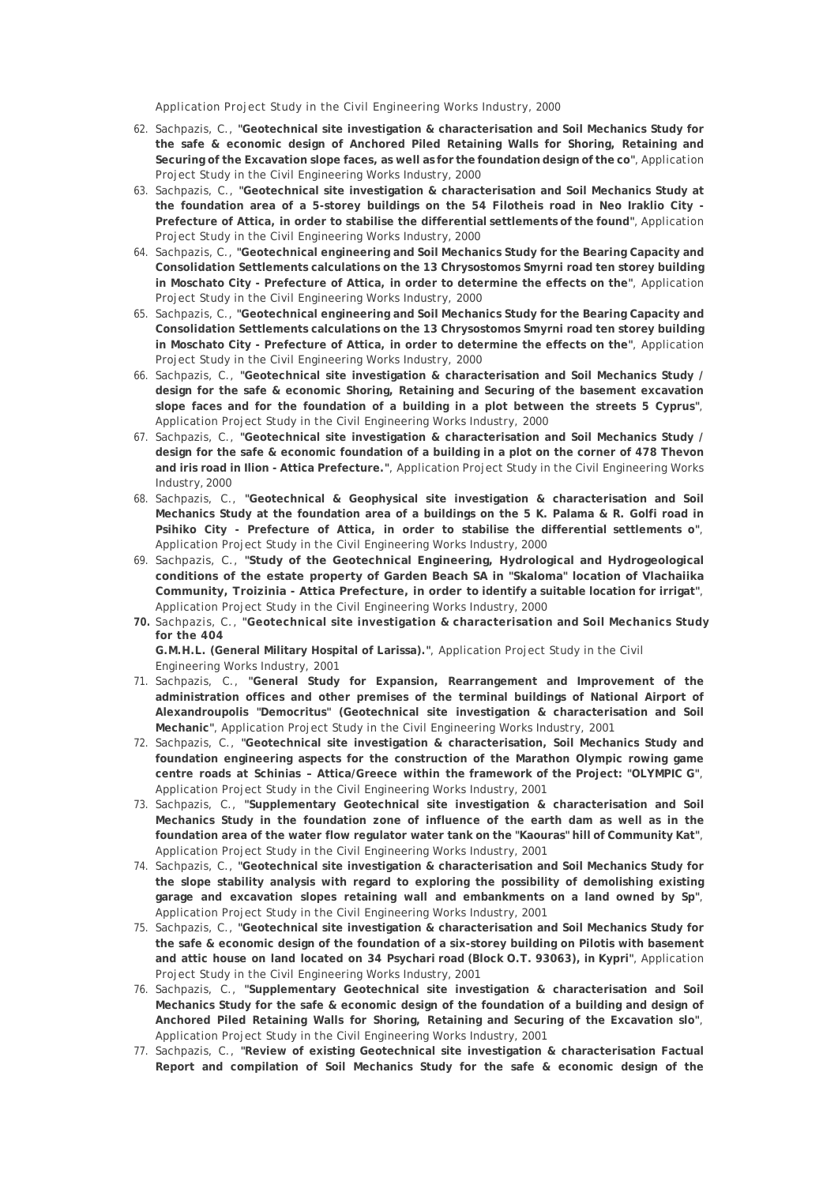Application Project Study in the Civil Engineering Works Industry, 2000

62. Sachpazis, C., "**Geotechnical site investigation & characterisation and Soil Mechanics Study for the safe & economic design of Anchored Piled Retaining Walls for Shoring, Retaining and Securing of the Excavation slope faces, as well as for the foundation design of the co**", Application Project Study in the Civil Engineering Works Industry, 2000
63. Sachpazis, C., "**Geotechnical site investigation & characterisation and Soil Mechanics Study at the foundation area of a 5-storey buildings on the 54 Filotheis road in Neo Iraklio City - Prefecture of Attica, in order to stabilise the differential settlements of the found**", Application Project Study in the Civil Engineering Works Industry, 2000
64. Sachpazis, C., "**Geotechnical engineering and Soil Mechanics Study for the Bearing Capacity and Consolidation Settlements calculations on the 13 Chrysostomos Smyrni road ten storey building in Moschato City - Prefecture of Attica, in order to determine the effects on the**", Application Project Study in the Civil Engineering Works Industry, 2000
65. Sachpazis, C., "**Geotechnical engineering and Soil Mechanics Study for the Bearing Capacity and Consolidation Settlements calculations on the 13 Chrysostomos Smyrni road ten storey building in Moschato City - Prefecture of Attica, in order to determine the effects on the**", Application Project Study in the Civil Engineering Works Industry, 2000
66. Sachpazis, C., "**Geotechnical site investigation & characterisation and Soil Mechanics Study / design for the safe & economic Shoring, Retaining and Securing of the basement excavation slope faces and for the foundation of a building in a plot between the streets 5 Cyprus**", Application Project Study in the Civil Engineering Works Industry, 2000
67. Sachpazis, C., "**Geotechnical site investigation & characterisation and Soil Mechanics Study / design for the safe & economic foundation of a building in a plot on the corner of 478 Thevon and iris road in Ilion - Attica Prefecture.**", Application Project Study in the Civil Engineering Works Industry, 2000
68. Sachpazis, C., "**Geotechnical & Geophysical site investigation & characterisation and Soil Mechanics Study at the foundation area of a buildings on the 5 K. Palama & R. Golfi road in Psihiko City - Prefecture of Attica, in order to stabilise the differential settlements o**", Application Project Study in the Civil Engineering Works Industry, 2000
69. Sachpazis, C., "**Study of the Geotechnical Engineering, Hydrological and Hydrogeological conditions of the estate property of Garden Beach SA in "Skaloma" location of Vlachaiika Community, Troizinia - Attica Prefecture, in order to identify a suitable location for irrigat**", Application Project Study in the Civil Engineering Works Industry, 2000
70. Sachpazis, C., "**Geotechnical site investigation & characterisation and Soil Mechanics Study for the 404 G.M.H.L. (General Military Hospital of Larissa).**", Application Project Study in the Civil Engineering Works Industry, 2001
71. Sachpazis, C., "**General Study for Expansion, Rearrangement and Improvement of the administration offices and other premises of the terminal buildings of National Airport of Alexandroupolis "Democritus" (Geotechnical site investigation & characterisation and Soil Mechanic**", Application Project Study in the Civil Engineering Works Industry, 2001
72. Sachpazis, C., "**Geotechnical site investigation & characterisation, Soil Mechanics Study and foundation engineering aspects for the construction of the Marathon Olympic rowing game centre roads at Schinias – Attica/Greece within the framework of the Project: "OLYMPIC G**", Application Project Study in the Civil Engineering Works Industry, 2001
73. Sachpazis, C., "**Supplementary Geotechnical site investigation & characterisation and Soil Mechanics Study in the foundation zone of influence of the earth dam as well as in the foundation area of the water flow regulator water tank on the "Kaouras" hill of Community Kat**", Application Project Study in the Civil Engineering Works Industry, 2001
74. Sachpazis, C., "**Geotechnical site investigation & characterisation and Soil Mechanics Study for the slope stability analysis with regard to exploring the possibility of demolishing existing garage and excavation slopes retaining wall and embankments on a land owned by Sp**", Application Project Study in the Civil Engineering Works Industry, 2001
75. Sachpazis, C., "**Geotechnical site investigation & characterisation and Soil Mechanics Study for the safe & economic design of the foundation of a six-storey building on Pilotis with basement and attic house on land located on 34 Psychari road (Block O.T. 93063), in Kypri**", Application Project Study in the Civil Engineering Works Industry, 2001
76. Sachpazis, C., "**Supplementary Geotechnical site investigation & characterisation and Soil Mechanics Study for the safe & economic design of the foundation of a building and design of Anchored Piled Retaining Walls for Shoring, Retaining and Securing of the Excavation slo**", Application Project Study in the Civil Engineering Works Industry, 2001
77. Sachpazis, C., "**Review of existing Geotechnical site investigation & characterisation Factual Report and compilation of Soil Mechanics Study for the safe & economic design of the**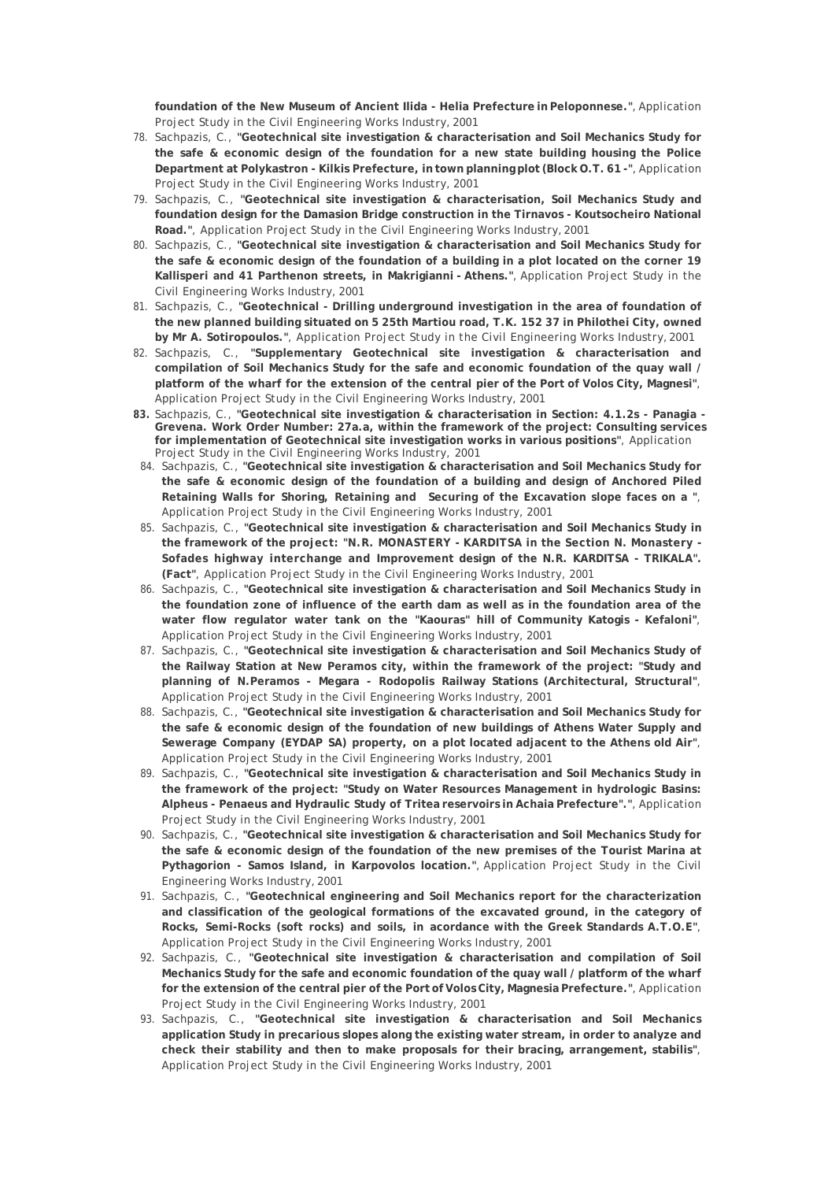**foundation of the New Museum of Ancient Ilida - Helia Prefecture in Peloponnese."**, Application Project Study in the Civil Engineering Works Industry, 2001

78. Sachpazis, C., "**Geotechnical site investigation & characterisation and Soil Mechanics Study for the safe & economic design of the foundation for a new state building housing the Police Department at Polykastron - Kilkis Prefecture, in town planning plot (Block O.T. 61 -**", Application Project Study in the Civil Engineering Works Industry, 2001
79. Sachpazis, C., "**Geotechnical site investigation & characterisation, Soil Mechanics Study and foundation design for the Damasion Bridge construction in the Tirnavos - Koutsocheiro National Road.**", Application Project Study in the Civil Engineering Works Industry, 2001
80. Sachpazis, C., "**Geotechnical site investigation & characterisation and Soil Mechanics Study for the safe & economic design of the foundation of a building in a plot located on the corner 19 Kallisperi and 41 Parthenon streets, in Makrigianni - Athens.**", Application Project Study in the Civil Engineering Works Industry, 2001
81. Sachpazis, C., "**Geotechnical - Drilling underground investigation in the area of foundation of the new planned building situated on 5 25th Martiou road, T.K. 152 37 in Philothei City, owned by Mr A. Sotiropoulos.**", Application Project Study in the Civil Engineering Works Industry, 2001
82. Sachpazis, C., "**Supplementary Geotechnical site investigation & characterisation and compilation of Soil Mechanics Study for the safe and economic foundation of the quay wall / platform of the wharf for the extension of the central pier of the Port of Volos City, Magnesi**", Application Project Study in the Civil Engineering Works Industry, 2001
83. Sachpazis, C., "**Geotechnical site investigation & characterisation in Section: 4.1.2s - Panagia - Grevena. Work Order Number: 27a.a, within the framework of the project: Consulting services for implementation of Geotechnical site investigation works in various positions**", Application Project Study in the Civil Engineering Works Industry, 2001
84. Sachpazis, C., "**Geotechnical site investigation & characterisation and Soil Mechanics Study for the safe & economic design of the foundation of a building and design of Anchored Piled Retaining Walls for Shoring, Retaining and Securing of the Excavation slope faces on a** ", Application Project Study in the Civil Engineering Works Industry, 2001
85. Sachpazis, C., "**Geotechnical site investigation & characterisation and Soil Mechanics Study in the framework of the project: "N.R. MONASTERY - KARDITSA in the Section N. Monastery - Sofades highway interchange and Improvement design of the N.R. KARDITSA - TRIKALA". (Fact**", Application Project Study in the Civil Engineering Works Industry, 2001
86. Sachpazis, C., "**Geotechnical site investigation & characterisation and Soil Mechanics Study in the foundation zone of influence of the earth dam as well as in the foundation area of the water flow regulator water tank on the "Kaouras" hill of Community Katogis - Kefaloni**", Application Project Study in the Civil Engineering Works Industry, 2001
87. Sachpazis, C., "**Geotechnical site investigation & characterisation and Soil Mechanics Study of the Railway Station at New Peramos city, within the framework of the project: "Study and planning of N.Peramos - Megara - Rodopolis Railway Stations (Architectural, Structural**", Application Project Study in the Civil Engineering Works Industry, 2001
88. Sachpazis, C., "**Geotechnical site investigation & characterisation and Soil Mechanics Study for the safe & economic design of the foundation of new buildings of Athens Water Supply and Sewerage Company (EYDAP SA) property, on a plot located adjacent to the Athens old Air**", Application Project Study in the Civil Engineering Works Industry, 2001
89. Sachpazis, C., "**Geotechnical site investigation & characterisation and Soil Mechanics Study in the framework of the project: "Study on Water Resources Management in hydrologic Basins: Alpheus - Penaeus and Hydraulic Study of Tritea reservoirs in Achaia Prefecture".**", Application Project Study in the Civil Engineering Works Industry, 2001
90. Sachpazis, C., "**Geotechnical site investigation & characterisation and Soil Mechanics Study for the safe & economic design of the foundation of the new premises of the Tourist Marina at Pythagorion - Samos Island, in Karpovolos location.**", Application Project Study in the Civil Engineering Works Industry, 2001
91. Sachpazis, C., "**Geotechnical engineering and Soil Mechanics report for the characterization and classification of the geological formations of the excavated ground, in the category of Rocks, Semi-Rocks (soft rocks) and soils, in acordance with the Greek Standards A.T.O.E**", Application Project Study in the Civil Engineering Works Industry, 2001
92. Sachpazis, C., "**Geotechnical site investigation & characterisation and compilation of Soil Mechanics Study for the safe and economic foundation of the quay wall / platform of the wharf for the extension of the central pier of the Port of Volos City, Magnesia Prefecture.**", Application Project Study in the Civil Engineering Works Industry, 2001
93. Sachpazis, C., "**Geotechnical site investigation & characterisation and Soil Mechanics application Study in precarious slopes along the existing water stream, in order to analyze and check their stability and then to make proposals for their bracing, arrangement, stabilis**", Application Project Study in the Civil Engineering Works Industry, 2001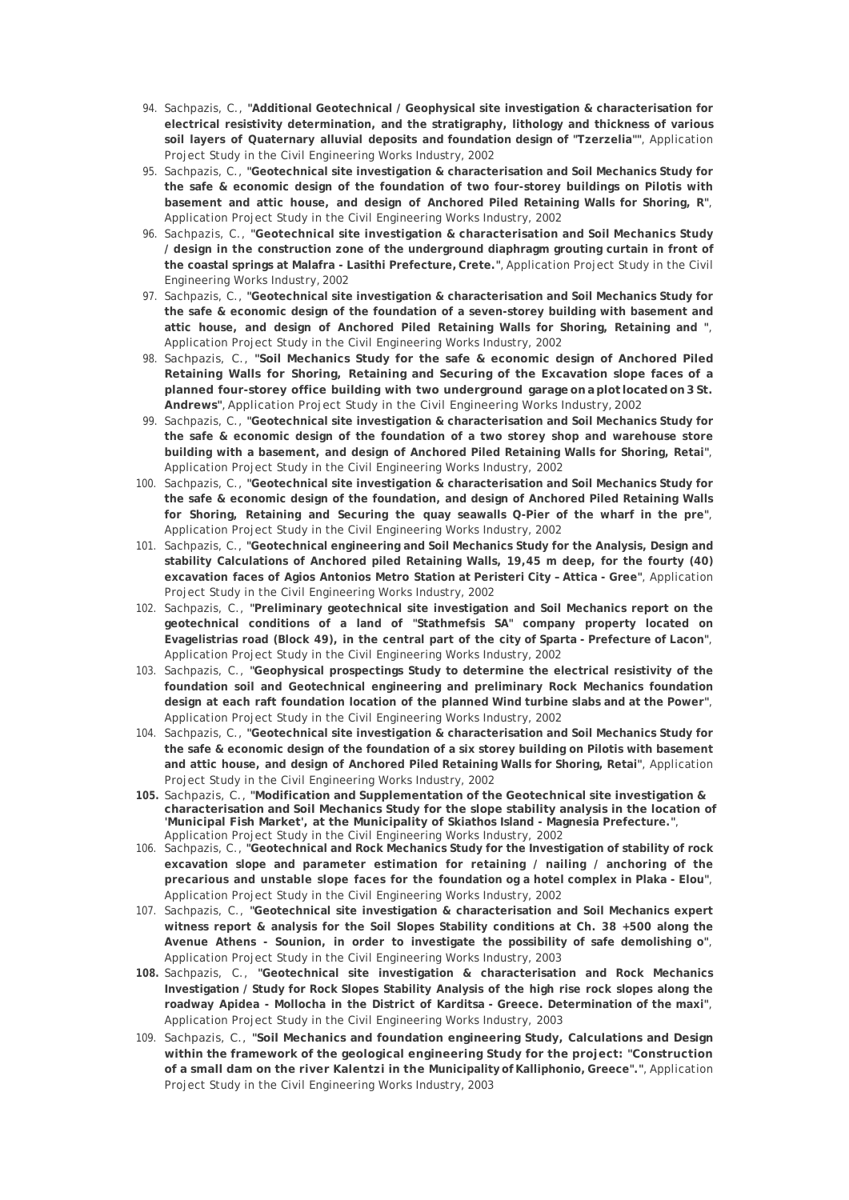94. Sachpazis, C., "**Additional Geotechnical / Geophysical site investigation & characterisation for electrical resistivity determination, and the stratigraphy, lithology and thickness of various soil layers of Quaternary alluvial deposits and foundation design of "Tzerzelia"**", Application Project Study in the Civil Engineering Works Industry, 2002
95. Sachpazis, C., "**Geotechnical site investigation & characterisation and Soil Mechanics Study for the safe & economic design of the foundation of two four-storey buildings on Pilotis with basement and attic house, and design of Anchored Piled Retaining Walls for Shoring, R**", Application Project Study in the Civil Engineering Works Industry, 2002
96. Sachpazis, C., "**Geotechnical site investigation & characterisation and Soil Mechanics Study / design in the construction zone of the underground diaphragm grouting curtain in front of the coastal springs at Malafra - Lasithi Prefecture, Crete.**", Application Project Study in the Civil Engineering Works Industry, 2002
97. Sachpazis, C., "**Geotechnical site investigation & characterisation and Soil Mechanics Study for the safe & economic design of the foundation of a seven-storey building with basement and attic house, and design of Anchored Piled Retaining Walls for Shoring, Retaining and** ", Application Project Study in the Civil Engineering Works Industry, 2002
98. Sachpazis, C., "**Soil Mechanics Study for the safe & economic design of Anchored Piled Retaining Walls for Shoring, Retaining and Securing of the Excavation slope faces of a planned four-storey office building with two underground garage on a plot located on 3 St. Andrews**", Application Project Study in the Civil Engineering Works Industry, 2002
99. Sachpazis, C., "**Geotechnical site investigation & characterisation and Soil Mechanics Study for the safe & economic design of the foundation of a two storey shop and warehouse store building with a basement, and design of Anchored Piled Retaining Walls for Shoring, Retai**", Application Project Study in the Civil Engineering Works Industry, 2002
100. Sachpazis, C., "**Geotechnical site investigation & characterisation and Soil Mechanics Study for the safe & economic design of the foundation, and design of Anchored Piled Retaining Walls for Shoring, Retaining and Securing the quay seawalls Q-Pier of the wharf in the pre**", Application Project Study in the Civil Engineering Works Industry, 2002
101. Sachpazis, C., "**Geotechnical engineering and Soil Mechanics Study for the Analysis, Design and stability Calculations of Anchored piled Retaining Walls, 19,45 m deep, for the fourty (40) excavation faces of Agios Antonios Metro Station at Peristeri City – Attica - Gree**", Application Project Study in the Civil Engineering Works Industry, 2002
102. Sachpazis, C., "**Preliminary geotechnical site investigation and Soil Mechanics report on the geotechnical conditions of a land of "Stathmefsis SA" company property located on Evagelistrias road (Block 49), in the central part of the city of Sparta - Prefecture of Lacon**", Application Project Study in the Civil Engineering Works Industry, 2002
103. Sachpazis, C., "**Geophysical prospectings Study to determine the electrical resistivity of the foundation soil and Geotechnical engineering and preliminary Rock Mechanics foundation design at each raft foundation location of the planned Wind turbine slabs and at the Power**", Application Project Study in the Civil Engineering Works Industry, 2002
104. Sachpazis, C., "**Geotechnical site investigation & characterisation and Soil Mechanics Study for the safe & economic design of the foundation of a six storey building on Pilotis with basement and attic house, and design of Anchored Piled Retaining Walls for Shoring, Retai**", Application Project Study in the Civil Engineering Works Industry, 2002
105. Sachpazis, C., "**Modification and Supplementation of the Geotechnical site investigation & characterisation and Soil Mechanics Study for the slope stability analysis in the location of 'Municipal Fish Market', at the Municipality of Skiathos Island - Magnesia Prefecture.**", Application Project Study in the Civil Engineering Works Industry, 2002
106. Sachpazis, C., "**Geotechnical and Rock Mechanics Study for the Investigation of stability of rock excavation slope and parameter estimation for retaining / nailing / anchoring of the precarious and unstable slope faces for the foundation og a hotel complex in Plaka - Elou**", Application Project Study in the Civil Engineering Works Industry, 2002
107. Sachpazis, C., "**Geotechnical site investigation & characterisation and Soil Mechanics expert witness report & analysis for the Soil Slopes Stability conditions at Ch. 38 +500 along the Avenue Athens - Sounion, in order to investigate the possibility of safe demolishing o**", Application Project Study in the Civil Engineering Works Industry, 2003
108. Sachpazis, C., "**Geotechnical site investigation & characterisation and Rock Mechanics Investigation / Study for Rock Slopes Stability Analysis of the high rise rock slopes along the roadway Apidea - Mollocha in the District of Karditsa - Greece. Determination of the maxi**", Application Project Study in the Civil Engineering Works Industry, 2003
109. Sachpazis, C., "**Soil Mechanics and foundation engineering Study, Calculations and Design within the framework of the geological engineering Study for the project: "Construction of a small dam on the river Kalentzi in the Municipality of Kalliphonio, Greece".**", Application Project Study in the Civil Engineering Works Industry, 2003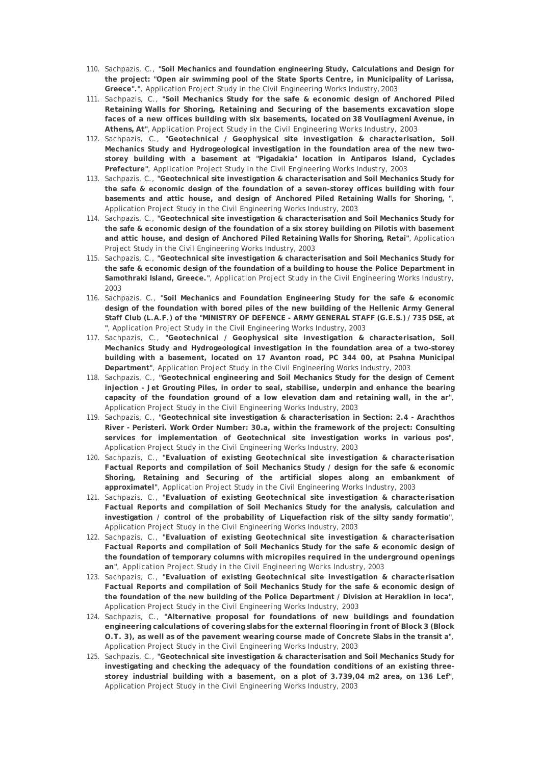110. Sachpazis, C., **"Soil Mechanics and foundation engineering Study, Calculations and Design for the project: "Open air swimming pool of the State Sports Centre, in Municipality of Larissa, Greece"."**, *Application Project Study in the Civil Engineering Works Industry*, 2003
111. Sachpazis, C., **"Soil Mechanics Study for the safe & economic design of Anchored Piled Retaining Walls for Shoring, Retaining and Securing of the basements excavation slope faces of a new offices building with six basements, located on 38 Vouliagmeni Avenue, in Athens, At"**, *Application Project Study in the Civil Engineering Works Industry*, 2003
112. Sachpazis, C., **"Geotechnical / Geophysical site investigation & characterisation, Soil Mechanics Study and Hydrogeological investigation in the foundation area of the new two-storey building with a basement at "Pigadakia" location in Antiparos Island, Cyclades Prefecture"**, *Application Project Study in the Civil Engineering Works Industry*, 2003
113. Sachpazis, C., **"Geotechnical site investigation & characterisation and Soil Mechanics Study for the safe & economic design of the foundation of a seven-storey offices building with four basements and attic house, and design of Anchored Piled Retaining Walls for Shoring, "**, *Application Project Study in the Civil Engineering Works Industry*, 2003
114. Sachpazis, C., **"Geotechnical site investigation & characterisation and Soil Mechanics Study for the safe & economic design of the foundation of a six storey building on Pilotis with basement and attic house, and design of Anchored Piled Retaining Walls for Shoring, Retai"**, *Application Project Study in the Civil Engineering Works Industry*, 2003
115. Sachpazis, C., **"Geotechnical site investigation & characterisation and Soil Mechanics Study for the safe & economic design of the foundation of a building to house the Police Department in Samothraki Island, Greece."**, *Application Project Study in the Civil Engineering Works Industry*, 2003
116. Sachpazis, C., **"Soil Mechanics and Foundation Engineering Study for the safe & economic design of the foundation with bored piles of the new building of the Hellenic Army General Staff Club (L.A.F.) of the "MINISTRY OF DEFENCE - ARMY GENERAL STAFF (G.E.S.) / 735 DSE, at "**, *Application Project Study in the Civil Engineering Works Industry*, 2003
117. Sachpazis, C., **"Geotechnical / Geophysical site investigation & characterisation, Soil Mechanics Study and Hydrogeological investigation in the foundation area of a two-storey building with a basement, located on 17 Avanton road, PC 344 00, at Psahna Municipal Department"**, *Application Project Study in the Civil Engineering Works Industry*, 2003
118. Sachpazis, C., **"Geotechnical engineering and Soil Mechanics Study for the design of Cement injection - Jet Grouting Piles, in order to seal, stabilise, underpin and enhance the bearing capacity of the foundation ground of a low elevation dam and retaining wall, in the ar"**, *Application Project Study in the Civil Engineering Works Industry*, 2003
119. Sachpazis, C., **"Geotechnical site investigation & characterisation in Section: 2.4 - Arachthos River - Peristeri. Work Order Number: 30.a, within the framework of the project: Consulting services for implementation of Geotechnical site investigation works in various pos"**, *Application Project Study in the Civil Engineering Works Industry*, 2003
120. Sachpazis, C., **"Evaluation of existing Geotechnical site investigation & characterisation Factual Reports and compilation of Soil Mechanics Study / design for the safe & economic Shoring, Retaining and Securing of the artificial slopes along an embankment of approximatel"**, *Application Project Study in the Civil Engineering Works Industry*, 2003
121. Sachpazis, C., **"Evaluation of existing Geotechnical site investigation & characterisation Factual Reports and compilation of Soil Mechanics Study for the analysis, calculation and investigation / control of the probability of Liquefaction risk of the silty sandy formatio"**, *Application Project Study in the Civil Engineering Works Industry*, 2003
122. Sachpazis, C., **"Evaluation of existing Geotechnical site investigation & characterisation Factual Reports and compilation of Soil Mechanics Study for the safe & economic design of the foundation of temporary columns with micropiles required in the underground openings an"**, *Application Project Study in the Civil Engineering Works Industry*, 2003
123. Sachpazis, C., **"Evaluation of existing Geotechnical site investigation & characterisation Factual Reports and compilation of Soil Mechanics Study for the safe & economic design of the foundation of the new building of the Police Department / Division at Heraklion in loca"**, *Application Project Study in the Civil Engineering Works Industry*, 2003
124. Sachpazis, C., **"Alternative proposal for foundations of new buildings and foundation engineering calculations of covering slabs for the external flooring in front of Block 3 (Block O.T. 3), as well as of the pavement wearing course made of Concrete Slabs in the transit a"**, *Application Project Study in the Civil Engineering Works Industry*, 2003
125. Sachpazis, C., **"Geotechnical site investigation & characterisation and Soil Mechanics Study for investigating and checking the adequacy of the foundation conditions of an existing three-storey industrial building with a basement, on a plot of 3.739,04 m2 area, on 136 Lef"**, *Application Project Study in the Civil Engineering Works Industry*, 2003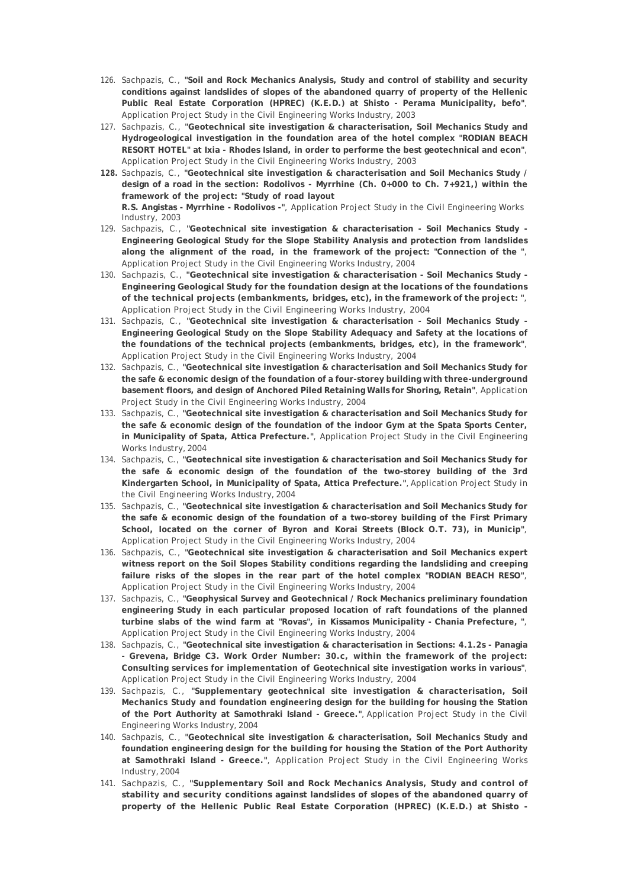126. Sachpazis, C., **"Soil and Rock Mechanics Analysis, Study and control of stability and security conditions against landslides of slopes of the abandoned quarry of property of the Hellenic Public Real Estate Corporation (HPREC) (K.E.D.) at Shisto - Perama Municipality, befo"**, Application Project Study in the Civil Engineering Works Industry, 2003
127. Sachpazis, C., **"Geotechnical site investigation & characterisation, Soil Mechanics Study and Hydrogeological investigation in the foundation area of the hotel complex "RODIAN BEACH RESORT HOTEL" at Ixia - Rhodes Island, in order to performe the best geotechnical and econ"**, Application Project Study in the Civil Engineering Works Industry, 2003
128. Sachpazis, C., **"Geotechnical site investigation & characterisation and Soil Mechanics Study / design of a road in the section: Rodolivos - Myrrhine (Ch. 0+000 to Ch. 7+921,) within the framework of the project: "Study of road layout R.S. Angistas - Myrrhine - Rodolivos -"**, Application Project Study in the Civil Engineering Works Industry, 2003
129. Sachpazis, C., **"Geotechnical site investigation & characterisation - Soil Mechanics Study - Engineering Geological Study for the Slope Stability Analysis and protection from landslides along the alignment of the road, in the framework of the project: "Connection of the "**, Application Project Study in the Civil Engineering Works Industry, 2004
130. Sachpazis, C., **"Geotechnical site investigation & characterisation - Soil Mechanics Study - Engineering Geological Study for the foundation design at the locations of the foundations of the technical projects (embankments, bridges, etc), in the framework of the project: "**, Application Project Study in the Civil Engineering Works Industry, 2004
131. Sachpazis, C., **"Geotechnical site investigation & characterisation - Soil Mechanics Study - Engineering Geological Study on the Slope Stability Adequacy and Safety at the locations of the foundations of the technical projects (embankments, bridges, etc), in the framework"**, Application Project Study in the Civil Engineering Works Industry, 2004
132. Sachpazis, C., **"Geotechnical site investigation & characterisation and Soil Mechanics Study for the safe & economic design of the foundation of a four-storey building with three-underground basement floors, and design of Anchored Piled Retaining Walls for Shoring, Retain"**, Application Project Study in the Civil Engineering Works Industry, 2004
133. Sachpazis, C., **"Geotechnical site investigation & characterisation and Soil Mechanics Study for the safe & economic design of the foundation of the indoor Gym at the Spata Sports Center, in Municipality of Spata, Attica Prefecture."**, Application Project Study in the Civil Engineering Works Industry, 2004
134. Sachpazis, C., **"Geotechnical site investigation & characterisation and Soil Mechanics Study for the safe & economic design of the foundation of the two-storey building of the 3rd Kindergarten School, in Municipality of Spata, Attica Prefecture."**, Application Project Study in the Civil Engineering Works Industry, 2004
135. Sachpazis, C., **"Geotechnical site investigation & characterisation and Soil Mechanics Study for the safe & economic design of the foundation of a two-storey building of the First Primary School, located on the corner of Byron and Korai Streets (Block O.T. 73), in Municip"**, Application Project Study in the Civil Engineering Works Industry, 2004
136. Sachpazis, C., **"Geotechnical site investigation & characterisation and Soil Mechanics expert witness report on the Soil Slopes Stability conditions regarding the landsliding and creeping failure risks of the slopes in the rear part of the hotel complex "RODIAN BEACH RESO"**, Application Project Study in the Civil Engineering Works Industry, 2004
137. Sachpazis, C., **"Geophysical Survey and Geotechnical / Rock Mechanics preliminary foundation engineering Study in each particular proposed location of raft foundations of the planned turbine slabs of the wind farm at "Rovas", in Kissamos Municipality - Chania Prefecture, "**, Application Project Study in the Civil Engineering Works Industry, 2004
138. Sachpazis, C., **"Geotechnical site investigation & characterisation in Sections: 4.1.2s - Panagia - Grevena, Bridge C3. Work Order Number: 30.c, within the framework of the project: Consulting services for implementation of Geotechnical site investigation works in various"**, Application Project Study in the Civil Engineering Works Industry, 2004
139. Sachpazis, C., **"Supplementary geotechnical site investigation & characterisation, Soil Mechanics Study and foundation engineering design for the building for housing the Station of the Port Authority at Samothraki Island - Greece."**, Application Project Study in the Civil Engineering Works Industry, 2004
140. Sachpazis, C., **"Geotechnical site investigation & characterisation, Soil Mechanics Study and foundation engineering design for the building for housing the Station of the Port Authority at Samothraki Island - Greece."**, Application Project Study in the Civil Engineering Works Industry, 2004
141. Sachpazis, C., **"Supplementary Soil and Rock Mechanics Analysis, Study and control of stability and security conditions against landslides of slopes of the abandoned quarry of property of the Hellenic Public Real Estate Corporation (HPREC) (K.E.D.) at Shisto -**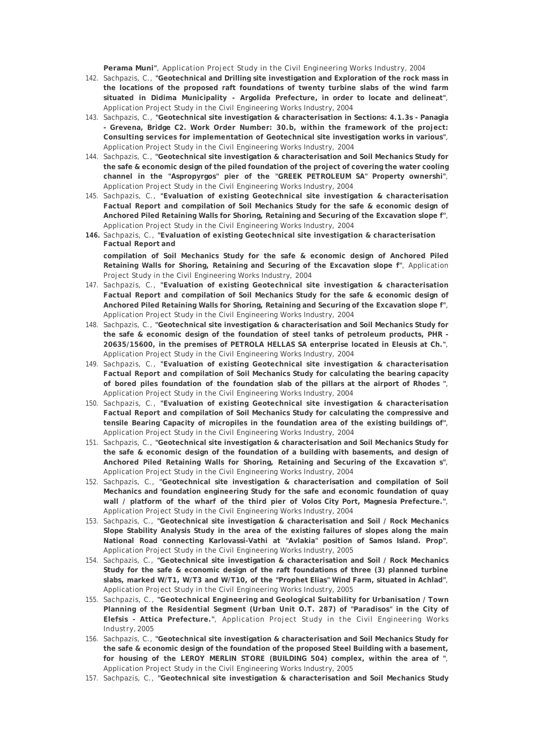**Perama Muni"**, Application Project Study in the Civil Engineering Works Industry, 2004

142. Sachpazis, C., **"Geotechnical and Drilling site investigation and Exploration of the rock mass in the locations of the proposed raft foundations of twenty turbine slabs of the wind farm situated in Didima Municipality - Argolida Prefecture, in order to locate and delineat"**, Application Project Study in the Civil Engineering Works Industry, 2004
143. Sachpazis, C., **"Geotechnical site investigation & characterisation in Sections: 4.1.3s - Panagia - Grevena, Bridge C2. Work Order Number: 30.b, within the framework of the project: Consulting services for implementation of Geotechnical site investigation works in various"**, Application Project Study in the Civil Engineering Works Industry, 2004
144. Sachpazis, C., **"Geotechnical site investigation & characterisation and Soil Mechanics Study for the safe & economic design of the piled foundation of the project of covering the water cooling channel in the "Aspropyrgos" pier of the "GREEK PETROLEUM SA" Property ownershi"**, Application Project Study in the Civil Engineering Works Industry, 2004
145. Sachpazis, C., **"Evaluation of existing Geotechnical site investigation & characterisation Factual Report and compilation of Soil Mechanics Study for the safe & economic design of Anchored Piled Retaining Walls for Shoring, Retaining and Securing of the Excavation slope f"**, Application Project Study in the Civil Engineering Works Industry, 2004
146. Sachpazis, C., **"Evaluation of existing Geotechnical site investigation & characterisation Factual Report and compilation of Soil Mechanics Study for the safe & economic design of Anchored Piled Retaining Walls for Shoring, Retaining and Securing of the Excavation slope f"**, Application Project Study in the Civil Engineering Works Industry, 2004
147. Sachpazis, C., **"Evaluation of existing Geotechnical site investigation & characterisation Factual Report and compilation of Soil Mechanics Study for the safe & economic design of Anchored Piled Retaining Walls for Shoring, Retaining and Securing of the Excavation slope f"**, Application Project Study in the Civil Engineering Works Industry, 2004
148. Sachpazis, C., **"Geotechnical site investigation & characterisation and Soil Mechanics Study for the safe & economic design of the foundation of steel tanks of petroleum products, PHR - 20635/15600, in the premises of PETROLA HELLAS SA enterprise located in Eleusis at Ch."**, Application Project Study in the Civil Engineering Works Industry, 2004
149. Sachpazis, C., **"Evaluation of existing Geotechnical site investigation & characterisation Factual Report and compilation of Soil Mechanics Study for calculating the bearing capacity of bored piles foundation of the foundation slab of the pillars at the airport of Rhodes "**, Application Project Study in the Civil Engineering Works Industry, 2004
150. Sachpazis, C., **"Evaluation of existing Geotechnical site investigation & characterisation Factual Report and compilation of Soil Mechanics Study for calculating the compressive and tensile Bearing Capacity of micropiles in the foundation area of the existing buildings of"**, Application Project Study in the Civil Engineering Works Industry, 2004
151. Sachpazis, C., **"Geotechnical site investigation & characterisation and Soil Mechanics Study for the safe & economic design of the foundation of a building with basements, and design of Anchored Piled Retaining Walls for Shoring, Retaining and Securing of the Excavation s"**, Application Project Study in the Civil Engineering Works Industry, 2004
152. Sachpazis, C., **"Geotechnical site investigation & characterisation and compilation of Soil Mechanics and foundation engineering Study for the safe and economic foundation of quay wall / platform of the wharf of the third pier of Volos City Port, Magnesia Prefecture."**, Application Project Study in the Civil Engineering Works Industry, 2004
153. Sachpazis, C., **"Geotechnical site investigation & characterisation and Soil / Rock Mechanics Slope Stability Analysis Study in the area of the existing failures of slopes along the main National Road connecting Karlovassi-Vathi at "Avlakia" position of Samos Island. Prop"**, Application Project Study in the Civil Engineering Works Industry, 2005
154. Sachpazis, C., **"Geotechnical site investigation & characterisation and Soil / Rock Mechanics Study for the safe & economic design of the raft foundations of three (3) planned turbine slabs, marked W/T1, W/T3 and W/T10, of the "Prophet Elias" Wind Farm, situated in Achlad"**, Application Project Study in the Civil Engineering Works Industry, 2005
155. Sachpazis, C., **"Geotechnical Engineering and Geological Suitability for Urbanisation / Town Planning of the Residential Segment (Urban Unit O.T. 287) of "Paradisos" in the City of Elefsis - Attica Prefecture."**, Application Project Study in the Civil Engineering Works Industry, 2005
156. Sachpazis, C., **"Geotechnical site investigation & characterisation and Soil Mechanics Study for the safe & economic design of the foundation of the proposed Steel Building with a basement, for housing of the LEROY MERLIN STORE (BUILDING 504) complex, within the area of "**, Application Project Study in the Civil Engineering Works Industry, 2005
157. Sachpazis, C., **"Geotechnical site investigation & characterisation and Soil Mechanics Study**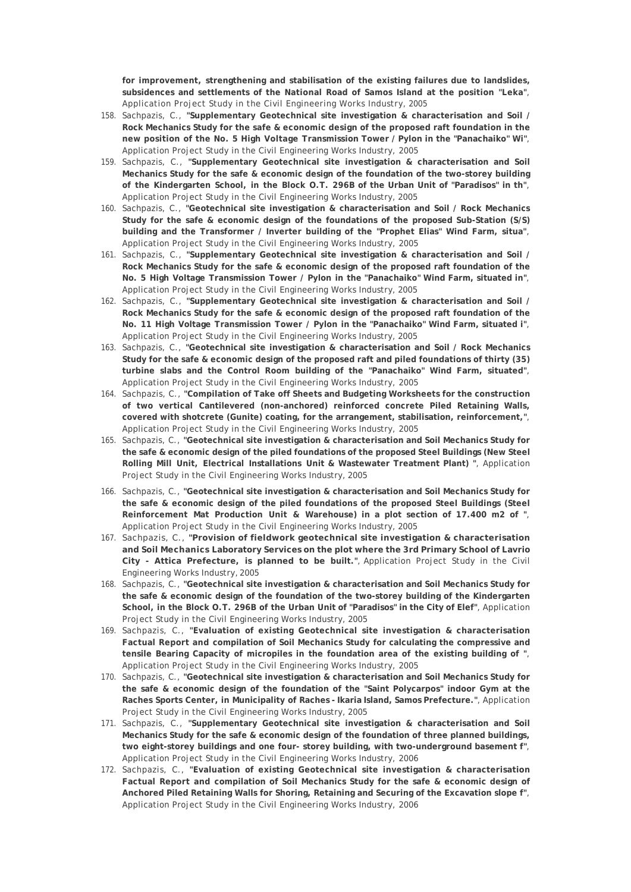**for improvement, strengthening and stabilisation of the existing failures due to landslides, subsidences and settlements of the National Road of Samos Island at the position "Leka"**, Application Project Study in the Civil Engineering Works Industry, 2005

158. Sachpazis, C., "**Supplementary Geotechnical site investigation & characterisation and Soil / Rock Mechanics Study for the safe & economic design of the proposed raft foundation in the new position of the No. 5 High Voltage Transmission Tower / Pylon in the "Panachaiko" Wi**", Application Project Study in the Civil Engineering Works Industry, 2005
159. Sachpazis, C., "**Supplementary Geotechnical site investigation & characterisation and Soil Mechanics Study for the safe & economic design of the foundation of the two-storey building of the Kindergarten School, in the Block O.T. 296B of the Urban Unit of "Paradisos" in th**", Application Project Study in the Civil Engineering Works Industry, 2005
160. Sachpazis, C., "**Geotechnical site investigation & characterisation and Soil / Rock Mechanics Study for the safe & economic design of the foundations of the proposed Sub-Station (S/S) building and the Transformer / Inverter building of the "Prophet Elias" Wind Farm, situa**", Application Project Study in the Civil Engineering Works Industry, 2005
161. Sachpazis, C., "**Supplementary Geotechnical site investigation & characterisation and Soil / Rock Mechanics Study for the safe & economic design of the proposed raft foundation of the No. 5 High Voltage Transmission Tower / Pylon in the "Panachaiko" Wind Farm, situated in**", Application Project Study in the Civil Engineering Works Industry, 2005
162. Sachpazis, C., "**Supplementary Geotechnical site investigation & characterisation and Soil / Rock Mechanics Study for the safe & economic design of the proposed raft foundation of the No. 11 High Voltage Transmission Tower / Pylon in the "Panachaiko" Wind Farm, situated i**", Application Project Study in the Civil Engineering Works Industry, 2005
163. Sachpazis, C., "**Geotechnical site investigation & characterisation and Soil / Rock Mechanics Study for the safe & economic design of the proposed raft and piled foundations of thirty (35) turbine slabs and the Control Room building of the "Panachaiko" Wind Farm, situated**", Application Project Study in the Civil Engineering Works Industry, 2005
164. Sachpazis, C., "**Compilation of Take off Sheets and Budgeting Worksheets for the construction of two vertical Cantilevered (non-anchored) reinforced concrete Piled Retaining Walls, covered with shotcrete (Gunite) coating, for the arrangement, stabilisation, reinforcement,**", Application Project Study in the Civil Engineering Works Industry, 2005
165. Sachpazis, C., "**Geotechnical site investigation & characterisation and Soil Mechanics Study for the safe & economic design of the piled foundations of the proposed Steel Buildings (New Steel Rolling Mill Unit, Electrical Installations Unit & Wastewater Treatment Plant)** ", Application Project Study in the Civil Engineering Works Industry, 2005
166. Sachpazis, C., "**Geotechnical site investigation & characterisation and Soil Mechanics Study for the safe & economic design of the piled foundations of the proposed Steel Buildings (Steel Reinforcement Mat Production Unit & Warehouse) in a plot section of 17.400 m2 of** ", Application Project Study in the Civil Engineering Works Industry, 2005
167. Sachpazis, C., "**Provision of fieldwork geotechnical site investigation & characterisation and Soil Mechanics Laboratory Services on the plot where the 3rd Primary School of Lavrio City - Attica Prefecture, is planned to be built.**", Application Project Study in the Civil Engineering Works Industry, 2005
168. Sachpazis, C., "**Geotechnical site investigation & characterisation and Soil Mechanics Study for the safe & economic design of the foundation of the two-storey building of the Kindergarten School, in the Block O.T. 296B of the Urban Unit of "Paradisos" in the City of Elef**", Application Project Study in the Civil Engineering Works Industry, 2005
169. Sachpazis, C., "**Evaluation of existing Geotechnical site investigation & characterisation Factual Report and compilation of Soil Mechanics Study for calculating the compressive and tensile Bearing Capacity of micropiles in the foundation area of the existing building of** ", Application Project Study in the Civil Engineering Works Industry, 2005
170. Sachpazis, C., "**Geotechnical site investigation & characterisation and Soil Mechanics Study for the safe & economic design of the foundation of the "Saint Polycarpos" indoor Gym at the Raches Sports Center, in Municipality of Raches - Ikaria Island, Samos Prefecture.**", Application Project Study in the Civil Engineering Works Industry, 2005
171. Sachpazis, C., "**Supplementary Geotechnical site investigation & characterisation and Soil Mechanics Study for the safe & economic design of the foundation of three planned buildings, two eight-storey buildings and one four- storey building, with two-underground basement f**", Application Project Study in the Civil Engineering Works Industry, 2006
172. Sachpazis, C., "**Evaluation of existing Geotechnical site investigation & characterisation Factual Report and compilation of Soil Mechanics Study for the safe & economic design of Anchored Piled Retaining Walls for Shoring, Retaining and Securing of the Excavation slope f**", Application Project Study in the Civil Engineering Works Industry, 2006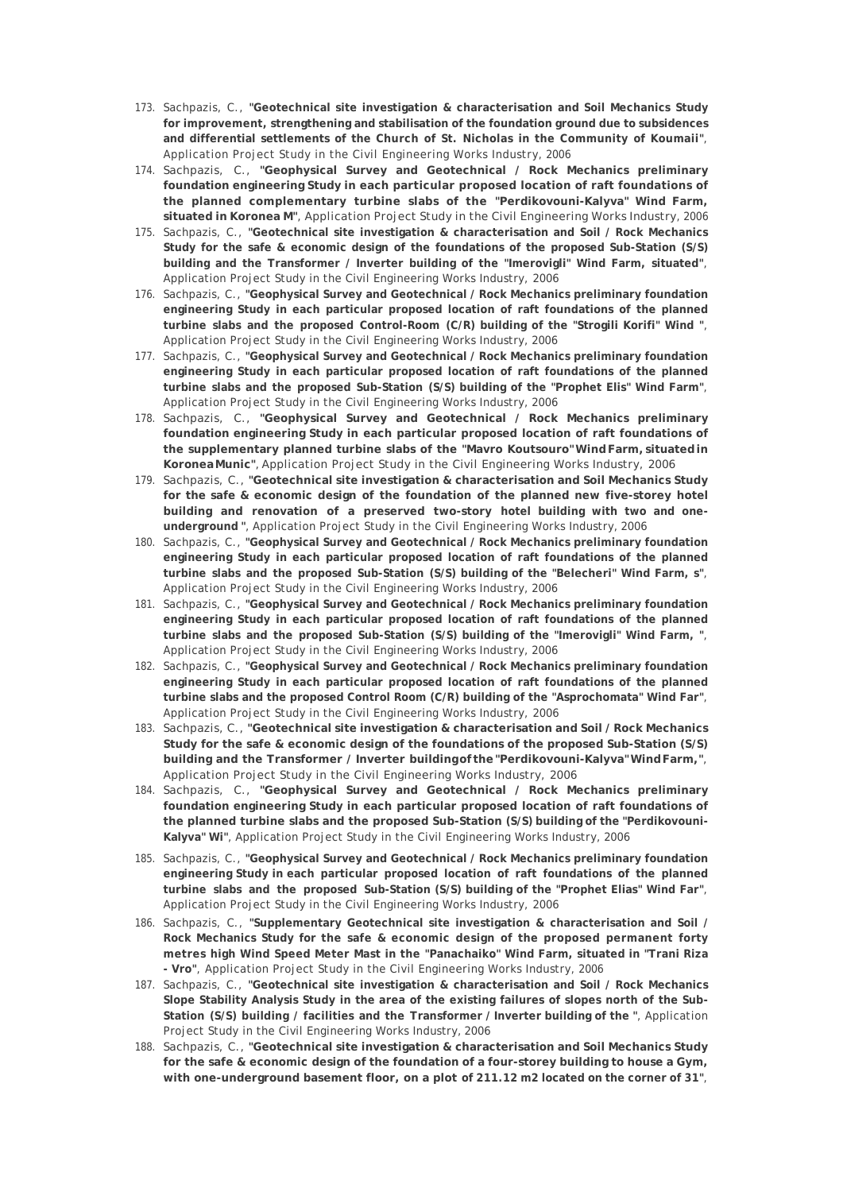173. Sachpazis, C., **"Geotechnical site investigation & characterisation and Soil Mechanics Study for improvement, strengthening and stabilisation of the foundation ground due to subsidences and differential settlements of the Church of St. Nicholas in the Community of Koumaii"**, *Application Project Study in the Civil Engineering Works Industry*, 2006
174. Sachpazis, C., **"Geophysical Survey and Geotechnical / Rock Mechanics preliminary foundation engineering Study in each particular proposed location of raft foundations of the planned complementary turbine slabs of the "Perdikovouni-Kalyva" Wind Farm, situated in Koronea M"**, *Application Project Study in the Civil Engineering Works Industry*, 2006
175. Sachpazis, C., **"Geotechnical site investigation & characterisation and Soil / Rock Mechanics Study for the safe & economic design of the foundations of the proposed Sub-Station (S/S) building and the Transformer / Inverter building of the "Imerovigli" Wind Farm, situated"**, *Application Project Study in the Civil Engineering Works Industry*, 2006
176. Sachpazis, C., **"Geophysical Survey and Geotechnical / Rock Mechanics preliminary foundation engineering Study in each particular proposed location of raft foundations of the planned turbine slabs and the proposed Control-Room (C/R) building of the "Strogili Korifi" Wind "**, *Application Project Study in the Civil Engineering Works Industry*, 2006
177. Sachpazis, C., **"Geophysical Survey and Geotechnical / Rock Mechanics preliminary foundation engineering Study in each particular proposed location of raft foundations of the planned turbine slabs and the proposed Sub-Station (S/S) building of the "Prophet Elis" Wind Farm"**, *Application Project Study in the Civil Engineering Works Industry*, 2006
178. Sachpazis, C., **"Geophysical Survey and Geotechnical / Rock Mechanics preliminary foundation engineering Study in each particular proposed location of raft foundations of the supplementary planned turbine slabs of the "Mavro Koutsouro" Wind Farm, situated in Koronea Munic"**, *Application Project Study in the Civil Engineering Works Industry*, 2006
179. Sachpazis, C., **"Geotechnical site investigation & characterisation and Soil Mechanics Study for the safe & economic design of the foundation of the planned new five-storey hotel building and renovation of a preserved two-story hotel building with two and one-underground "**, *Application Project Study in the Civil Engineering Works Industry*, 2006
180. Sachpazis, C., **"Geophysical Survey and Geotechnical / Rock Mechanics preliminary foundation engineering Study in each particular proposed location of raft foundations of the planned turbine slabs and the proposed Sub-Station (S/S) building of the "Belecheri" Wind Farm, s"**, *Application Project Study in the Civil Engineering Works Industry*, 2006
181. Sachpazis, C., **"Geophysical Survey and Geotechnical / Rock Mechanics preliminary foundation engineering Study in each particular proposed location of raft foundations of the planned turbine slabs and the proposed Sub-Station (S/S) building of the "Imerovigli" Wind Farm, "**, *Application Project Study in the Civil Engineering Works Industry*, 2006
182. Sachpazis, C., **"Geophysical Survey and Geotechnical / Rock Mechanics preliminary foundation engineering Study in each particular proposed location of raft foundations of the planned turbine slabs and the proposed Control Room (C/R) building of the "Asprochomata" Wind Far"**, *Application Project Study in the Civil Engineering Works Industry*, 2006
183. Sachpazis, C., **"Geotechnical site investigation & characterisation and Soil / Rock Mechanics Study for the safe & economic design of the foundations of the proposed Sub-Station (S/S) building and the Transformer / Inverter building of the "Perdikovouni-Kalyva" Wind Farm, "**, *Application Project Study in the Civil Engineering Works Industry*, 2006
184. Sachpazis, C., **"Geophysical Survey and Geotechnical / Rock Mechanics preliminary foundation engineering Study in each particular proposed location of raft foundations of the planned turbine slabs and the proposed Sub-Station (S/S) building of the "Perdikovouni-Kalyva" Wi"**, *Application Project Study in the Civil Engineering Works Industry*, 2006
185. Sachpazis, C., **"Geophysical Survey and Geotechnical / Rock Mechanics preliminary foundation engineering Study in each particular proposed location of raft foundations of the planned turbine slabs and the proposed Sub-Station (S/S) building of the "Prophet Elias" Wind Far"**, *Application Project Study in the Civil Engineering Works Industry*, 2006
186. Sachpazis, C., **"Supplementary Geotechnical site investigation & characterisation and Soil / Rock Mechanics Study for the safe & economic design of the proposed permanent forty metres high Wind Speed Meter Mast in the "Panachaiko" Wind Farm, situated in "Trani Riza - Vro"**, *Application Project Study in the Civil Engineering Works Industry*, 2006
187. Sachpazis, C., **"Geotechnical site investigation & characterisation and Soil / Rock Mechanics Slope Stability Analysis Study in the area of the existing failures of slopes north of the Sub-Station (S/S) building / facilities and the Transformer / Inverter building of the "**, *Application Project Study in the Civil Engineering Works Industry*, 2006
188. Sachpazis, C., **"Geotechnical site investigation & characterisation and Soil Mechanics Study for the safe & economic design of the foundation of a four-storey building to house a Gym, with one-underground basement floor, on a plot of 211.12 m2 located on the corner of 31"**,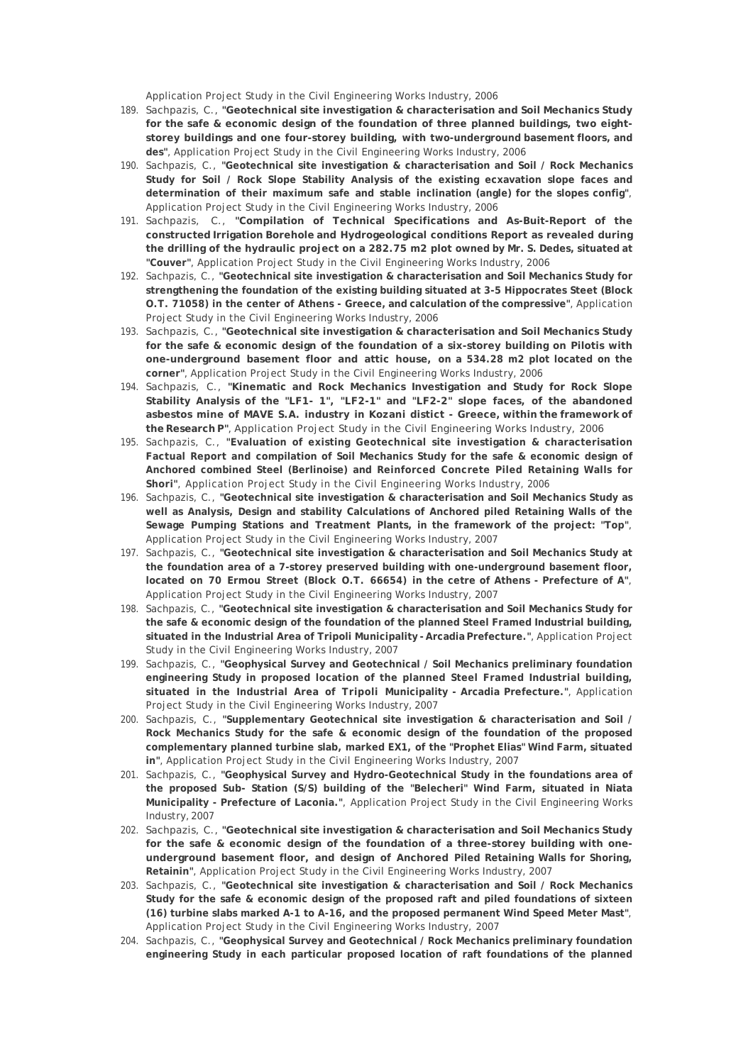Application Project Study in the Civil Engineering Works Industry, 2006

189. Sachpazis, C., **"Geotechnical site investigation & characterisation and Soil Mechanics Study for the safe & economic design of the foundation of three planned buildings, two eight-storey buildings and one four-storey building, with two-underground basement floors, and des"**, Application Project Study in the Civil Engineering Works Industry, 2006
190. Sachpazis, C., **"Geotechnical site investigation & characterisation and Soil / Rock Mechanics Study for Soil / Rock Slope Stability Analysis of the existing ecxavation slope faces and determination of their maximum safe and stable inclination (angle) for the slopes config"**, Application Project Study in the Civil Engineering Works Industry, 2006
191. Sachpazis, C., **"Compilation of Technical Specifications and As-Buit-Report of the constructed Irrigation Borehole and Hydrogeological conditions Report as revealed during the drilling of the hydraulic project on a 282.75 m2 plot owned by Mr. S. Dedes, situated at "Couver"**, Application Project Study in the Civil Engineering Works Industry, 2006
192. Sachpazis, C., **"Geotechnical site investigation & characterisation and Soil Mechanics Study for strengthening the foundation of the existing building situated at 3-5 Hippocrates Steet (Block O.T. 71058) in the center of Athens - Greece, and calculation of the compressive"**, Application Project Study in the Civil Engineering Works Industry, 2006
193. Sachpazis, C., **"Geotechnical site investigation & characterisation and Soil Mechanics Study for the safe & economic design of the foundation of a six-storey building on Pilotis with one-underground basement floor and attic house, on a 534.28 m2 plot located on the corner"**, Application Project Study in the Civil Engineering Works Industry, 2006
194. Sachpazis, C., **"Kinematic and Rock Mechanics Investigation and Study for Rock Slope Stability Analysis of the "LF1- 1", "LF2-1" and "LF2-2" slope faces, of the abandoned asbestos mine of MAVE S.A. industry in Kozani distict - Greece, within the framework of the Research P"**, Application Project Study in the Civil Engineering Works Industry, 2006
195. Sachpazis, C., **"Evaluation of existing Geotechnical site investigation & characterisation Factual Report and compilation of Soil Mechanics Study for the safe & economic design of Anchored combined Steel (Berlinoise) and Reinforced Concrete Piled Retaining Walls for Shori"**, Application Project Study in the Civil Engineering Works Industry, 2006
196. Sachpazis, C., **"Geotechnical site investigation & characterisation and Soil Mechanics Study as well as Analysis, Design and stability Calculations of Anchored piled Retaining Walls of the Sewage Pumping Stations and Treatment Plants, in the framework of the project: "Top"**, Application Project Study in the Civil Engineering Works Industry, 2007
197. Sachpazis, C., **"Geotechnical site investigation & characterisation and Soil Mechanics Study at the foundation area of a 7-storey preserved building with one-underground basement floor, located on 70 Ermou Street (Block O.T. 66654) in the cetre of Athens - Prefecture of A"**, Application Project Study in the Civil Engineering Works Industry, 2007
198. Sachpazis, C., **"Geotechnical site investigation & characterisation and Soil Mechanics Study for the safe & economic design of the foundation of the planned Steel Framed Industrial building, situated in the Industrial Area of Tripoli Municipality - Arcadia Prefecture."**, Application Project Study in the Civil Engineering Works Industry, 2007
199. Sachpazis, C., **"Geophysical Survey and Geotechnical / Soil Mechanics preliminary foundation engineering Study in proposed location of the planned Steel Framed Industrial building, situated in the Industrial Area of Tripoli Municipality - Arcadia Prefecture."**, Application Project Study in the Civil Engineering Works Industry, 2007
200. Sachpazis, C., **"Supplementary Geotechnical site investigation & characterisation and Soil / Rock Mechanics Study for the safe & economic design of the foundation of the proposed complementary planned turbine slab, marked EX1, of the "Prophet Elias" Wind Farm, situated in"**, Application Project Study in the Civil Engineering Works Industry, 2007
201. Sachpazis, C., **"Geophysical Survey and Hydro-Geotechnical Study in the foundations area of the proposed Sub- Station (S/S) building of the "Belecheri" Wind Farm, situated in Niata Municipality - Prefecture of Laconia."**, Application Project Study in the Civil Engineering Works Industry, 2007
202. Sachpazis, C., **"Geotechnical site investigation & characterisation and Soil Mechanics Study for the safe & economic design of the foundation of a three-storey building with one-underground basement floor, and design of Anchored Piled Retaining Walls for Shoring, Retainin"**, Application Project Study in the Civil Engineering Works Industry, 2007
203. Sachpazis, C., **"Geotechnical site investigation & characterisation and Soil / Rock Mechanics Study for the safe & economic design of the proposed raft and piled foundations of sixteen (16) turbine slabs marked A-1 to A-16, and the proposed permanent Wind Speed Meter Mast"**, Application Project Study in the Civil Engineering Works Industry, 2007
204. Sachpazis, C., **"Geophysical Survey and Geotechnical / Rock Mechanics preliminary foundation engineering Study in each particular proposed location of raft foundations of the planned**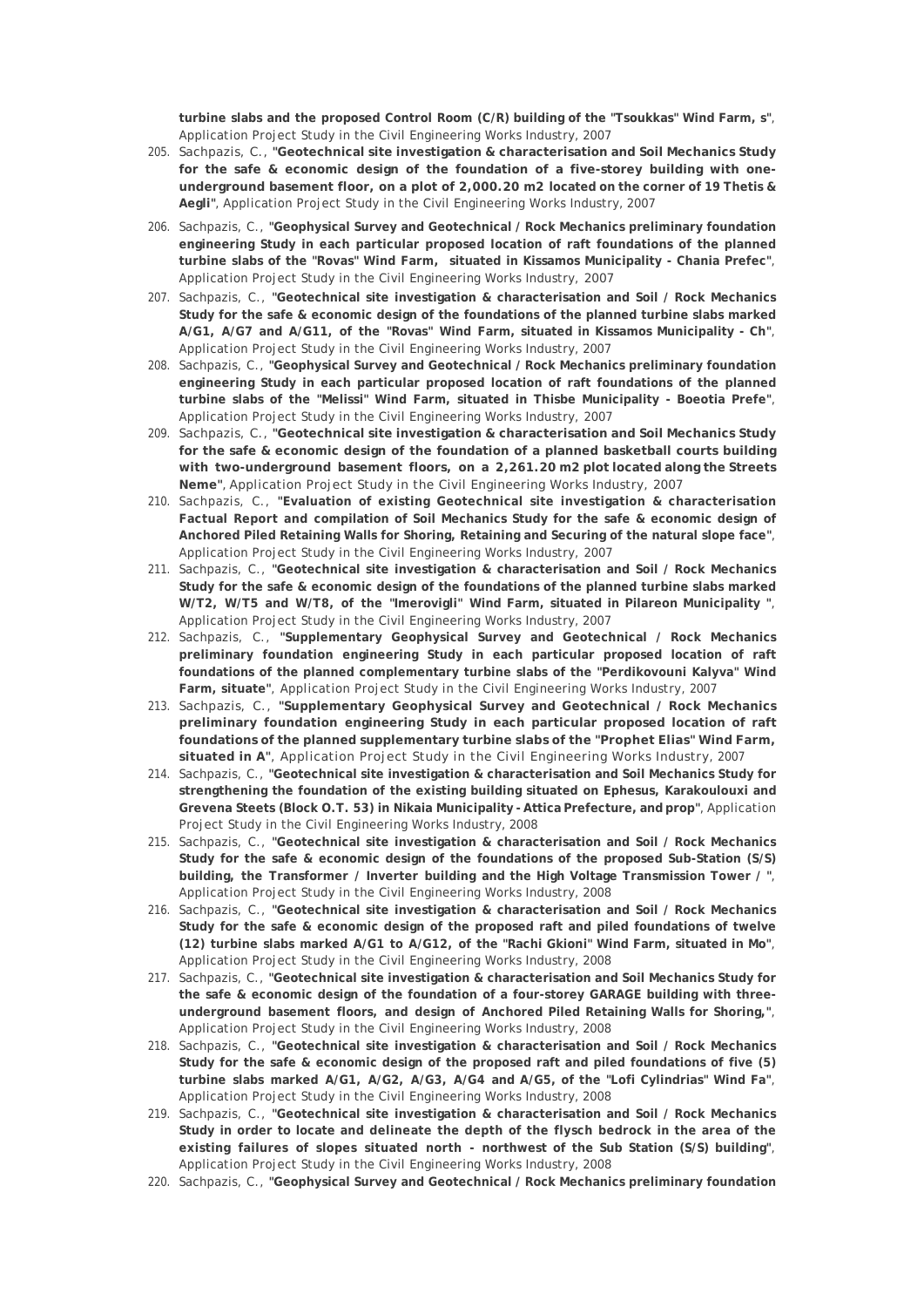**turbine slabs and the proposed Control Room (C/R) building of the "Tsoukkas" Wind Farm, s"**, *Application Project Study in the Civil Engineering Works Industry*, 2007

205. Sachpazis, C., **"Geotechnical site investigation & characterisation and Soil Mechanics Study for the safe & economic design of the foundation of a five-storey building with one-underground basement floor, on a plot of 2,000.20 m2 located on the corner of 19 Thetis & Aegli"**, *Application Project Study in the Civil Engineering Works Industry*, 2007
206. Sachpazis, C., **"Geophysical Survey and Geotechnical / Rock Mechanics preliminary foundation engineering Study in each particular proposed location of raft foundations of the planned turbine slabs of the "Rovas" Wind Farm, situated in Kissamos Municipality - Chania Prefec"**, *Application Project Study in the Civil Engineering Works Industry*, 2007
207. Sachpazis, C., **"Geotechnical site investigation & characterisation and Soil / Rock Mechanics Study for the safe & economic design of the foundations of the planned turbine slabs marked A/G1, A/G7 and A/G11, of the "Rovas" Wind Farm, situated in Kissamos Municipality - Ch"**, *Application Project Study in the Civil Engineering Works Industry*, 2007
208. Sachpazis, C., **"Geophysical Survey and Geotechnical / Rock Mechanics preliminary foundation engineering Study in each particular proposed location of raft foundations of the planned turbine slabs of the "Melissi" Wind Farm, situated in Thisbe Municipality - Boeotia Prefe"**, *Application Project Study in the Civil Engineering Works Industry*, 2007
209. Sachpazis, C., **"Geotechnical site investigation & characterisation and Soil Mechanics Study for the safe & economic design of the foundation of a planned basketball courts building with two-underground basement floors, on a 2,261.20 m2 plot located along the Streets Neme"**, *Application Project Study in the Civil Engineering Works Industry*, 2007
210. Sachpazis, C., **"Evaluation of existing Geotechnical site investigation & characterisation Factual Report and compilation of Soil Mechanics Study for the safe & economic design of Anchored Piled Retaining Walls for Shoring, Retaining and Securing of the natural slope face"**, *Application Project Study in the Civil Engineering Works Industry*, 2007
211. Sachpazis, C., **"Geotechnical site investigation & characterisation and Soil / Rock Mechanics Study for the safe & economic design of the foundations of the planned turbine slabs marked W/T2, W/T5 and W/T8, of the "Imerovigli" Wind Farm, situated in Pilareon Municipality "**, *Application Project Study in the Civil Engineering Works Industry*, 2007
212. Sachpazis, C., **"Supplementary Geophysical Survey and Geotechnical / Rock Mechanics preliminary foundation engineering Study in each particular proposed location of raft foundations of the planned complementary turbine slabs of the "Perdikovouni Kalyva" Wind Farm, situate"**, *Application Project Study in the Civil Engineering Works Industry*, 2007
213. Sachpazis, C., **"Supplementary Geophysical Survey and Geotechnical / Rock Mechanics preliminary foundation engineering Study in each particular proposed location of raft foundations of the planned supplementary turbine slabs of the "Prophet Elias" Wind Farm, situated in A"**, *Application Project Study in the Civil Engineering Works Industry*, 2007
214. Sachpazis, C., **"Geotechnical site investigation & characterisation and Soil Mechanics Study for strengthening the foundation of the existing building situated on Ephesus, Karakoulouxi and Grevena Steets (Block O.T. 53) in Nikaia Municipality - Attica Prefecture, and prop"**, *Application Project Study in the Civil Engineering Works Industry*, 2008
215. Sachpazis, C., **"Geotechnical site investigation & characterisation and Soil / Rock Mechanics Study for the safe & economic design of the foundations of the proposed Sub-Station (S/S) building, the Transformer / Inverter building and the High Voltage Transmission Tower / "**, *Application Project Study in the Civil Engineering Works Industry*, 2008
216. Sachpazis, C., **"Geotechnical site investigation & characterisation and Soil / Rock Mechanics Study for the safe & economic design of the proposed raft and piled foundations of twelve (12) turbine slabs marked A/G1 to A/G12, of the "Rachi Gkioni" Wind Farm, situated in Mo"**, *Application Project Study in the Civil Engineering Works Industry*, 2008
217. Sachpazis, C., **"Geotechnical site investigation & characterisation and Soil Mechanics Study for the safe & economic design of the foundation of a four-storey GARAGE building with three-underground basement floors, and design of Anchored Piled Retaining Walls for Shoring,"**, *Application Project Study in the Civil Engineering Works Industry*, 2008
218. Sachpazis, C., **"Geotechnical site investigation & characterisation and Soil / Rock Mechanics Study for the safe & economic design of the proposed raft and piled foundations of five (5) turbine slabs marked A/G1, A/G2, A/G3, A/G4 and A/G5, of the "Lofi Cylindrias" Wind Fa"**, *Application Project Study in the Civil Engineering Works Industry*, 2008
219. Sachpazis, C., **"Geotechnical site investigation & characterisation and Soil / Rock Mechanics Study in order to locate and delineate the depth of the flysch bedrock in the area of the existing failures of slopes situated north - northwest of the Sub Station (S/S) building"**, *Application Project Study in the Civil Engineering Works Industry*, 2008
220. Sachpazis, C., **"Geophysical Survey and Geotechnical / Rock Mechanics preliminary foundation**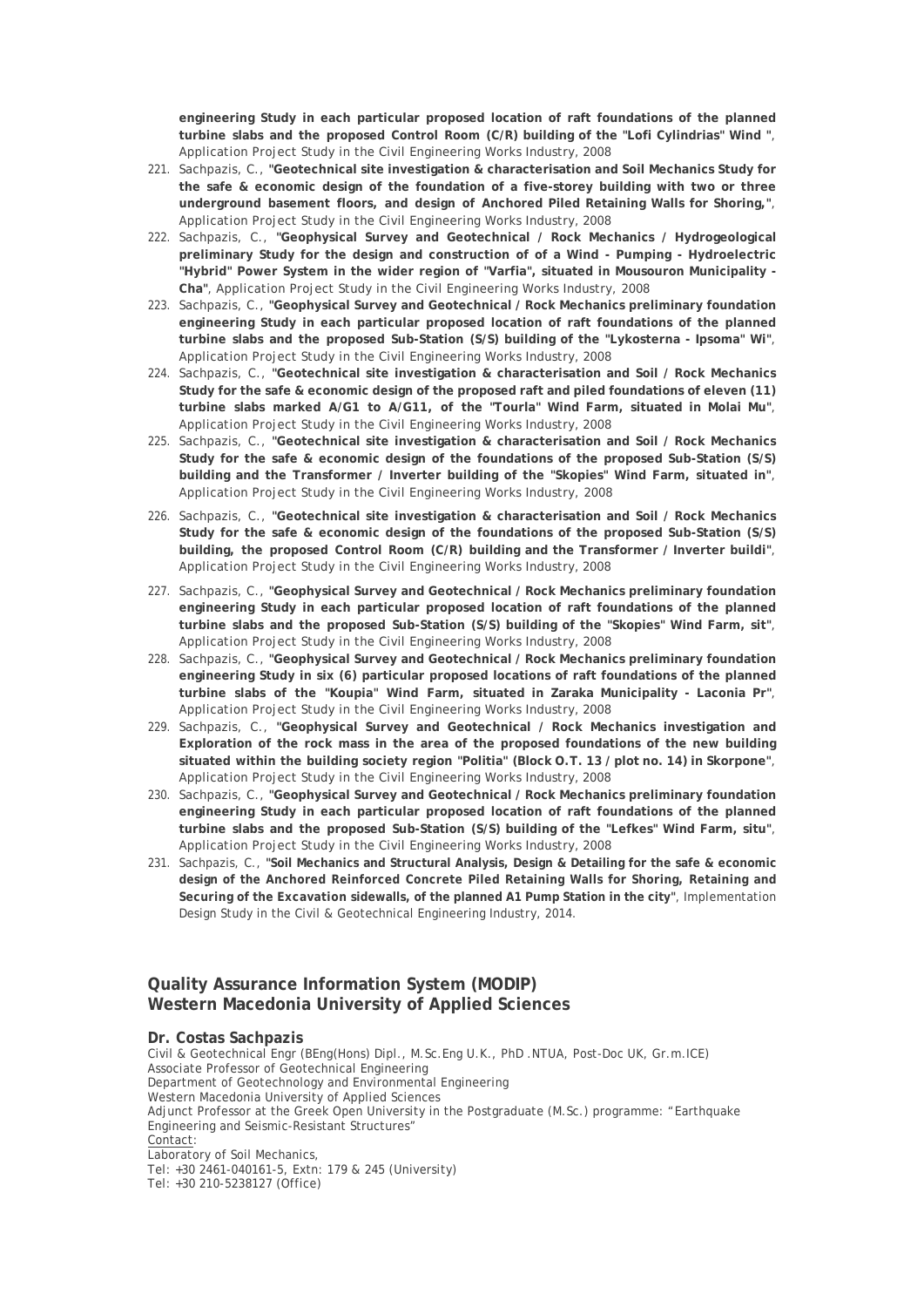**engineering Study in each particular proposed location of raft foundations of the planned turbine slabs and the proposed Control Room (C/R) building of the "Lofi Cylindrias" Wind "**, Application Project Study in the Civil Engineering Works Industry, 2008

221. Sachpazis, C., **"Geotechnical site investigation & characterisation and Soil Mechanics Study for the safe & economic design of the foundation of a five-storey building with two or three underground basement floors, and design of Anchored Piled Retaining Walls for Shoring,"**, Application Project Study in the Civil Engineering Works Industry, 2008
222. Sachpazis, C., **"Geophysical Survey and Geotechnical / Rock Mechanics / Hydrogeological preliminary Study for the design and construction of of a Wind - Pumping - Hydroelectric "Hybrid" Power System in the wider region of "Varfia", situated in Mousouron Municipality - Cha"**, Application Project Study in the Civil Engineering Works Industry, 2008
223. Sachpazis, C., **"Geophysical Survey and Geotechnical / Rock Mechanics preliminary foundation engineering Study in each particular proposed location of raft foundations of the planned turbine slabs and the proposed Sub-Station (S/S) building of the "Lykosterna - Ipsoma" Wi"**, Application Project Study in the Civil Engineering Works Industry, 2008
224. Sachpazis, C., **"Geotechnical site investigation & characterisation and Soil / Rock Mechanics Study for the safe & economic design of the proposed raft and piled foundations of eleven (11) turbine slabs marked A/G1 to A/G11, of the "Tourla" Wind Farm, situated in Molai Mu"**, Application Project Study in the Civil Engineering Works Industry, 2008
225. Sachpazis, C., **"Geotechnical site investigation & characterisation and Soil / Rock Mechanics Study for the safe & economic design of the foundations of the proposed Sub-Station (S/S) building and the Transformer / Inverter building of the "Skopies" Wind Farm, situated in"**, Application Project Study in the Civil Engineering Works Industry, 2008
226. Sachpazis, C., **"Geotechnical site investigation & characterisation and Soil / Rock Mechanics Study for the safe & economic design of the foundations of the proposed Sub-Station (S/S) building, the proposed Control Room (C/R) building and the Transformer / Inverter buildi"**, Application Project Study in the Civil Engineering Works Industry, 2008
227. Sachpazis, C., **"Geophysical Survey and Geotechnical / Rock Mechanics preliminary foundation engineering Study in each particular proposed location of raft foundations of the planned turbine slabs and the proposed Sub-Station (S/S) building of the "Skopies" Wind Farm, sit"**, Application Project Study in the Civil Engineering Works Industry, 2008
228. Sachpazis, C., **"Geophysical Survey and Geotechnical / Rock Mechanics preliminary foundation engineering Study in six (6) particular proposed locations of raft foundations of the planned turbine slabs of the "Koupia" Wind Farm, situated in Zaraka Municipality - Laconia Pr"**, Application Project Study in the Civil Engineering Works Industry, 2008
229. Sachpazis, C., **"Geophysical Survey and Geotechnical / Rock Mechanics investigation and Exploration of the rock mass in the area of the proposed foundations of the new building situated within the building society region "Politia" (Block O.T. 13 / plot no. 14) in Skorpone"**, Application Project Study in the Civil Engineering Works Industry, 2008
230. Sachpazis, C., **"Geophysical Survey and Geotechnical / Rock Mechanics preliminary foundation engineering Study in each particular proposed location of raft foundations of the planned turbine slabs and the proposed Sub-Station (S/S) building of the "Lefkes" Wind Farm, situ"**, Application Project Study in the Civil Engineering Works Industry, 2008
231. Sachpazis, C., **"Soil Mechanics and Structural Analysis, Design & Detailing for the safe & economic design of the Anchored Reinforced Concrete Piled Retaining Walls for Shoring, Retaining and Securing of the Excavation sidewalls, of the planned A1 Pump Station in the city"**, Implementation Design Study in the Civil & Geotechnical Engineering Industry, 2014.

## Quality Assurance Information System (MODIP)
## Western Macedonia University of Applied Sciences

**Dr. Costas Sachpazis**
Civil & Geotechnical Engr (BEng(Hons) Dipl., M.Sc.Eng U.K., PhD .NTUA, Post-Doc UK, Gr.m.ICE)
Associate Professor of Geotechnical Engineering
Department of Geotechnology and Environmental Engineering
Western Macedonia University of Applied Sciences
Adjunct Professor at the Greek Open University in the Postgraduate (M.Sc.) programme: "Earthquake Engineering and Seismic-Resistant Structures"
Contact:
Laboratory of Soil Mechanics,
Tel: +30 2461-040161-5, Extn: 179 & 245 (University)
Tel: +30 210-5238127 (Office)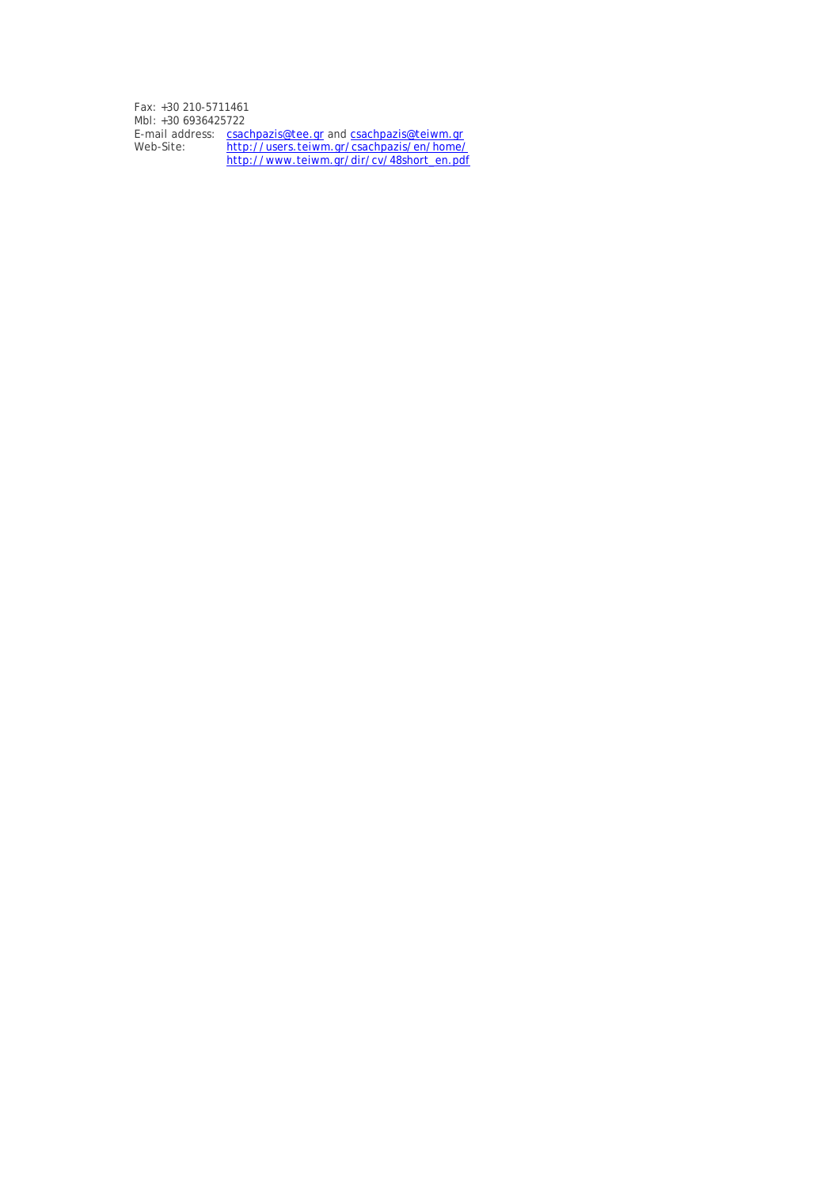Fax: +30 210-5711461
Mbl: +30 6936425722
E-mail address: csachpazis@tee.gr and csachpazis@teiwm.gr
Web-Site: http://users.teiwm.gr/csachpazis/en/home/
http://www.teiwm.gr/dir/cv/48short_en.pdf